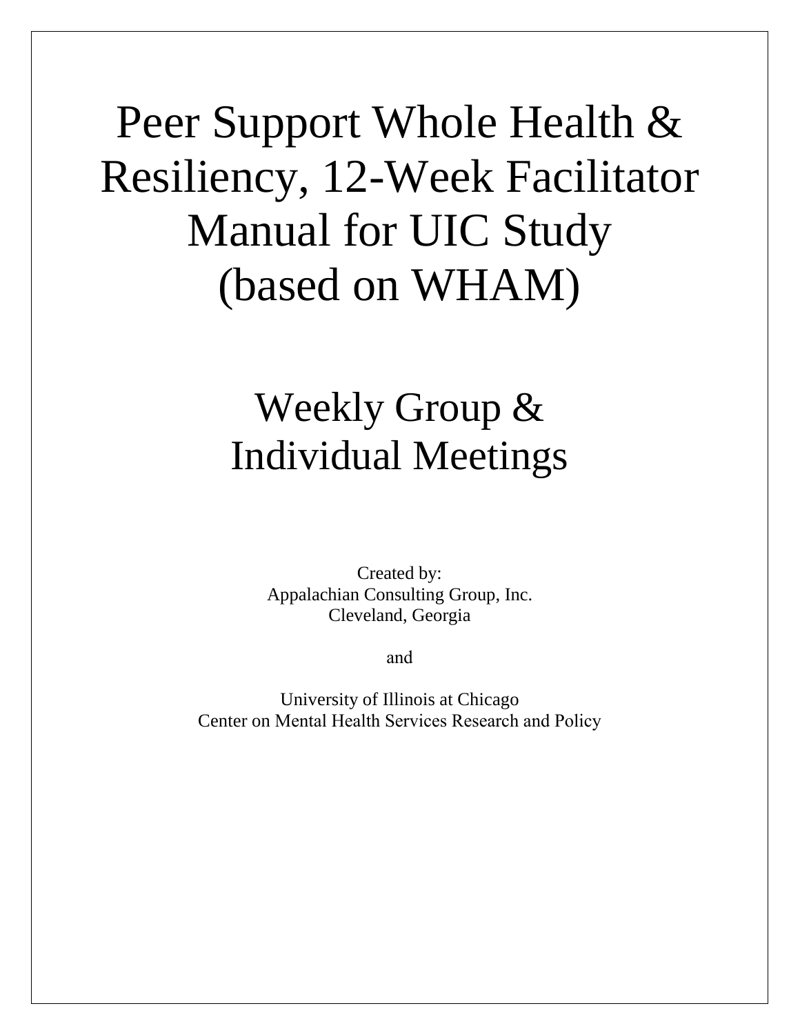# Peer Support Whole Health & Resiliency, 12-Week Facilitator Manual for UIC Study (based on WHAM)

## Weekly Group & Individual Meetings

Created by:
Appalachian Consulting Group, Inc.
Cleveland, Georgia

and

University of Illinois at Chicago
Center on Mental Health Services Research and Policy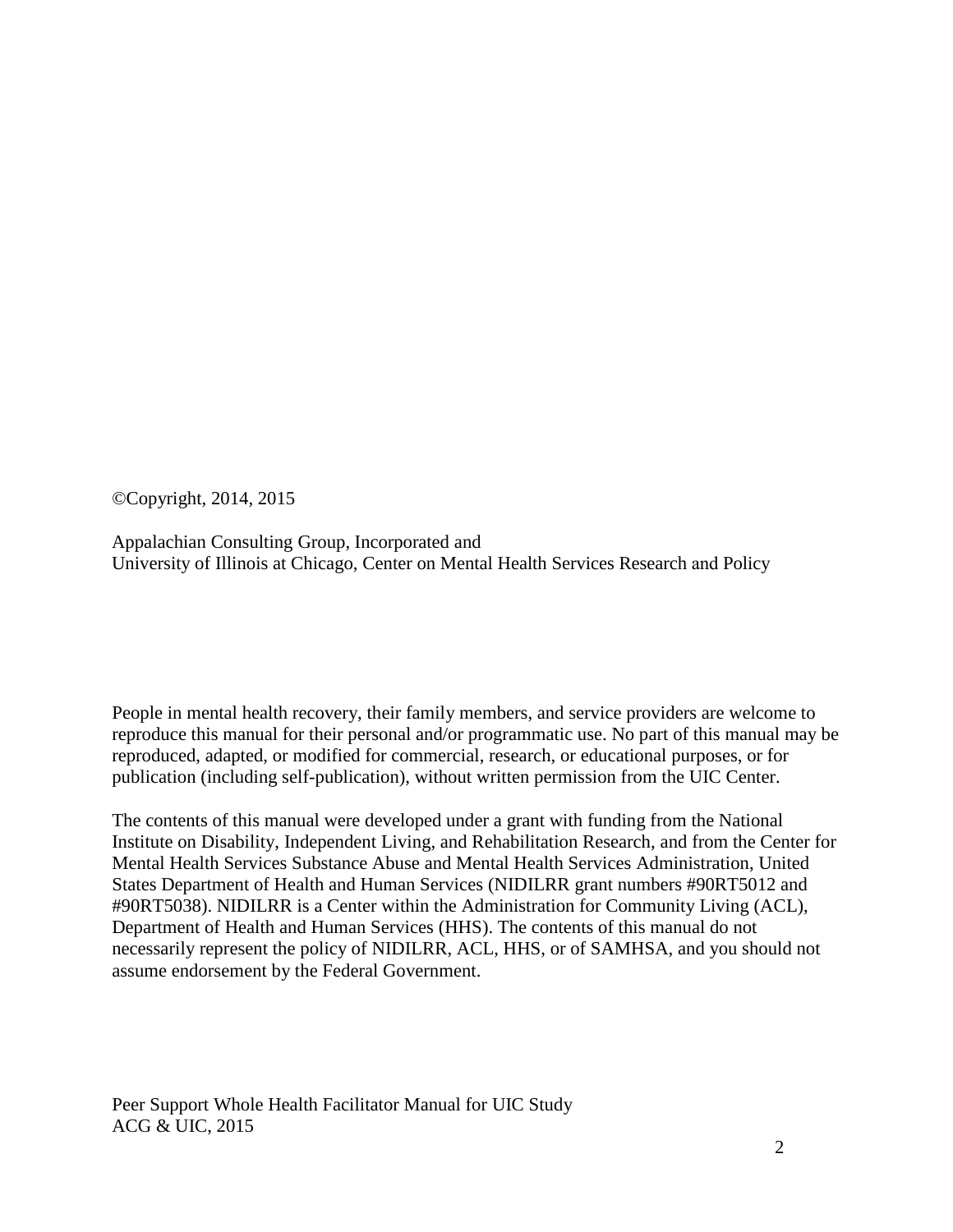©Copyright, 2014, 2015

Appalachian Consulting Group, Incorporated and
University of Illinois at Chicago, Center on Mental Health Services Research and Policy

People in mental health recovery, their family members, and service providers are welcome to reproduce this manual for their personal and/or programmatic use. No part of this manual may be reproduced, adapted, or modified for commercial, research, or educational purposes, or for publication (including self-publication), without written permission from the UIC Center.

The contents of this manual were developed under a grant with funding from the National Institute on Disability, Independent Living, and Rehabilitation Research, and from the Center for Mental Health Services Substance Abuse and Mental Health Services Administration, United States Department of Health and Human Services (NIDILRR grant numbers #90RT5012 and #90RT5038). NIDILRR is a Center within the Administration for Community Living (ACL), Department of Health and Human Services (HHS). The contents of this manual do not necessarily represent the policy of NIDILRR, ACL, HHS, or of SAMHSA, and you should not assume endorsement by the Federal Government.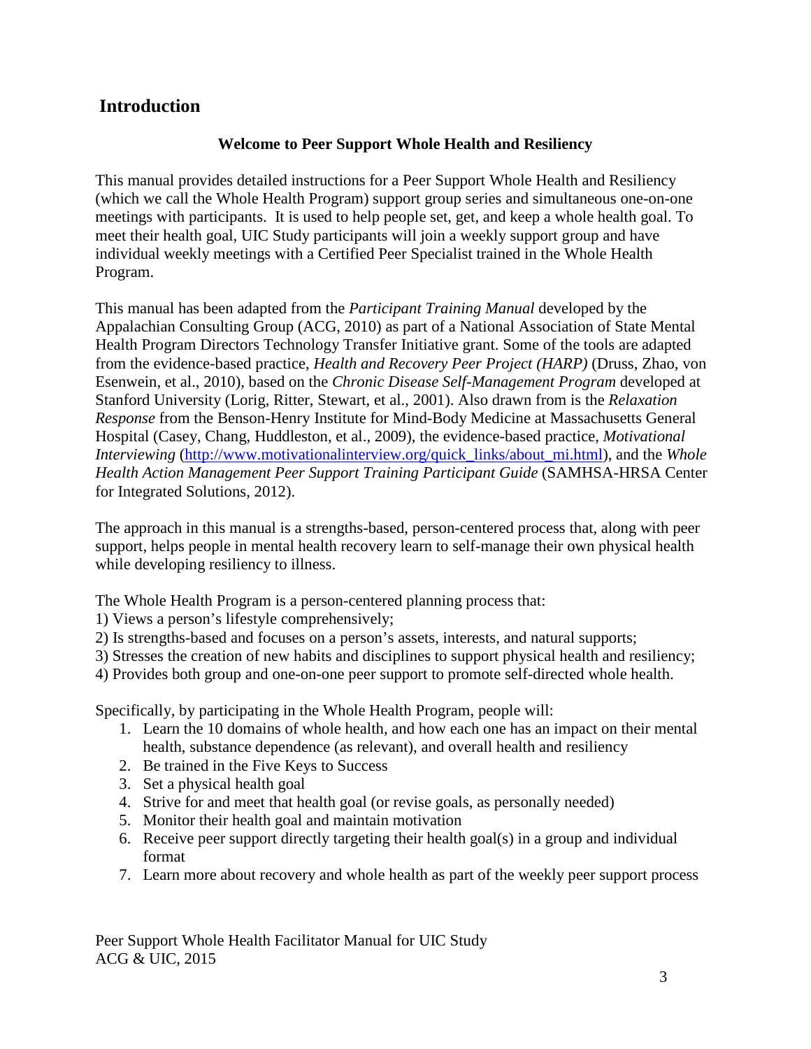## Introduction

**Welcome to Peer Support Whole Health and Resiliency**

This manual provides detailed instructions for a Peer Support Whole Health and Resiliency (which we call the Whole Health Program) support group series and simultaneous one-on-one meetings with participants. It is used to help people set, get, and keep a whole health goal. To meet their health goal, UIC Study participants will join a weekly support group and have individual weekly meetings with a Certified Peer Specialist trained in the Whole Health Program.

This manual has been adapted from the *Participant Training Manual* developed by the Appalachian Consulting Group (ACG, 2010) as part of a National Association of State Mental Health Program Directors Technology Transfer Initiative grant. Some of the tools are adapted from the evidence-based practice, *Health and Recovery Peer Project (HARP)* (Druss, Zhao, von Esenwein, et al., 2010), based on the *Chronic Disease Self-Management Program* developed at Stanford University (Lorig, Ritter, Stewart, et al., 2001). Also drawn from is the *Relaxation Response* from the Benson-Henry Institute for Mind-Body Medicine at Massachusetts General Hospital (Casey, Chang, Huddleston, et al., 2009), the evidence-based practice, *Motivational Interviewing* (http://www.motivationalinterview.org/quick_links/about_mi.html), and the *Whole Health Action Management Peer Support Training Participant Guide* (SAMHSA-HRSA Center for Integrated Solutions, 2012).

The approach in this manual is a strengths-based, person-centered process that, along with peer support, helps people in mental health recovery learn to self-manage their own physical health while developing resiliency to illness.

The Whole Health Program is a person-centered planning process that:
1) Views a person's lifestyle comprehensively;
2) Is strengths-based and focuses on a person's assets, interests, and natural supports;
3) Stresses the creation of new habits and disciplines to support physical health and resiliency;
4) Provides both group and one-on-one peer support to promote self-directed whole health.

Specifically, by participating in the Whole Health Program, people will:

1. Learn the 10 domains of whole health, and how each one has an impact on their mental health, substance dependence (as relevant), and overall health and resiliency
2. Be trained in the Five Keys to Success
3. Set a physical health goal
4. Strive for and meet that health goal (or revise goals, as personally needed)
5. Monitor their health goal and maintain motivation
6. Receive peer support directly targeting their health goal(s) in a group and individual format
7. Learn more about recovery and whole health as part of the weekly peer support process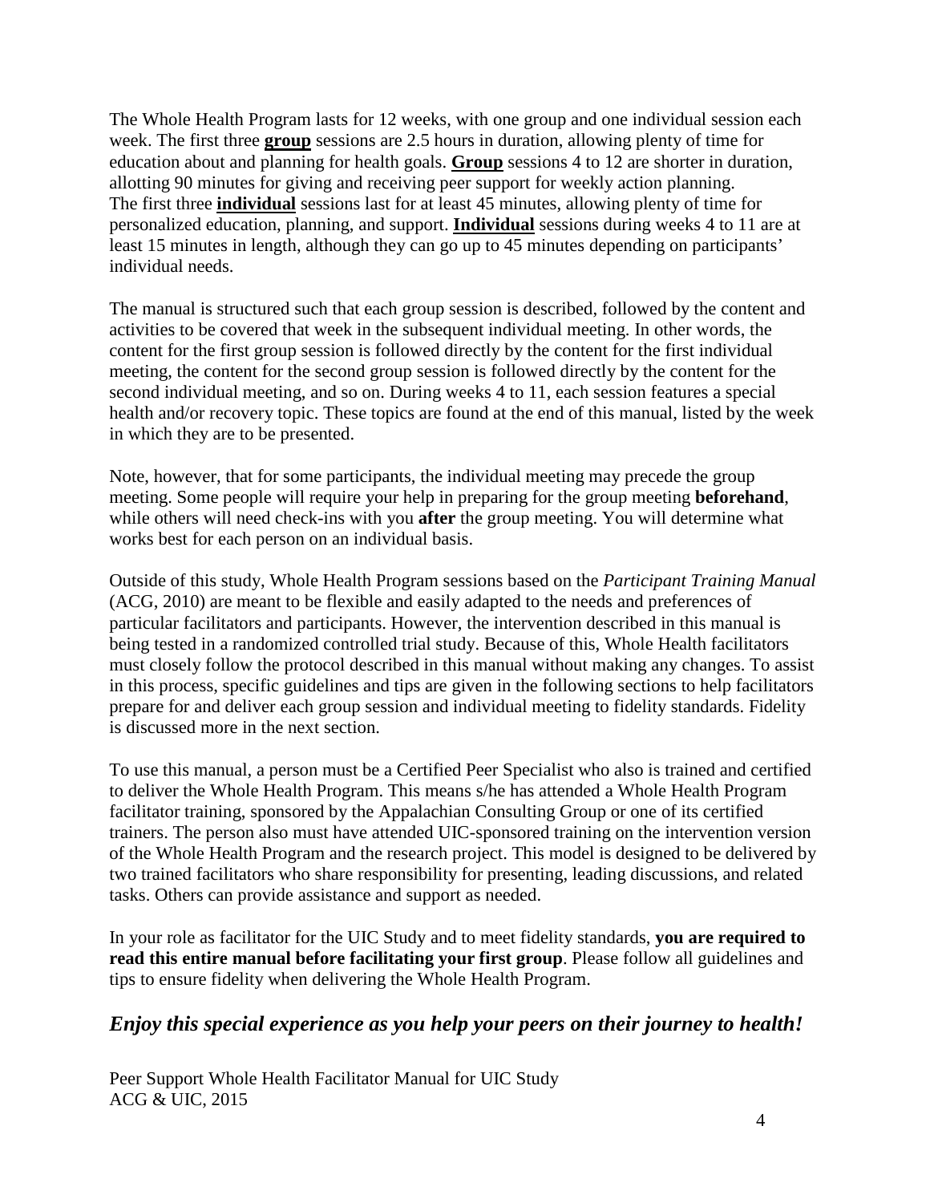The Whole Health Program lasts for 12 weeks, with one group and one individual session each week. The first three **group** sessions are 2.5 hours in duration, allowing plenty of time for education about and planning for health goals. **Group** sessions 4 to 12 are shorter in duration, allotting 90 minutes for giving and receiving peer support for weekly action planning. The first three **individual** sessions last for at least 45 minutes, allowing plenty of time for personalized education, planning, and support. **Individual** sessions during weeks 4 to 11 are at least 15 minutes in length, although they can go up to 45 minutes depending on participants' individual needs.

The manual is structured such that each group session is described, followed by the content and activities to be covered that week in the subsequent individual meeting. In other words, the content for the first group session is followed directly by the content for the first individual meeting, the content for the second group session is followed directly by the content for the second individual meeting, and so on. During weeks 4 to 11, each session features a special health and/or recovery topic. These topics are found at the end of this manual, listed by the week in which they are to be presented.

Note, however, that for some participants, the individual meeting may precede the group meeting. Some people will require your help in preparing for the group meeting **beforehand**, while others will need check-ins with you **after** the group meeting. You will determine what works best for each person on an individual basis.

Outside of this study, Whole Health Program sessions based on the *Participant Training Manual* (ACG, 2010) are meant to be flexible and easily adapted to the needs and preferences of particular facilitators and participants. However, the intervention described in this manual is being tested in a randomized controlled trial study. Because of this, Whole Health facilitators must closely follow the protocol described in this manual without making any changes. To assist in this process, specific guidelines and tips are given in the following sections to help facilitators prepare for and deliver each group session and individual meeting to fidelity standards. Fidelity is discussed more in the next section.

To use this manual, a person must be a Certified Peer Specialist who also is trained and certified to deliver the Whole Health Program. This means s/he has attended a Whole Health Program facilitator training, sponsored by the Appalachian Consulting Group or one of its certified trainers. The person also must have attended UIC-sponsored training on the intervention version of the Whole Health Program and the research project. This model is designed to be delivered by two trained facilitators who share responsibility for presenting, leading discussions, and related tasks. Others can provide assistance and support as needed.

In your role as facilitator for the UIC Study and to meet fidelity standards, **you are required to read this entire manual before facilitating your first group**. Please follow all guidelines and tips to ensure fidelity when delivering the Whole Health Program.

## *Enjoy this special experience as you help your peers on their journey to health!*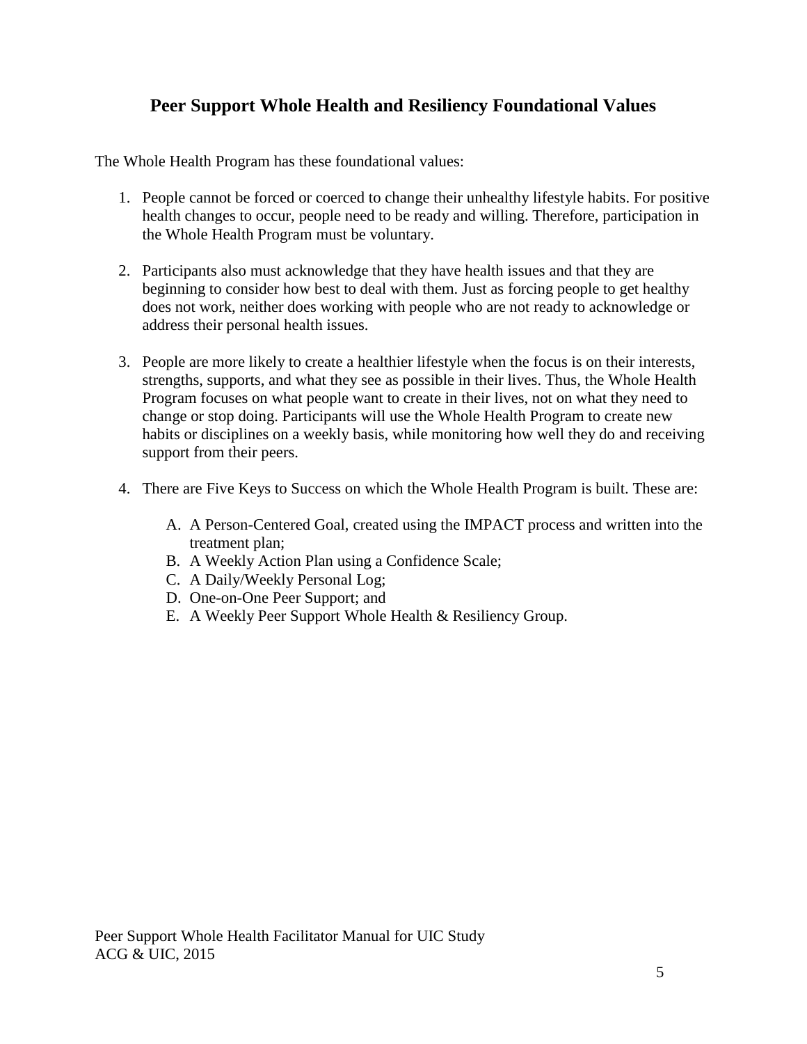## Peer Support Whole Health and Resiliency Foundational Values

The Whole Health Program has these foundational values:

1. People cannot be forced or coerced to change their unhealthy lifestyle habits. For positive health changes to occur, people need to be ready and willing. Therefore, participation in the Whole Health Program must be voluntary.

2. Participants also must acknowledge that they have health issues and that they are beginning to consider how best to deal with them. Just as forcing people to get healthy does not work, neither does working with people who are not ready to acknowledge or address their personal health issues.

3. People are more likely to create a healthier lifestyle when the focus is on their interests, strengths, supports, and what they see as possible in their lives. Thus, the Whole Health Program focuses on what people want to create in their lives, not on what they need to change or stop doing. Participants will use the Whole Health Program to create new habits or disciplines on a weekly basis, while monitoring how well they do and receiving support from their peers.

4. There are Five Keys to Success on which the Whole Health Program is built. These are:

   A. A Person-Centered Goal, created using the IMPACT process and written into the treatment plan;
   B. A Weekly Action Plan using a Confidence Scale;
   C. A Daily/Weekly Personal Log;
   D. One-on-One Peer Support; and
   E. A Weekly Peer Support Whole Health & Resiliency Group.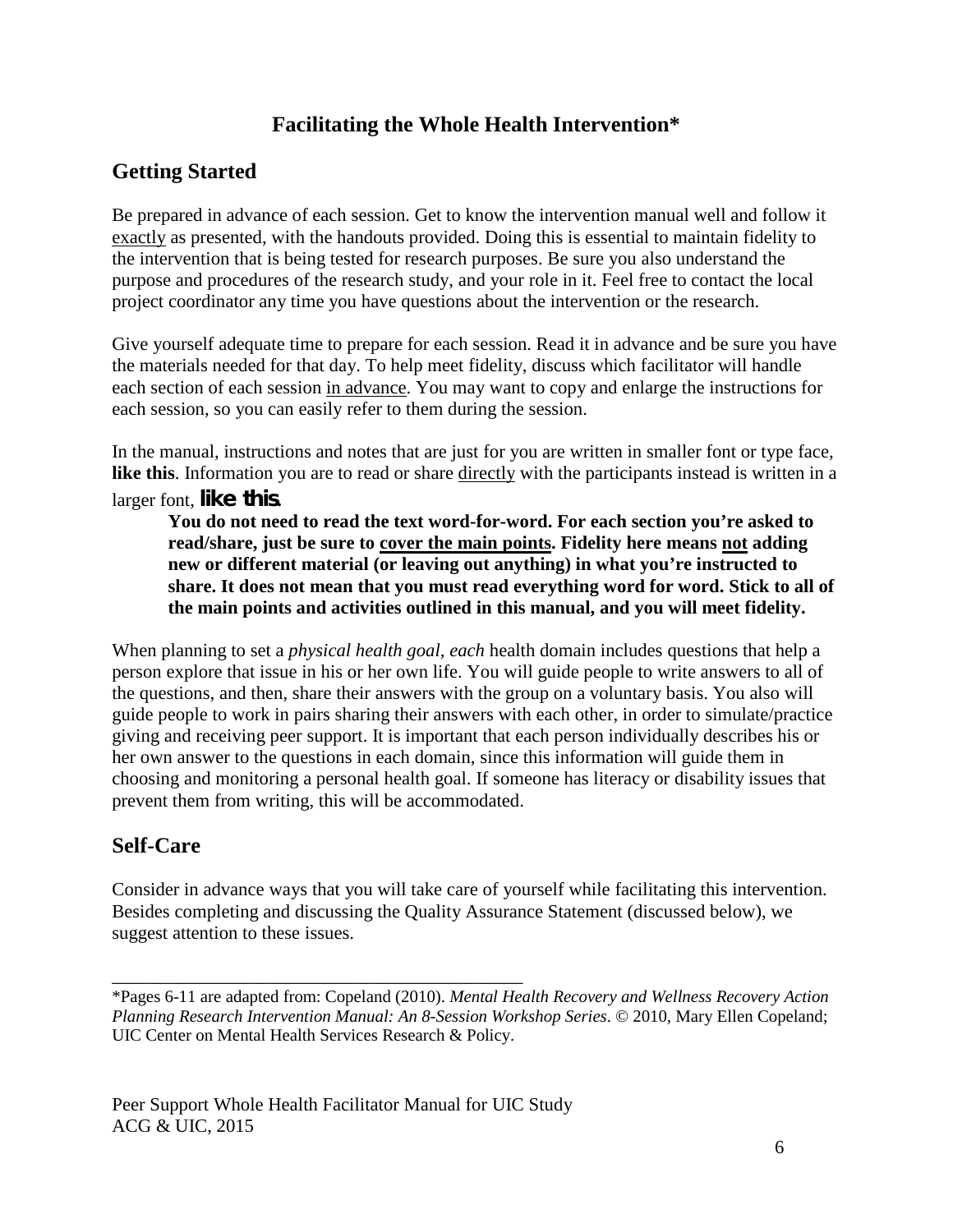# Facilitating the Whole Health Intervention*

## Getting Started

Be prepared in advance of each session. Get to know the intervention manual well and follow it exactly as presented, with the handouts provided. Doing this is essential to maintain fidelity to the intervention that is being tested for research purposes. Be sure you also understand the purpose and procedures of the research study, and your role in it. Feel free to contact the local project coordinator any time you have questions about the intervention or the research.

Give yourself adequate time to prepare for each session. Read it in advance and be sure you have the materials needed for that day. To help meet fidelity, discuss which facilitator will handle each section of each session in advance. You may want to copy and enlarge the instructions for each session, so you can easily refer to them during the session.

In the manual, instructions and notes that are just for you are written in smaller font or type face, **like this**. Information you are to read or share directly with the participants instead is written in a larger font, **like this**.

> **You do not need to read the text word-for-word. For each section you're asked to read/share, just be sure to cover the main points. Fidelity here means not adding new or different material (or leaving out anything) in what you're instructed to share. It does not mean that you must read everything word for word. Stick to all of the main points and activities outlined in this manual, and you will meet fidelity.**

When planning to set a *physical health goal*, *each* health domain includes questions that help a person explore that issue in his or her own life. You will guide people to write answers to all of the questions, and then, share their answers with the group on a voluntary basis. You also will guide people to work in pairs sharing their answers with each other, in order to simulate/practice giving and receiving peer support. It is important that each person individually describes his or her own answer to the questions in each domain, since this information will guide them in choosing and monitoring a personal health goal. If someone has literacy or disability issues that prevent them from writing, this will be accommodated.

## Self-Care

Consider in advance ways that you will take care of yourself while facilitating this intervention. Besides completing and discussing the Quality Assurance Statement (discussed below), we suggest attention to these issues.

---

*Pages 6-11 are adapted from: Copeland (2010). *Mental Health Recovery and Wellness Recovery Action Planning Research Intervention Manual: An 8-Session Workshop Series*. © 2010, Mary Ellen Copeland; UIC Center on Mental Health Services Research & Policy.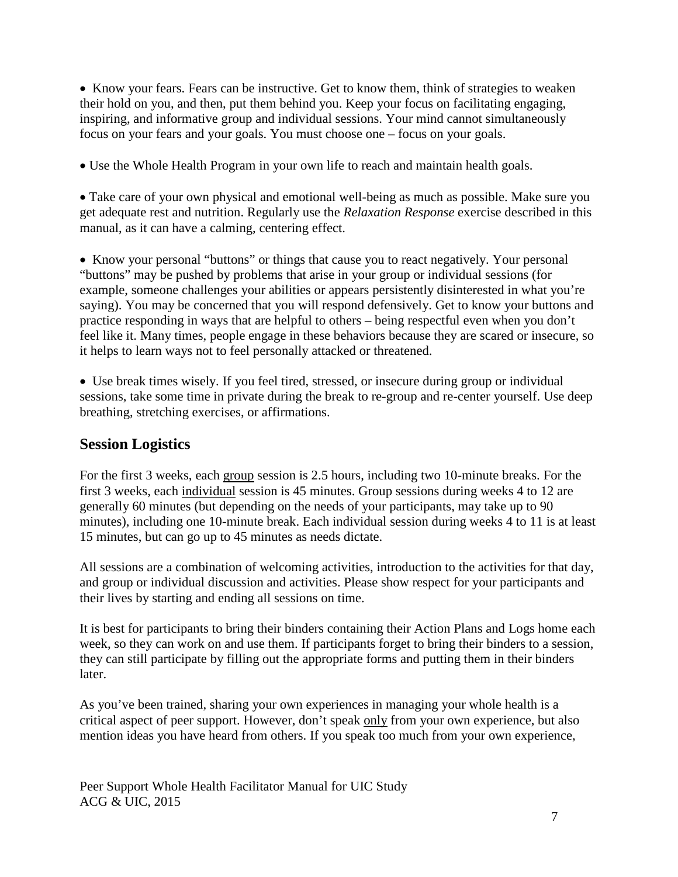- Know your fears. Fears can be instructive. Get to know them, think of strategies to weaken their hold on you, and then, put them behind you. Keep your focus on facilitating engaging, inspiring, and informative group and individual sessions. Your mind cannot simultaneously focus on your fears and your goals. You must choose one – focus on your goals.

- Use the Whole Health Program in your own life to reach and maintain health goals.

- Take care of your own physical and emotional well-being as much as possible. Make sure you get adequate rest and nutrition. Regularly use the *Relaxation Response* exercise described in this manual, as it can have a calming, centering effect.

- Know your personal "buttons" or things that cause you to react negatively. Your personal "buttons" may be pushed by problems that arise in your group or individual sessions (for example, someone challenges your abilities or appears persistently disinterested in what you're saying). You may be concerned that you will respond defensively. Get to know your buttons and practice responding in ways that are helpful to others – being respectful even when you don't feel like it. Many times, people engage in these behaviors because they are scared or insecure, so it helps to learn ways not to feel personally attacked or threatened.

- Use break times wisely. If you feel tired, stressed, or insecure during group or individual sessions, take some time in private during the break to re-group and re-center yourself. Use deep breathing, stretching exercises, or affirmations.

## Session Logistics

For the first 3 weeks, each <u>group</u> session is 2.5 hours, including two 10-minute breaks. For the first 3 weeks, each <u>individual</u> session is 45 minutes. Group sessions during weeks 4 to 12 are generally 60 minutes (but depending on the needs of your participants, may take up to 90 minutes), including one 10-minute break. Each individual session during weeks 4 to 11 is at least 15 minutes, but can go up to 45 minutes as needs dictate.

All sessions are a combination of welcoming activities, introduction to the activities for that day, and group or individual discussion and activities. Please show respect for your participants and their lives by starting and ending all sessions on time.

It is best for participants to bring their binders containing their Action Plans and Logs home each week, so they can work on and use them. If participants forget to bring their binders to a session, they can still participate by filling out the appropriate forms and putting them in their binders later.

As you've been trained, sharing your own experiences in managing your whole health is a critical aspect of peer support. However, don't speak <u>only</u> from your own experience, but also mention ideas you have heard from others. If you speak too much from your own experience,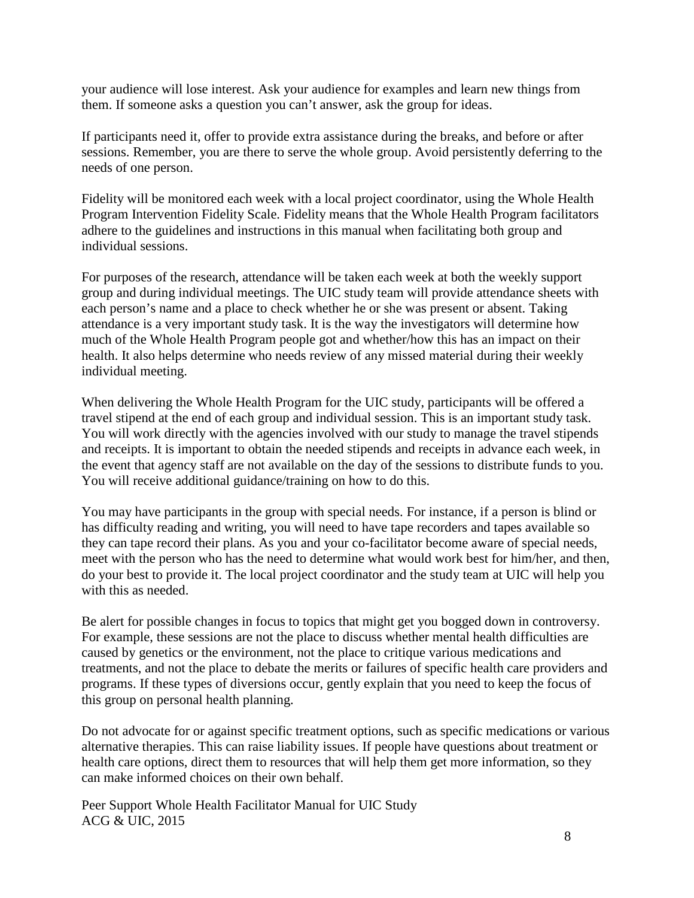your audience will lose interest. Ask your audience for examples and learn new things from them. If someone asks a question you can't answer, ask the group for ideas.

If participants need it, offer to provide extra assistance during the breaks, and before or after sessions. Remember, you are there to serve the whole group. Avoid persistently deferring to the needs of one person.

Fidelity will be monitored each week with a local project coordinator, using the Whole Health Program Intervention Fidelity Scale. Fidelity means that the Whole Health Program facilitators adhere to the guidelines and instructions in this manual when facilitating both group and individual sessions.

For purposes of the research, attendance will be taken each week at both the weekly support group and during individual meetings. The UIC study team will provide attendance sheets with each person's name and a place to check whether he or she was present or absent. Taking attendance is a very important study task. It is the way the investigators will determine how much of the Whole Health Program people got and whether/how this has an impact on their health. It also helps determine who needs review of any missed material during their weekly individual meeting.

When delivering the Whole Health Program for the UIC study, participants will be offered a travel stipend at the end of each group and individual session. This is an important study task. You will work directly with the agencies involved with our study to manage the travel stipends and receipts. It is important to obtain the needed stipends and receipts in advance each week, in the event that agency staff are not available on the day of the sessions to distribute funds to you. You will receive additional guidance/training on how to do this.

You may have participants in the group with special needs. For instance, if a person is blind or has difficulty reading and writing, you will need to have tape recorders and tapes available so they can tape record their plans. As you and your co-facilitator become aware of special needs, meet with the person who has the need to determine what would work best for him/her, and then, do your best to provide it. The local project coordinator and the study team at UIC will help you with this as needed.

Be alert for possible changes in focus to topics that might get you bogged down in controversy. For example, these sessions are not the place to discuss whether mental health difficulties are caused by genetics or the environment, not the place to critique various medications and treatments, and not the place to debate the merits or failures of specific health care providers and programs. If these types of diversions occur, gently explain that you need to keep the focus of this group on personal health planning.

Do not advocate for or against specific treatment options, such as specific medications or various alternative therapies. This can raise liability issues. If people have questions about treatment or health care options, direct them to resources that will help them get more information, so they can make informed choices on their own behalf.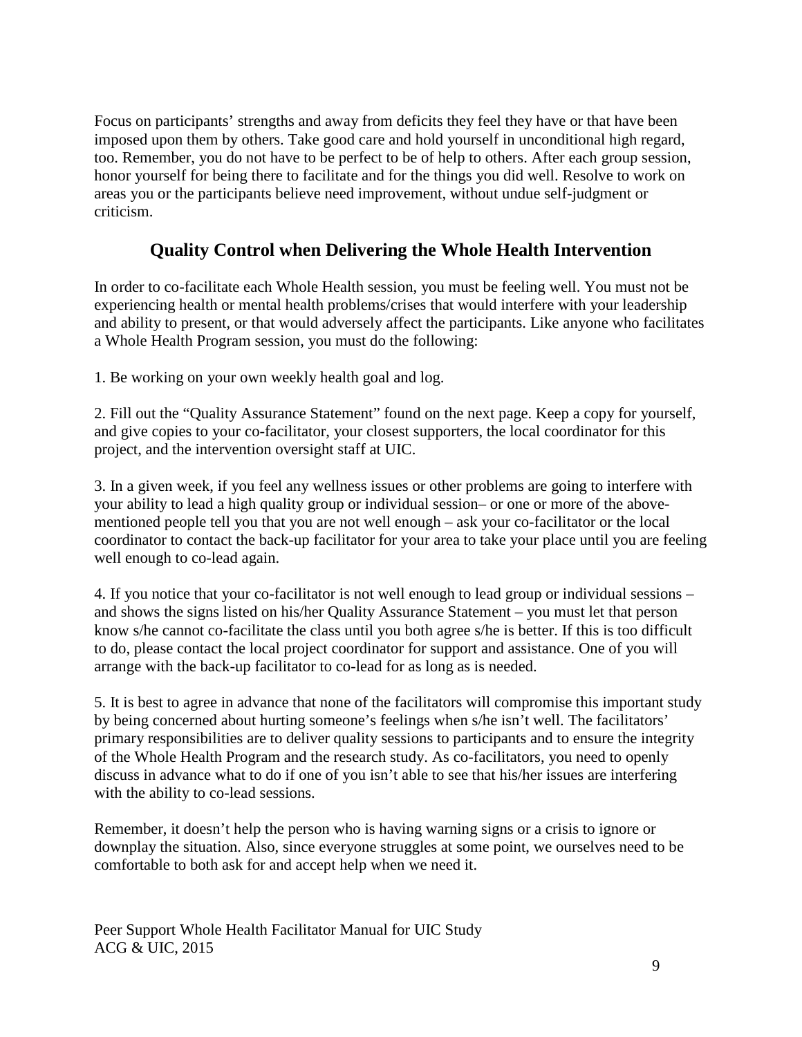Focus on participants' strengths and away from deficits they feel they have or that have been imposed upon them by others. Take good care and hold yourself in unconditional high regard, too. Remember, you do not have to be perfect to be of help to others. After each group session, honor yourself for being there to facilitate and for the things you did well. Resolve to work on areas you or the participants believe need improvement, without undue self-judgment or criticism.

## Quality Control when Delivering the Whole Health Intervention

In order to co-facilitate each Whole Health session, you must be feeling well. You must not be experiencing health or mental health problems/crises that would interfere with your leadership and ability to present, or that would adversely affect the participants. Like anyone who facilitates a Whole Health Program session, you must do the following:

1. Be working on your own weekly health goal and log.

2. Fill out the "Quality Assurance Statement" found on the next page. Keep a copy for yourself, and give copies to your co-facilitator, your closest supporters, the local coordinator for this project, and the intervention oversight staff at UIC.

3. In a given week, if you feel any wellness issues or other problems are going to interfere with your ability to lead a high quality group or individual session– or one or more of the above-mentioned people tell you that you are not well enough – ask your co-facilitator or the local coordinator to contact the back-up facilitator for your area to take your place until you are feeling well enough to co-lead again.

4. If you notice that your co-facilitator is not well enough to lead group or individual sessions – and shows the signs listed on his/her Quality Assurance Statement – you must let that person know s/he cannot co-facilitate the class until you both agree s/he is better. If this is too difficult to do, please contact the local project coordinator for support and assistance. One of you will arrange with the back-up facilitator to co-lead for as long as is needed.

5. It is best to agree in advance that none of the facilitators will compromise this important study by being concerned about hurting someone's feelings when s/he isn't well. The facilitators' primary responsibilities are to deliver quality sessions to participants and to ensure the integrity of the Whole Health Program and the research study. As co-facilitators, you need to openly discuss in advance what to do if one of you isn't able to see that his/her issues are interfering with the ability to co-lead sessions.

Remember, it doesn't help the person who is having warning signs or a crisis to ignore or downplay the situation. Also, since everyone struggles at some point, we ourselves need to be comfortable to both ask for and accept help when we need it.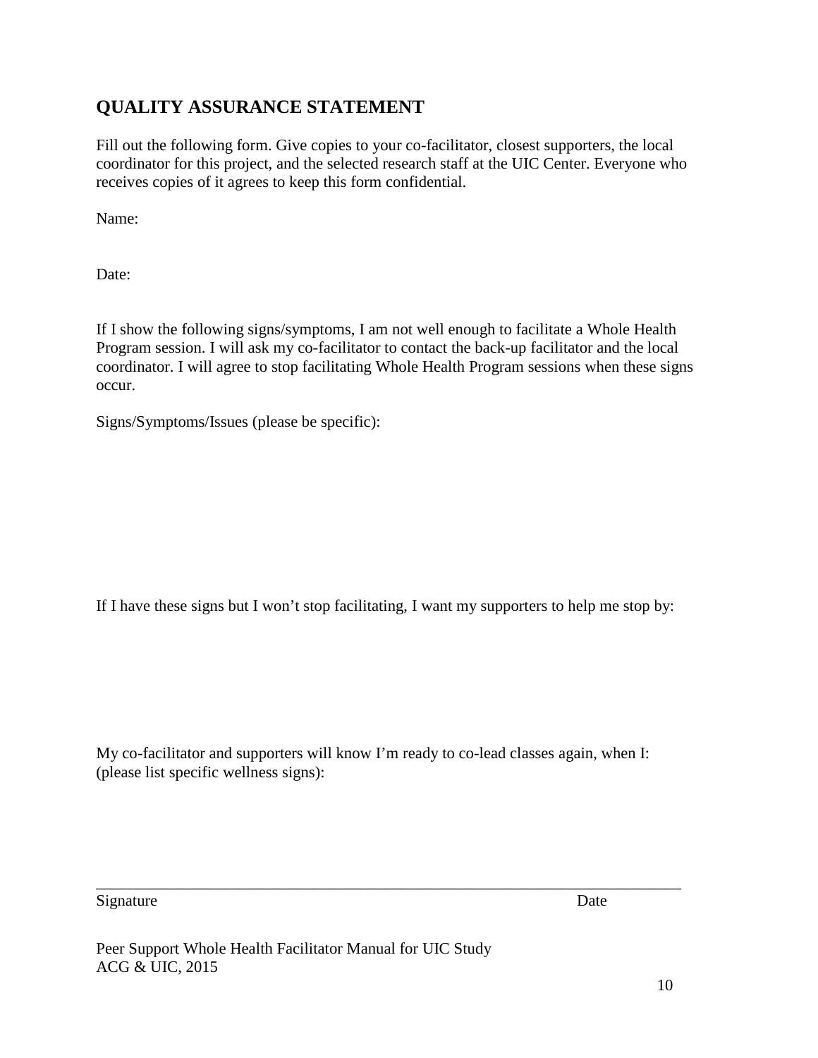## QUALITY ASSURANCE STATEMENT

Fill out the following form. Give copies to your co-facilitator, closest supporters, the local coordinator for this project, and the selected research staff at the UIC Center. Everyone who receives copies of it agrees to keep this form confidential.

Name:

Date:

If I show the following signs/symptoms, I am not well enough to facilitate a Whole Health Program session. I will ask my co-facilitator to contact the back-up facilitator and the local coordinator. I will agree to stop facilitating Whole Health Program sessions when these signs occur.

Signs/Symptoms/Issues (please be specific):

If I have these signs but I won't stop facilitating, I want my supporters to help me stop by:

My co-facilitator and supporters will know I'm ready to co-lead classes again, when I: (please list specific wellness signs):

_______________________________________________________________________

Signature Date

Peer Support Whole Health Facilitator Manual for UIC Study
ACG & UIC, 2015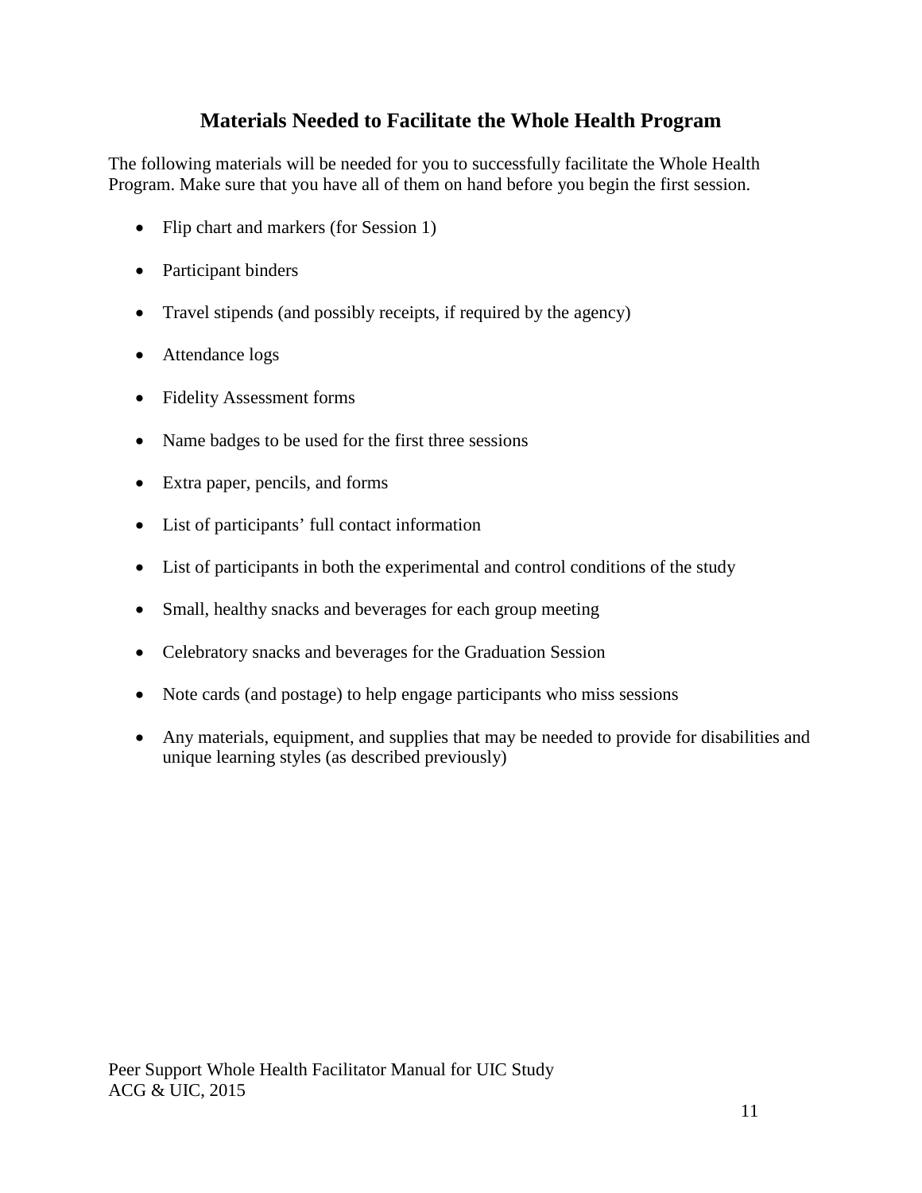## Materials Needed to Facilitate the Whole Health Program

The following materials will be needed for you to successfully facilitate the Whole Health Program. Make sure that you have all of them on hand before you begin the first session.

- Flip chart and markers (for Session 1)
- Participant binders
- Travel stipends (and possibly receipts, if required by the agency)
- Attendance logs
- Fidelity Assessment forms
- Name badges to be used for the first three sessions
- Extra paper, pencils, and forms
- List of participants' full contact information
- List of participants in both the experimental and control conditions of the study
- Small, healthy snacks and beverages for each group meeting
- Celebratory snacks and beverages for the Graduation Session
- Note cards (and postage) to help engage participants who miss sessions
- Any materials, equipment, and supplies that may be needed to provide for disabilities and unique learning styles (as described previously)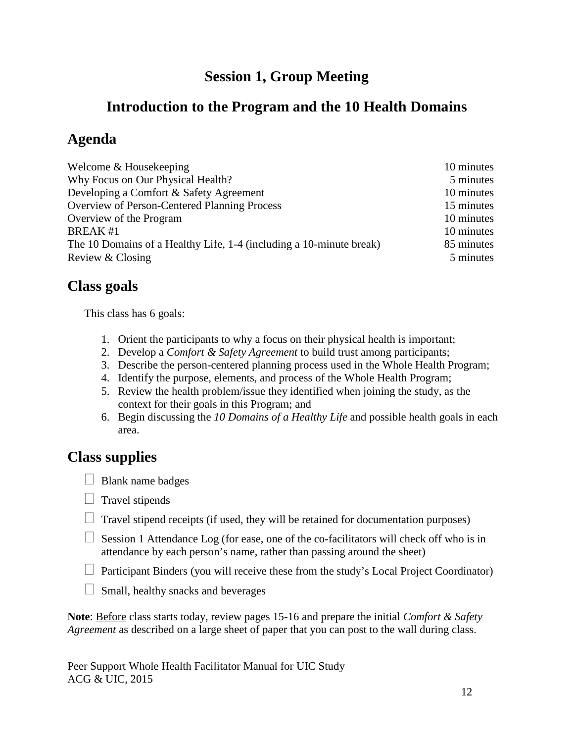# Session 1, Group Meeting

# Introduction to the Program and the 10 Health Domains

## Agenda

| | |
|---|---|
| Welcome & Housekeeping | 10 minutes |
| Why Focus on Our Physical Health? | 5 minutes |
| Developing a Comfort & Safety Agreement | 10 minutes |
| Overview of Person-Centered Planning Process | 15 minutes |
| Overview of the Program | 10 minutes |
| BREAK #1 | 10 minutes |
| The 10 Domains of a Healthy Life, 1-4 (including a 10-minute break) | 85 minutes |
| Review & Closing | 5 minutes |

## Class goals

This class has 6 goals:

1. Orient the participants to why a focus on their physical health is important;
2. Develop a *Comfort & Safety Agreement* to build trust among participants;
3. Describe the person-centered planning process used in the Whole Health Program;
4. Identify the purpose, elements, and process of the Whole Health Program;
5. Review the health problem/issue they identified when joining the study, as the context for their goals in this Program; and
6. Begin discussing the *10 Domains of a Healthy Life* and possible health goals in each area.

## Class supplies

- ☐ Blank name badges
- ☐ Travel stipends
- ☐ Travel stipend receipts (if used, they will be retained for documentation purposes)
- ☐ Session 1 Attendance Log (for ease, one of the co-facilitators will check off who is in attendance by each person's name, rather than passing around the sheet)
- ☐ Participant Binders (you will receive these from the study's Local Project Coordinator)
- ☐ Small, healthy snacks and beverages

**Note**: Before class starts today, review pages 15-16 and prepare the initial *Comfort & Safety Agreement* as described on a large sheet of paper that you can post to the wall during class.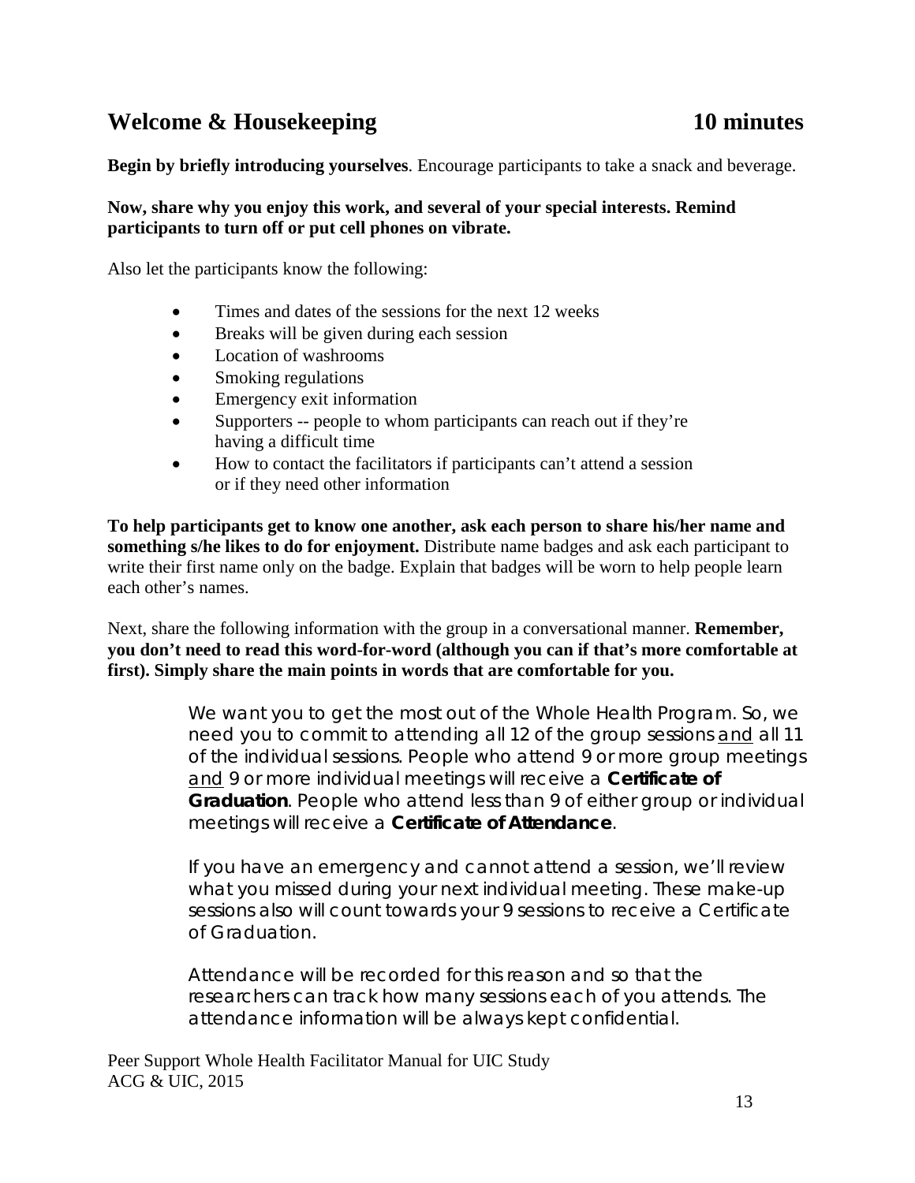## Welcome & Housekeeping 10 minutes

**Begin by briefly introducing yourselves**. Encourage participants to take a snack and beverage.

**Now, share why you enjoy this work, and several of your special interests. Remind participants to turn off or put cell phones on vibrate.**

Also let the participants know the following:

- Times and dates of the sessions for the next 12 weeks
- Breaks will be given during each session
- Location of washrooms
- Smoking regulations
- Emergency exit information
- Supporters -- people to whom participants can reach out if they're having a difficult time
- How to contact the facilitators if participants can't attend a session or if they need other information

**To help participants get to know one another, ask each person to share his/her name and something s/he likes to do for enjoyment.** Distribute name badges and ask each participant to write their first name only on the badge. Explain that badges will be worn to help people learn each other's names.

Next, share the following information with the group in a conversational manner. **Remember, you don't need to read this word-for-word (although you can if that's more comfortable at first). Simply share the main points in words that are comfortable for you.**

> We want you to get the most out of the Whole Health Program. So, we need you to commit to attending all 12 of the group sessions <u>and</u> all 11 of the individual sessions. People who attend 9 or more group meetings <u>and</u> 9 or more individual meetings will receive a **Certificate of Graduation**. People who attend less than 9 of either group or individual meetings will receive a **Certificate of Attendance**.
>
> If you have an emergency and cannot attend a session, we'll review what you missed during your next individual meeting. These make-up sessions also will count towards your 9 sessions to receive a Certificate of Graduation.
>
> Attendance will be recorded for this reason and so that the researchers can track how many sessions each of you attends. The attendance information will be always kept confidential.

Peer Support Whole Health Facilitator Manual for UIC Study
ACG & UIC, 2015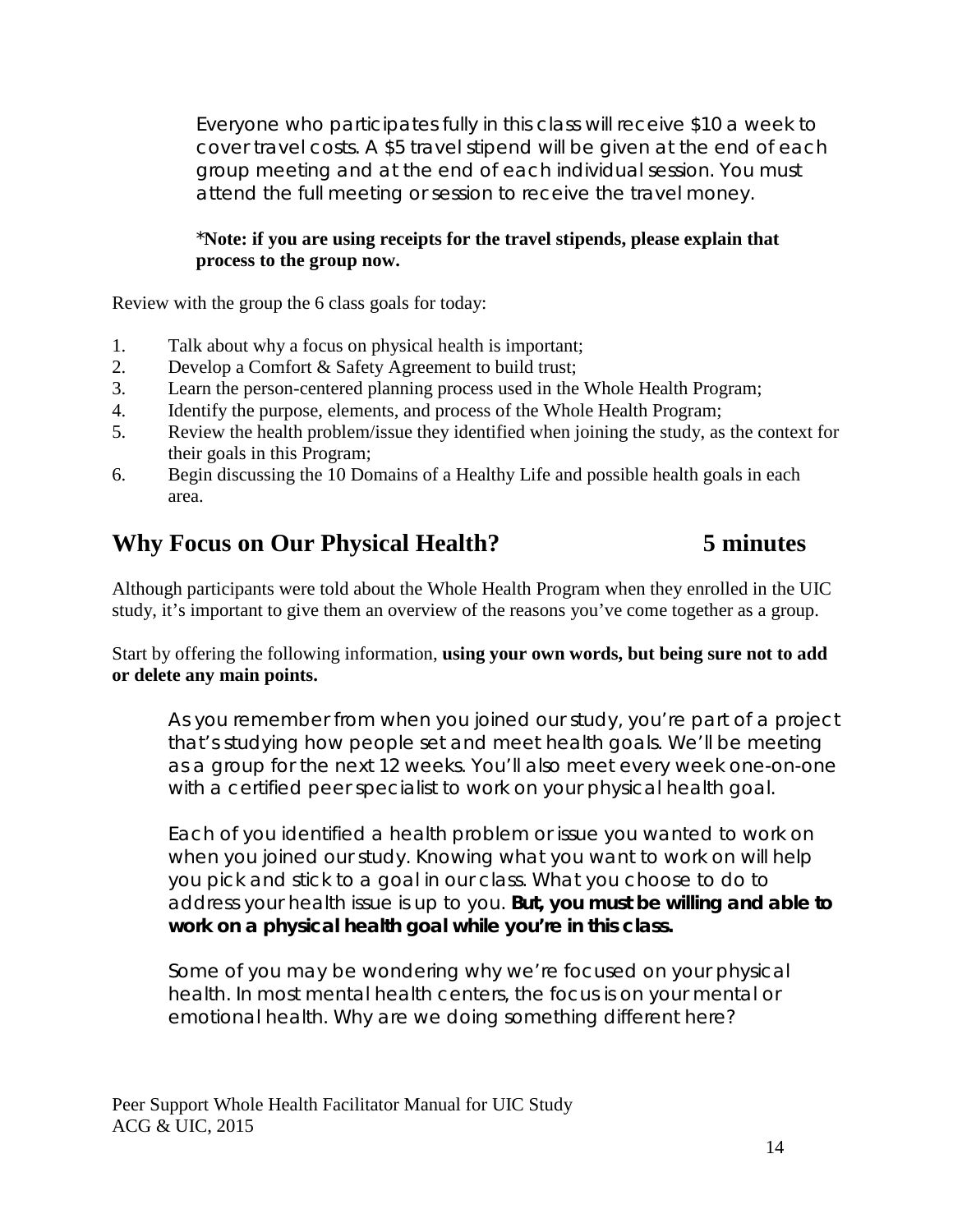Everyone who participates fully in this class will receive $10 a week to cover travel costs. A $5 travel stipend will be given at the end of each group meeting and at the end of each individual session. You must attend the full meeting or session to receive the travel money.

***Note: if you are using receipts for the travel stipends, please explain that process to the group now.**

Review with the group the 6 class goals for today:

1. Talk about why a focus on physical health is important;
2. Develop a Comfort & Safety Agreement to build trust;
3. Learn the person-centered planning process used in the Whole Health Program;
4. Identify the purpose, elements, and process of the Whole Health Program;
5. Review the health problem/issue they identified when joining the study, as the context for their goals in this Program;
6. Begin discussing the 10 Domains of a Healthy Life and possible health goals in each area.

## Why Focus on Our Physical Health? 5 minutes

Although participants were told about the Whole Health Program when they enrolled in the UIC study, it's important to give them an overview of the reasons you've come together as a group.

Start by offering the following information, **using your own words, but being sure not to add or delete any main points.**

As you remember from when you joined our study, you're part of a project that's studying how people set and meet health goals. We'll be meeting as a group for the next 12 weeks. You'll also meet every week one-on-one with a certified peer specialist to work on your physical health goal.

Each of you identified a health problem or issue you wanted to work on when you joined our study. Knowing what you want to work on will help you pick and stick to a goal in our class. What you choose to do to address your health issue is up to you. **But, you must be willing and able to work on a physical health goal while you're in this class.**

Some of you may be wondering why we're focused on your physical health. In most mental health centers, the focus is on your mental or emotional health. Why are we doing something different here?

Peer Support Whole Health Facilitator Manual for UIC Study
ACG & UIC, 2015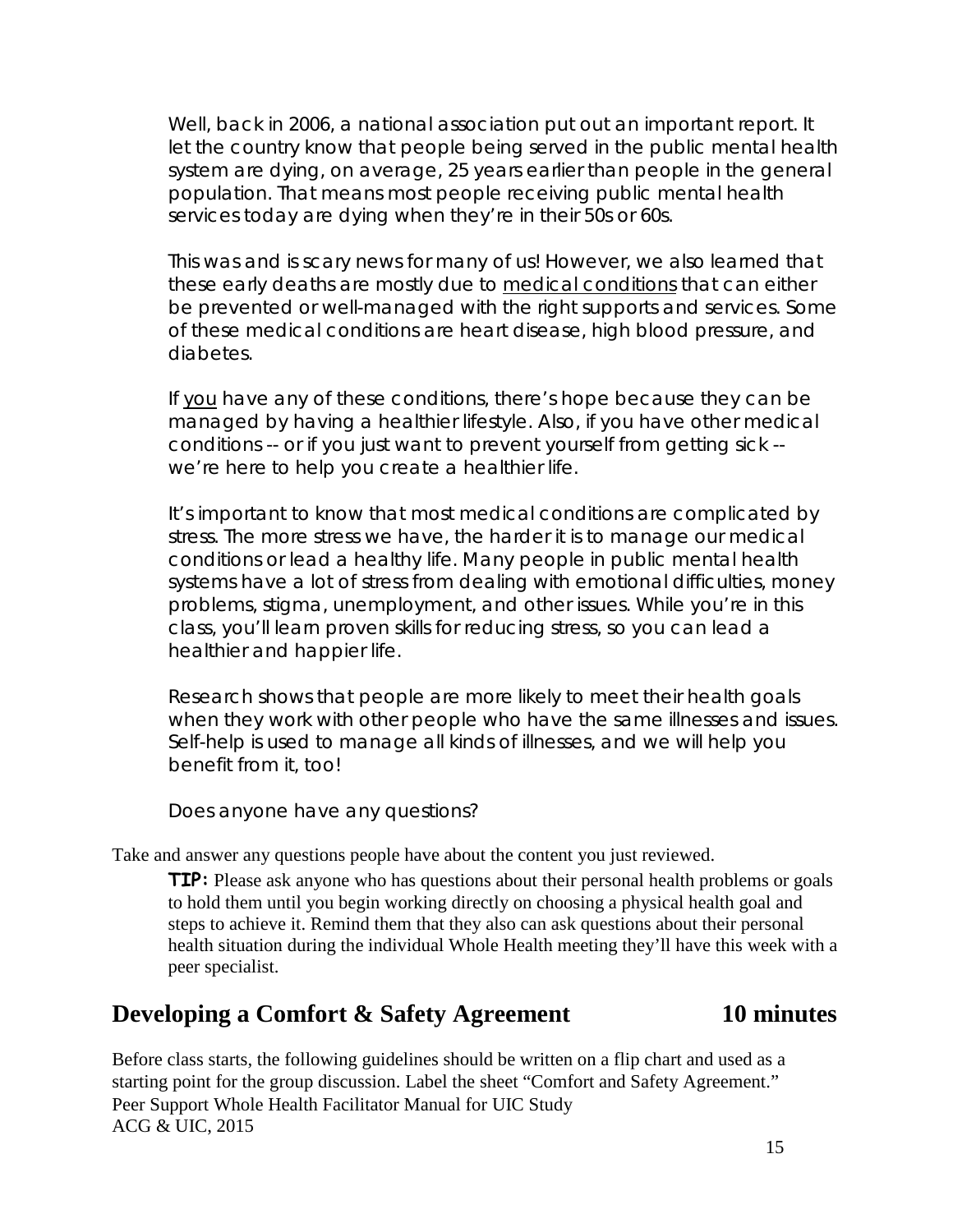Well, back in 2006, a national association put out an important report. It let the country know that people being served in the public mental health system are dying, on average, 25 years earlier than people in the general population. That means most people receiving public mental health services today are dying when they're in their 50s or 60s.

This was and is scary news for many of us! However, we also learned that these early deaths are mostly due to <u>medical conditions</u> that can either be prevented or well-managed with the right supports and services. Some of these medical conditions are heart disease, high blood pressure, and diabetes.

If <u>you</u> have any of these conditions, there's hope because they can be managed by having a healthier lifestyle. Also, if you have other medical conditions -- or if you just want to prevent yourself from getting sick -- we're here to help you create a healthier life.

It's important to know that most medical conditions are complicated by stress. The more stress we have, the harder it is to manage our medical conditions or lead a healthy life. Many people in public mental health systems have a lot of stress from dealing with emotional difficulties, money problems, stigma, unemployment, and other issues. While you're in this class, you'll learn proven skills for reducing stress, so you can lead a healthier and happier life.

Research shows that people are more likely to meet their health goals when they work with other people who have the same illnesses and issues. Self-help is used to manage all kinds of illnesses, and we will help you benefit from it, too!

Does anyone have any questions?

Take and answer any questions people have about the content you just reviewed.

> **TIP:** Please ask anyone who has questions about their personal health problems or goals to hold them until you begin working directly on choosing a physical health goal and steps to achieve it. Remind them that they also can ask questions about their personal health situation during the individual Whole Health meeting they'll have this week with a peer specialist.

## Developing a Comfort & Safety Agreement — 10 minutes

Before class starts, the following guidelines should be written on a flip chart and used as a starting point for the group discussion. Label the sheet "Comfort and Safety Agreement."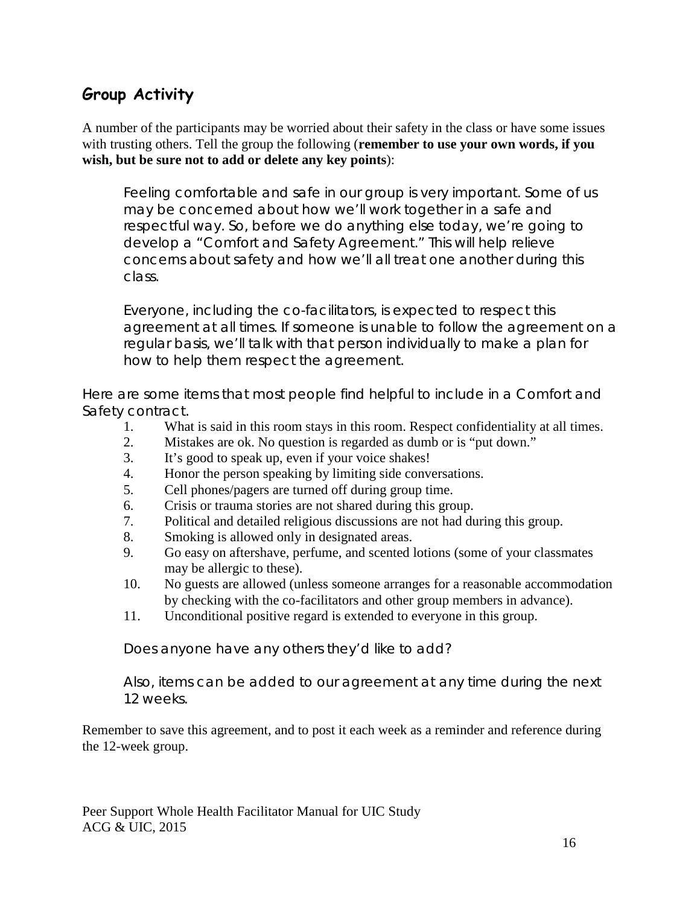## Group Activity

A number of the participants may be worried about their safety in the class or have some issues with trusting others. Tell the group the following (**remember to use your own words, if you wish, but be sure not to add or delete any key points**):

> Feeling comfortable and safe in our group is very important. Some of us may be concerned about how we'll work together in a safe and respectful way. So, before we do anything else today, we're going to develop a "Comfort and Safety Agreement." This will help relieve concerns about safety and how we'll all treat one another during this class.
>
> Everyone, including the co-facilitators, is expected to respect this agreement at all times. If someone is unable to follow the agreement on a regular basis, we'll talk with that person individually to make a plan for how to help them respect the agreement.

Here are some items that most people find helpful to include in a Comfort and Safety contract.

1. What is said in this room stays in this room. Respect confidentiality at all times.
2. Mistakes are ok. No question is regarded as dumb or is "put down."
3. It's good to speak up, even if your voice shakes!
4. Honor the person speaking by limiting side conversations.
5. Cell phones/pagers are turned off during group time.
6. Crisis or trauma stories are not shared during this group.
7. Political and detailed religious discussions are not had during this group.
8. Smoking is allowed only in designated areas.
9. Go easy on aftershave, perfume, and scented lotions (some of your classmates may be allergic to these).
10. No guests are allowed (unless someone arranges for a reasonable accommodation by checking with the co-facilitators and other group members in advance).
11. Unconditional positive regard is extended to everyone in this group.

> Does anyone have any others they'd like to add?
>
> Also, items can be added to our agreement at any time during the next 12 weeks.

Remember to save this agreement, and to post it each week as a reminder and reference during the 12-week group.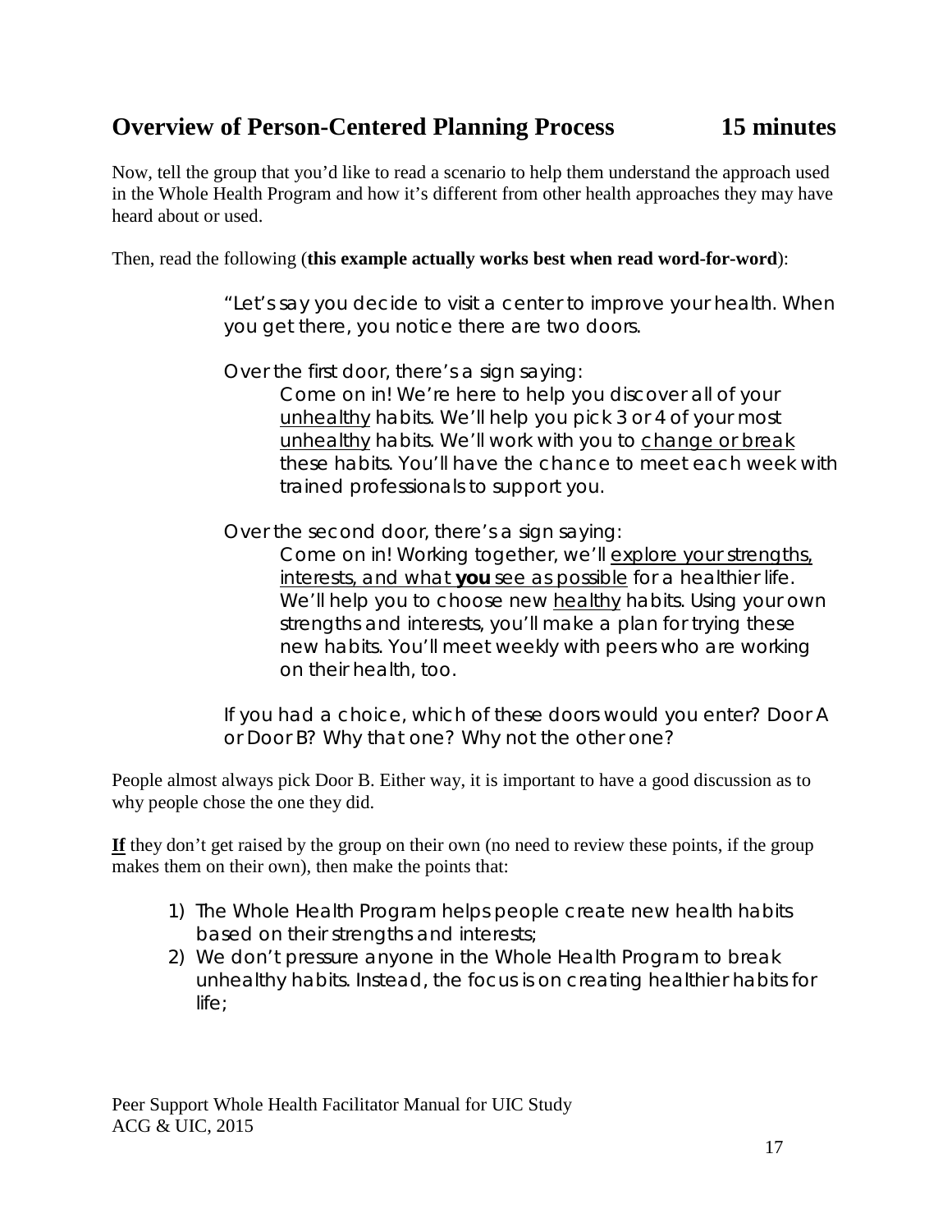## Overview of Person-Centered Planning Process 15 minutes

Now, tell the group that you'd like to read a scenario to help them understand the approach used in the Whole Health Program and how it's different from other health approaches they may have heard about or used.

Then, read the following (**this example actually works best when read word-for-word**):

> "Let's say you decide to visit a center to improve your health. When you get there, you notice there are two doors.
>
> Over the first door, there's a sign saying:
>
> > Come on in! We're here to help you discover all of your <u>unhealthy</u> habits. We'll help you pick 3 or 4 of your most <u>unhealthy</u> habits. We'll work with you to <u>change or break</u> these habits. You'll have the chance to meet each week with trained professionals to support you.
>
> Over the second door, there's a sign saying:
>
> > Come on in! Working together, we'll <u>explore your strengths, interests, and what **you** see as possible</u> for a healthier life. We'll help you to choose new <u>healthy</u> habits. Using your own strengths and interests, you'll make a plan for trying these new habits. You'll meet weekly with peers who are working on their health, too.
>
> If you had a choice, which of these doors would you enter? Door A or Door B? Why that one? Why not the other one?

People almost always pick Door B. Either way, it is important to have a good discussion as to why people chose the one they did.

**<u>If</u>** they don't get raised by the group on their own (no need to review these points, if the group makes them on their own), then make the points that:

1) The Whole Health Program helps people create new health habits based on their strengths and interests;
2) We don't pressure anyone in the Whole Health Program to break unhealthy habits. Instead, the focus is on creating healthier habits for life;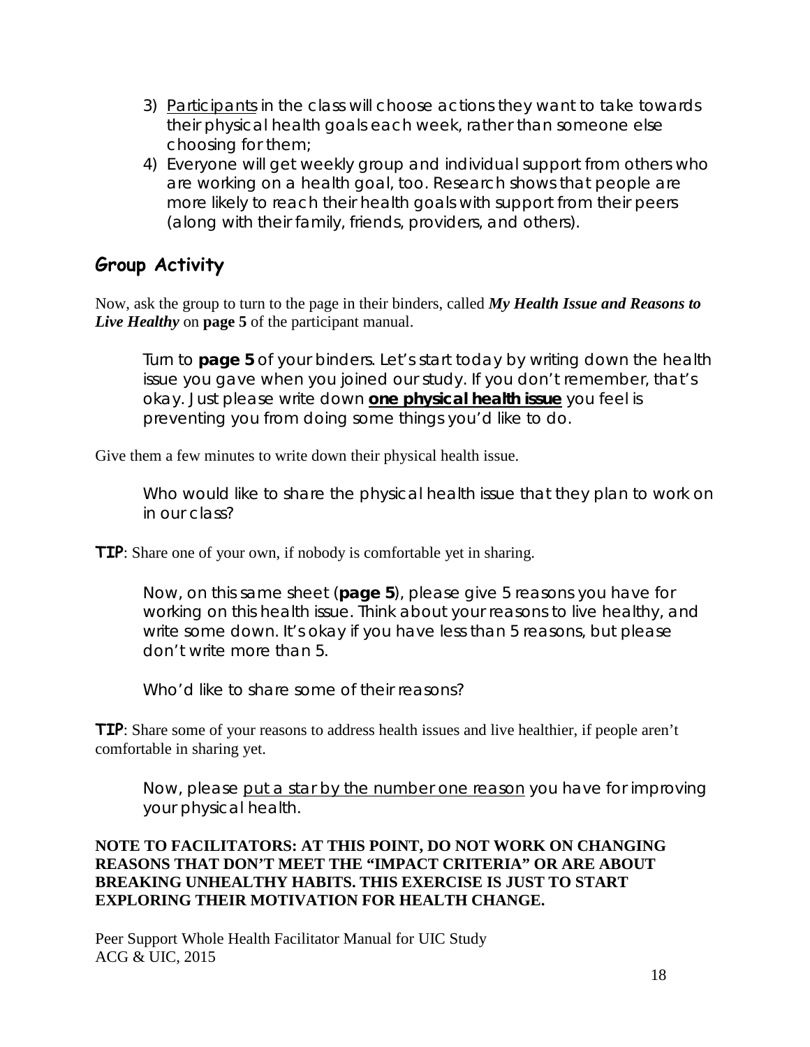3) Participants in the class will choose actions they want to take towards their physical health goals each week, rather than someone else choosing for them;
4) Everyone will get weekly group and individual support from others who are working on a health goal, too. Research shows that people are more likely to reach their health goals with support from their peers (along with their family, friends, providers, and others).

## Group Activity

Now, ask the group to turn to the page in their binders, called ***My Health Issue and Reasons to Live Healthy*** on **page 5** of the participant manual.

> Turn to **page 5** of your binders. Let's start today by writing down the health issue you gave when you joined our study. If you don't remember, that's okay. Just please write down **one physical health issue** you feel is preventing you from doing some things you'd like to do.

Give them a few minutes to write down their physical health issue.

> Who would like to share the physical health issue that they plan to work on in our class?

**TIP**: Share one of your own, if nobody is comfortable yet in sharing.

> Now, on this same sheet (**page 5**), please give 5 reasons you have for working on this health issue. Think about your reasons to live healthy, and write some down. It's okay if you have less than 5 reasons, but please don't write more than 5.
>
> Who'd like to share some of their reasons?

**TIP**: Share some of your reasons to address health issues and live healthier, if people aren't comfortable in sharing yet.

> Now, please put a star by the number one reason you have for improving your physical health.

**NOTE TO FACILITATORS: AT THIS POINT, DO NOT WORK ON CHANGING REASONS THAT DON'T MEET THE "IMPACT CRITERIA" OR ARE ABOUT BREAKING UNHEALTHY HABITS. THIS EXERCISE IS JUST TO START EXPLORING THEIR MOTIVATION FOR HEALTH CHANGE.**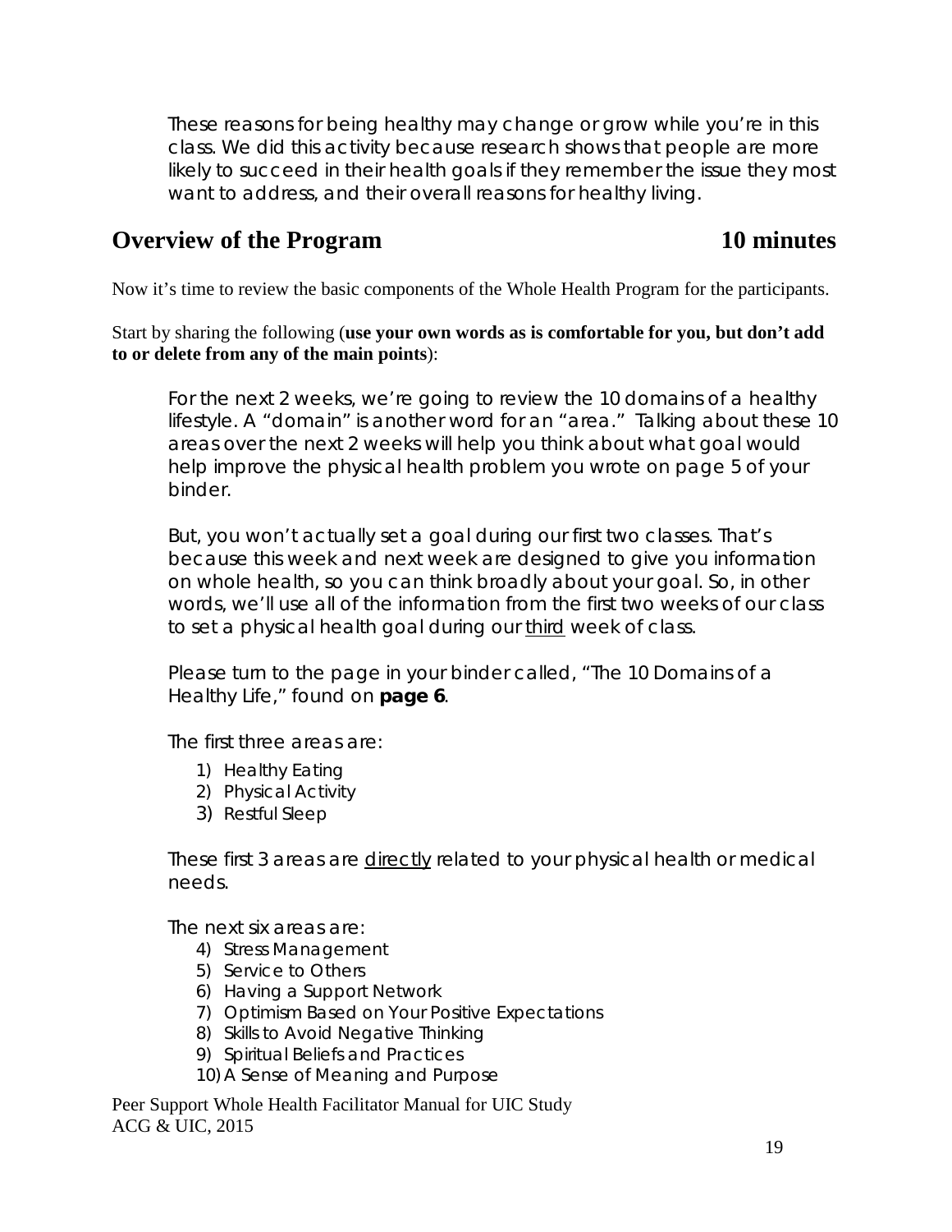These reasons for being healthy may change or grow while you're in this class. We did this activity because research shows that people are more likely to succeed in their health goals if they remember the issue they most want to address, and their overall reasons for healthy living.

## Overview of the Program 10 minutes

Now it's time to review the basic components of the Whole Health Program for the participants.

Start by sharing the following (**use your own words as is comfortable for you, but don't add to or delete from any of the main points**):

For the next 2 weeks, we're going to review the 10 domains of a healthy lifestyle. A "domain" is another word for an "area." Talking about these 10 areas over the next 2 weeks will help you think about what goal would help improve the physical health problem you wrote on page 5 of your binder.

But, you won't actually set a goal during our first two classes. That's because this week and next week are designed to give you information on whole health, so you can think broadly about your goal. So, in other words, we'll use all of the information from the first two weeks of our class to set a physical health goal during our <u>third</u> week of class.

Please turn to the page in your binder called, "The 10 Domains of a Healthy Life," found on **page 6**.

The first three areas are:

1) Healthy Eating
2) Physical Activity
3) Restful Sleep

These first 3 areas are <u>directly</u> related to your physical health or medical needs.

The next six areas are:

4) Stress Management
5) Service to Others
6) Having a Support Network
7) Optimism Based on Your Positive Expectations
8) Skills to Avoid Negative Thinking
9) Spiritual Beliefs and Practices
10) A Sense of Meaning and Purpose

Peer Support Whole Health Facilitator Manual for UIC Study
ACG & UIC, 2015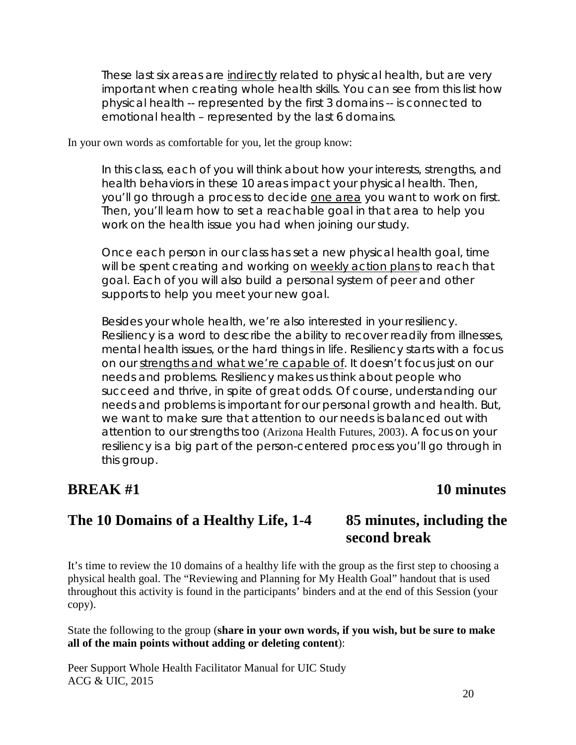These last six areas are indirectly related to physical health, but are very important when creating whole health skills. You can see from this list how physical health -- represented by the first 3 domains -- is connected to emotional health – represented by the last 6 domains.

In your own words as comfortable for you, let the group know:

In this class, each of you will think about how your interests, strengths, and health behaviors in these 10 areas impact your physical health. Then, you'll go through a process to decide one area you want to work on first. Then, you'll learn how to set a reachable goal in that area to help you work on the health issue you had when joining our study.

Once each person in our class has set a new physical health goal, time will be spent creating and working on weekly action plans to reach that goal. Each of you will also build a personal system of peer and other supports to help you meet your new goal.

Besides your whole health, we're also interested in your resiliency. Resiliency is a word to describe the ability to recover readily from illnesses, mental health issues, or the hard things in life. Resiliency starts with a focus on our strengths and what we're capable of. It doesn't focus just on our needs and problems. Resiliency makes us think about people who succeed and thrive, in spite of great odds. Of course, understanding our needs and problems is important for our personal growth and health. But, we want to make sure that attention to our needs is balanced out with attention to our strengths too (Arizona Health Futures, 2003). A focus on your resiliency is a big part of the person-centered process you'll go through in this group.

## BREAK #1 — 10 minutes

## The 10 Domains of a Healthy Life, 1-4 — 85 minutes, including the second break

It's time to review the 10 domains of a healthy life with the group as the first step to choosing a physical health goal. The "Reviewing and Planning for My Health Goal" handout that is used throughout this activity is found in the participants' binders and at the end of this Session (your copy).

State the following to the group (**share in your own words, if you wish, but be sure to make all of the main points without adding or deleting content**):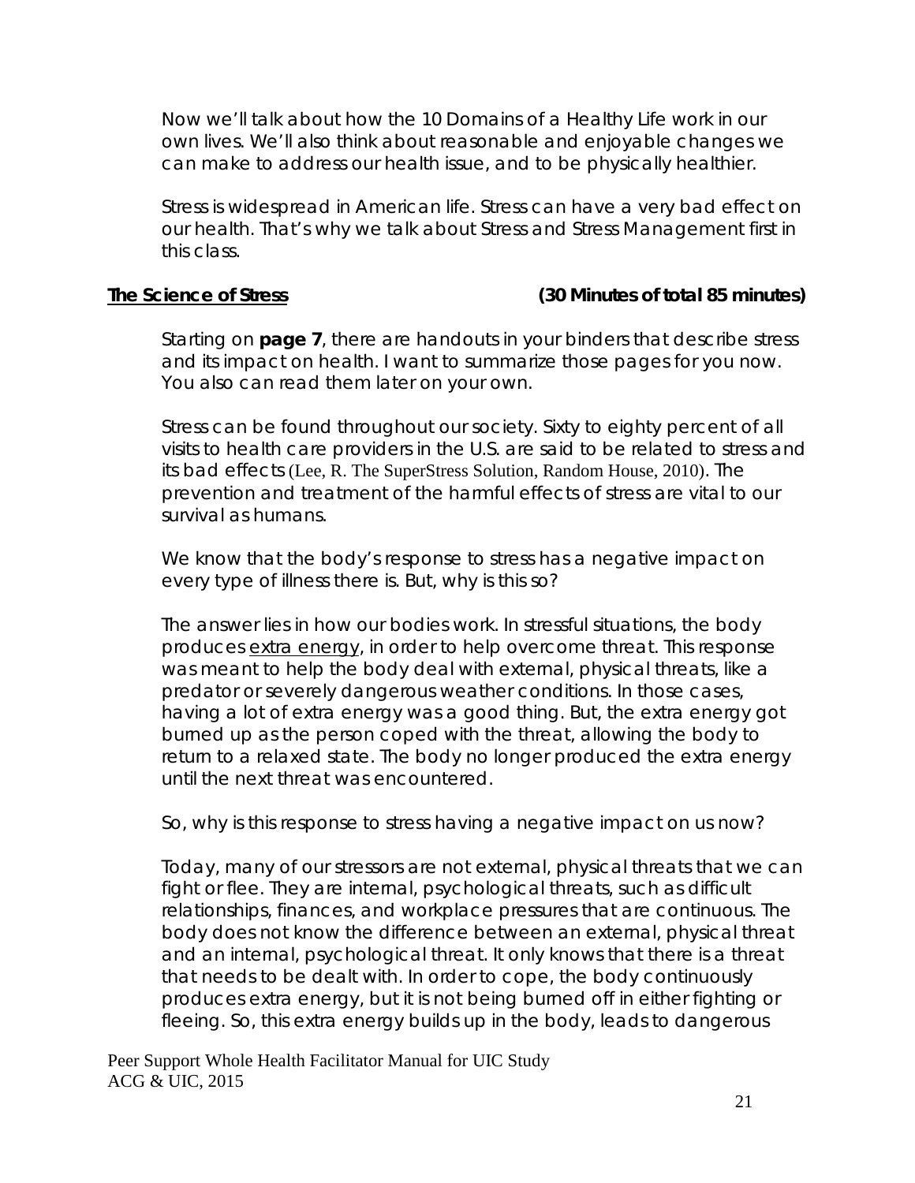Now we'll talk about how the 10 Domains of a Healthy Life work in our own lives. We'll also think about reasonable and enjoyable changes we can make to address our health issue, and to be physically healthier.

Stress is widespread in American life. Stress can have a very bad effect on our health. That's why we talk about Stress and Stress Management first in this class.

**The Science of Stress** **(30 Minutes of total 85 minutes)**

Starting on **page 7**, there are handouts in your binders that describe stress and its impact on health. I want to summarize those pages for you now. You also can read them later on your own.

Stress can be found throughout our society. Sixty to eighty percent of all visits to health care providers in the U.S. are said to be related to stress and its bad effects (Lee, R. The SuperStress Solution, Random House, 2010). The prevention and treatment of the harmful effects of stress are vital to our survival as humans.

We know that the body's response to stress has a negative impact on every type of illness there is. But, why is this so?

The answer lies in how our bodies work. In stressful situations, the body produces extra energy, in order to help overcome threat. This response was meant to help the body deal with external, physical threats, like a predator or severely dangerous weather conditions. In those cases, having a lot of extra energy was a good thing. But, the extra energy got burned up as the person coped with the threat, allowing the body to return to a relaxed state. The body no longer produced the extra energy until the next threat was encountered.

So, why is this response to stress having a negative impact on us now?

Today, many of our stressors are not external, physical threats that we can fight or flee. They are internal, psychological threats, such as difficult relationships, finances, and workplace pressures that are continuous. The body does not know the difference between an external, physical threat and an internal, psychological threat. It only knows that there is a threat that needs to be dealt with. In order to cope, the body continuously produces extra energy, but it is not being burned off in either fighting or fleeing. So, this extra energy builds up in the body, leads to dangerous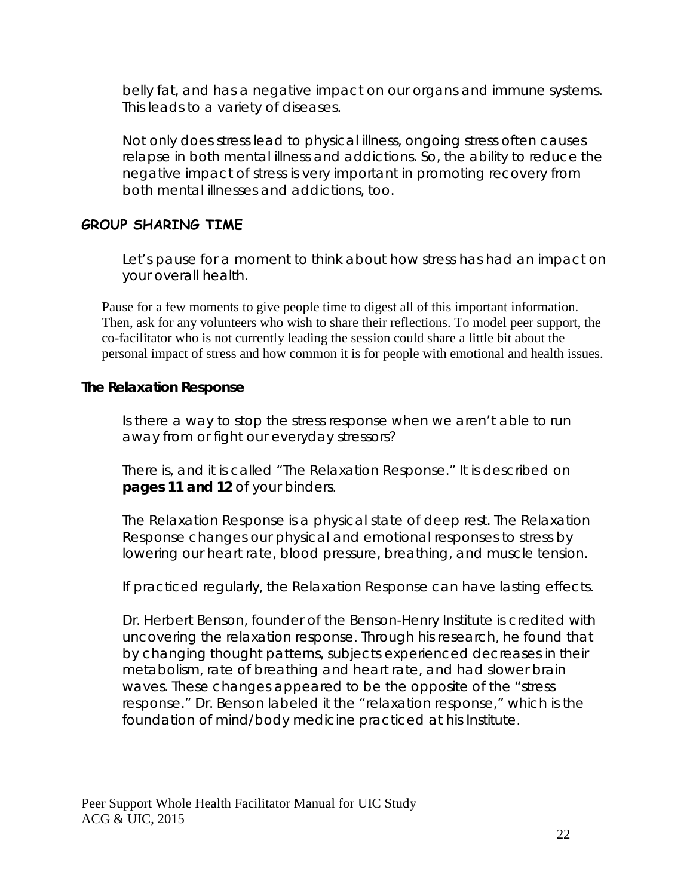belly fat, and has a negative impact on our organs and immune systems. This leads to a variety of diseases.

Not only does stress lead to physical illness, ongoing stress often causes relapse in both mental illness and addictions. So, the ability to reduce the negative impact of stress is very important in promoting recovery from both mental illnesses and addictions, too.

## GROUP SHARING TIME

Let's pause for a moment to think about how stress has had an impact on your overall health.

Pause for a few moments to give people time to digest all of this important information. Then, ask for any volunteers who wish to share their reflections. To model peer support, the co-facilitator who is not currently leading the session could share a little bit about the personal impact of stress and how common it is for people with emotional and health issues.

### The Relaxation Response

Is there a way to stop the stress response when we aren't able to run away from or fight our everyday stressors?

There is, and it is called "The Relaxation Response." It is described on **pages 11 and 12** of your binders.

The Relaxation Response is a physical state of deep rest. The Relaxation Response changes our physical and emotional responses to stress by lowering our heart rate, blood pressure, breathing, and muscle tension.

If practiced regularly, the Relaxation Response can have lasting effects.

Dr. Herbert Benson, founder of the Benson-Henry Institute is credited with uncovering the relaxation response. Through his research, he found that by changing thought patterns, subjects experienced decreases in their metabolism, rate of breathing and heart rate, and had slower brain waves. These changes appeared to be the opposite of the "stress response." Dr. Benson labeled it the "relaxation response," which is the foundation of mind/body medicine practiced at his Institute.

Peer Support Whole Health Facilitator Manual for UIC Study
ACG & UIC, 2015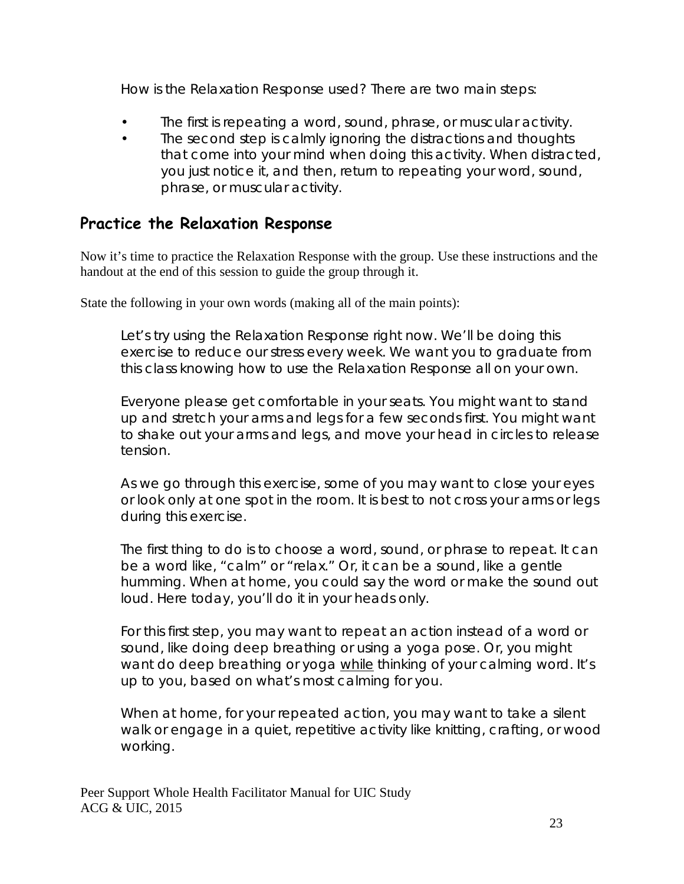How is the Relaxation Response used? There are two main steps:

- The first is repeating a word, sound, phrase, or muscular activity.
- The second step is calmly ignoring the distractions and thoughts that come into your mind when doing this activity. When distracted, you just notice it, and then, return to repeating your word, sound, phrase, or muscular activity.

## Practice the Relaxation Response

Now it's time to practice the Relaxation Response with the group. Use these instructions and the handout at the end of this session to guide the group through it.

State the following in your own words (making all of the main points):

> Let's try using the Relaxation Response right now. We'll be doing this exercise to reduce our stress every week. We want you to graduate from this class knowing how to use the Relaxation Response all on your own.
>
> Everyone please get comfortable in your seats. You might want to stand up and stretch your arms and legs for a few seconds first. You might want to shake out your arms and legs, and move your head in circles to release tension.
>
> As we go through this exercise, some of you may want to close your eyes or look only at one spot in the room. It is best to not cross your arms or legs during this exercise.
>
> The first thing to do is to choose a word, sound, or phrase to repeat. It can be a word like, "calm" or "relax." Or, it can be a sound, like a gentle humming. When at home, you could say the word or make the sound out loud. Here today, you'll do it in your heads only.
>
> For this first step, you may want to repeat an action instead of a word or sound, like doing deep breathing or using a yoga pose. Or, you might want do deep breathing or yoga <u>while</u> thinking of your calming word. It's up to you, based on what's most calming for you.
>
> When at home, for your repeated action, you may want to take a silent walk or engage in a quiet, repetitive activity like knitting, crafting, or wood working.

Peer Support Whole Health Facilitator Manual for UIC Study
ACG & UIC, 2015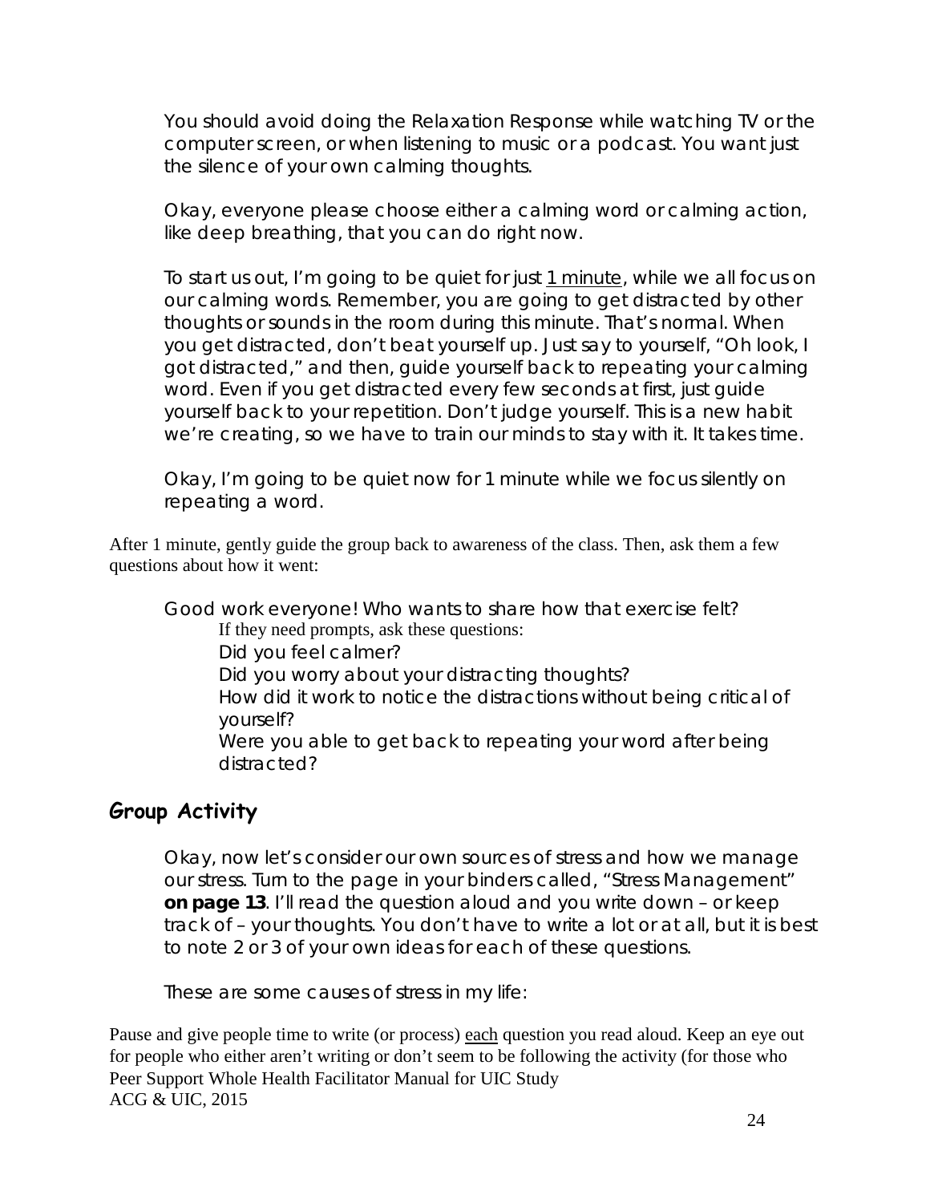You should avoid doing the Relaxation Response while watching TV or the computer screen, or when listening to music or a podcast. You want just the silence of your own calming thoughts.

Okay, everyone please choose either a calming word or calming action, like deep breathing, that you can do right now.

To start us out, I'm going to be quiet for just <u>1 minute</u>, while we all focus on our calming words. Remember, you are going to get distracted by other thoughts or sounds in the room during this minute. That's normal. When you get distracted, don't beat yourself up. Just say to yourself, "Oh look, I got distracted," and then, guide yourself back to repeating your calming word. Even if you get distracted every few seconds at first, just guide yourself back to your repetition. Don't judge yourself. This is a new habit we're creating, so we have to train our minds to stay with it. It takes time.

Okay, I'm going to be quiet now for 1 minute while we focus silently on repeating a word.

After 1 minute, gently guide the group back to awareness of the class. Then, ask them a few questions about how it went:

Good work everyone! Who wants to share how that exercise felt?

If they need prompts, ask these questions:

Did you feel calmer?

Did you worry about your distracting thoughts?

How did it work to notice the distractions without being critical of yourself?

Were you able to get back to repeating your word after being distracted?

## Group Activity

Okay, now let's consider our own sources of stress and how we manage our stress. Turn to the page in your binders called, "Stress Management" **on page 13**. I'll read the question aloud and you write down – or keep track of – your thoughts. You don't have to write a lot or at all, but it is best to note 2 or 3 of your own ideas for each of these questions.

These are some causes of stress in my life:

Pause and give people time to write (or process) <u>each</u> question you read aloud. Keep an eye out for people who either aren't writing or don't seem to be following the activity (for those who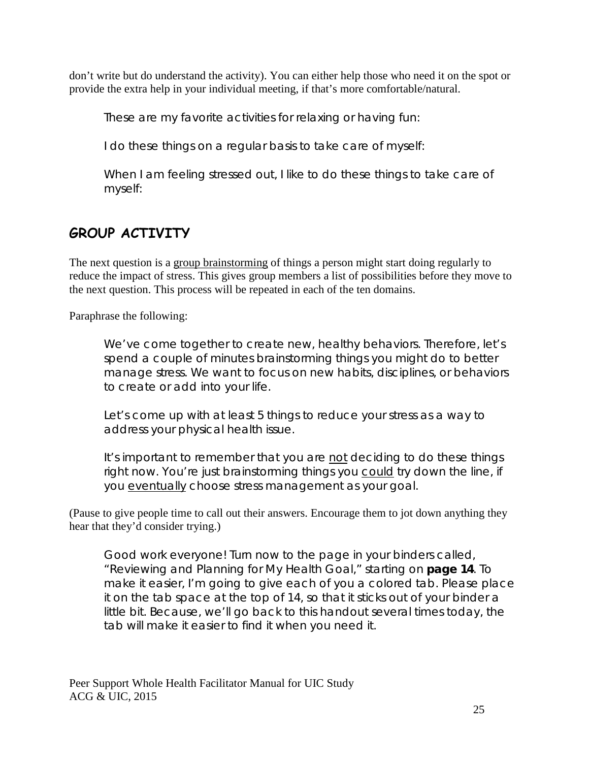don't write but do understand the activity). You can either help those who need it on the spot or provide the extra help in your individual meeting, if that's more comfortable/natural.

> These are my favorite activities for relaxing or having fun:
>
> I do these things on a regular basis to take care of myself:
>
> When I am feeling stressed out, I like to do these things to take care of myself:

## GROUP ACTIVITY

The next question is a group brainstorming of things a person might start doing regularly to reduce the impact of stress. This gives group members a list of possibilities before they move to the next question. This process will be repeated in each of the ten domains.

Paraphrase the following:

> We've come together to create new, healthy behaviors. Therefore, let's spend a couple of minutes brainstorming things you might do to better manage stress. We want to focus on new habits, disciplines, or behaviors to create or add into your life.
>
> Let's come up with at least 5 things to reduce your stress as a way to address your physical health issue.
>
> It's important to remember that you are not deciding to do these things right now. You're just brainstorming things you could try down the line, if you eventually choose stress management as your goal.

(Pause to give people time to call out their answers. Encourage them to jot down anything they hear that they'd consider trying.)

> Good work everyone! Turn now to the page in your binders called, "Reviewing and Planning for My Health Goal," starting on **page 14**. To make it easier, I'm going to give each of you a colored tab. Please place it on the tab space at the top of 14, so that it sticks out of your binder a little bit. Because, we'll go back to this handout several times today, the tab will make it easier to find it when you need it.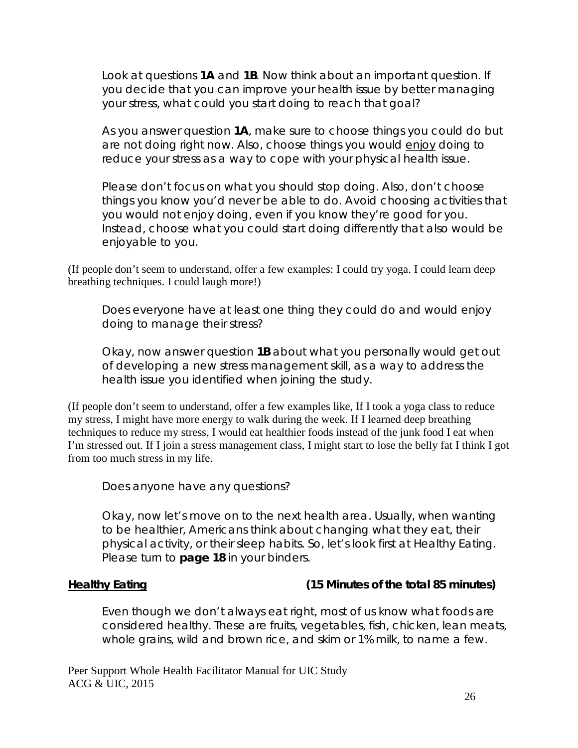Look at questions **1A** and **1B**. Now think about an important question. If you decide that you can improve your health issue by better managing your stress, what could you <u>start</u> doing to reach that goal?

As you answer question **1A**, make sure to choose things you could do but are not doing right now. Also, choose things you would <u>enjoy</u> doing to reduce your stress as a way to cope with your physical health issue.

Please don't focus on what you should stop doing. Also, don't choose things you know you'd never be able to do. Avoid choosing activities that you would not enjoy doing, even if you know they're good for you. Instead, choose what you could start doing differently that also would be enjoyable to you.

(If people don't seem to understand, offer a few examples: I could try yoga. I could learn deep breathing techniques. I could laugh more!)

Does everyone have at least one thing they could do and would enjoy doing to manage their stress?

Okay, now answer question **1B** about what you personally would get out of developing a new stress management skill, as a way to address the health issue you identified when joining the study.

(If people don't seem to understand, offer a few examples like, If I took a yoga class to reduce my stress, I might have more energy to walk during the week. If I learned deep breathing techniques to reduce my stress, I would eat healthier foods instead of the junk food I eat when I'm stressed out. If I join a stress management class, I might start to lose the belly fat I think I got from too much stress in my life.

Does anyone have any questions?

Okay, now let's move on to the next health area. Usually, when wanting to be healthier, Americans think about changing what they eat, their physical activity, or their sleep habits. So, let's look first at Healthy Eating. Please turn to **page 18** in your binders.

**<u>Healthy Eating</u>** **(15 Minutes of the total 85 minutes)**

Even though we don't always eat right, most of us know what foods are considered healthy. These are fruits, vegetables, fish, chicken, lean meats, whole grains, wild and brown rice, and skim or 1% milk, to name a few.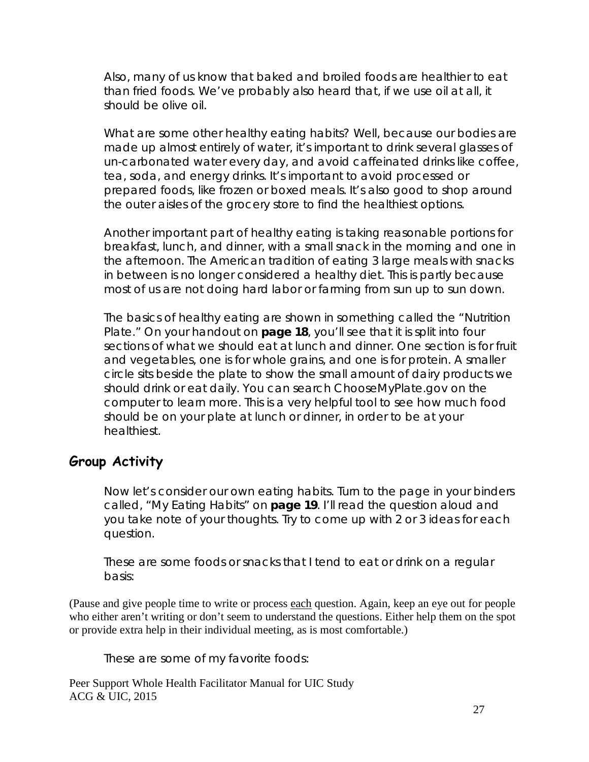Also, many of us know that baked and broiled foods are healthier to eat than fried foods. We've probably also heard that, if we use oil at all, it should be olive oil.

What are some other healthy eating habits? Well, because our bodies are made up almost entirely of water, it's important to drink several glasses of un-carbonated water every day, and avoid caffeinated drinks like coffee, tea, soda, and energy drinks. It's important to avoid processed or prepared foods, like frozen or boxed meals. It's also good to shop around the outer aisles of the grocery store to find the healthiest options.

Another important part of healthy eating is taking reasonable portions for breakfast, lunch, and dinner, with a small snack in the morning and one in the afternoon. The American tradition of eating 3 large meals with snacks in between is no longer considered a healthy diet. This is partly because most of us are not doing hard labor or farming from sun up to sun down.

The basics of healthy eating are shown in something called the "Nutrition Plate." On your handout on **page 18**, you'll see that it is split into four sections of what we should eat at lunch and dinner. One section is for fruit and vegetables, one is for whole grains, and one is for protein. A smaller circle sits beside the plate to show the small amount of dairy products we should drink or eat daily. You can search ChooseMyPlate.gov on the computer to learn more. This is a very helpful tool to see how much food should be on your plate at lunch or dinner, in order to be at your healthiest.

## Group Activity

Now let's consider our own eating habits. Turn to the page in your binders called, "My Eating Habits" on **page 19**. I'll read the question aloud and you take note of your thoughts. Try to come up with 2 or 3 ideas for each question.

These are some foods or snacks that I tend to eat or drink on a regular basis:

(Pause and give people time to write or process each question. Again, keep an eye out for people who either aren't writing or don't seem to understand the questions. Either help them on the spot or provide extra help in their individual meeting, as is most comfortable.)

These are some of my favorite foods: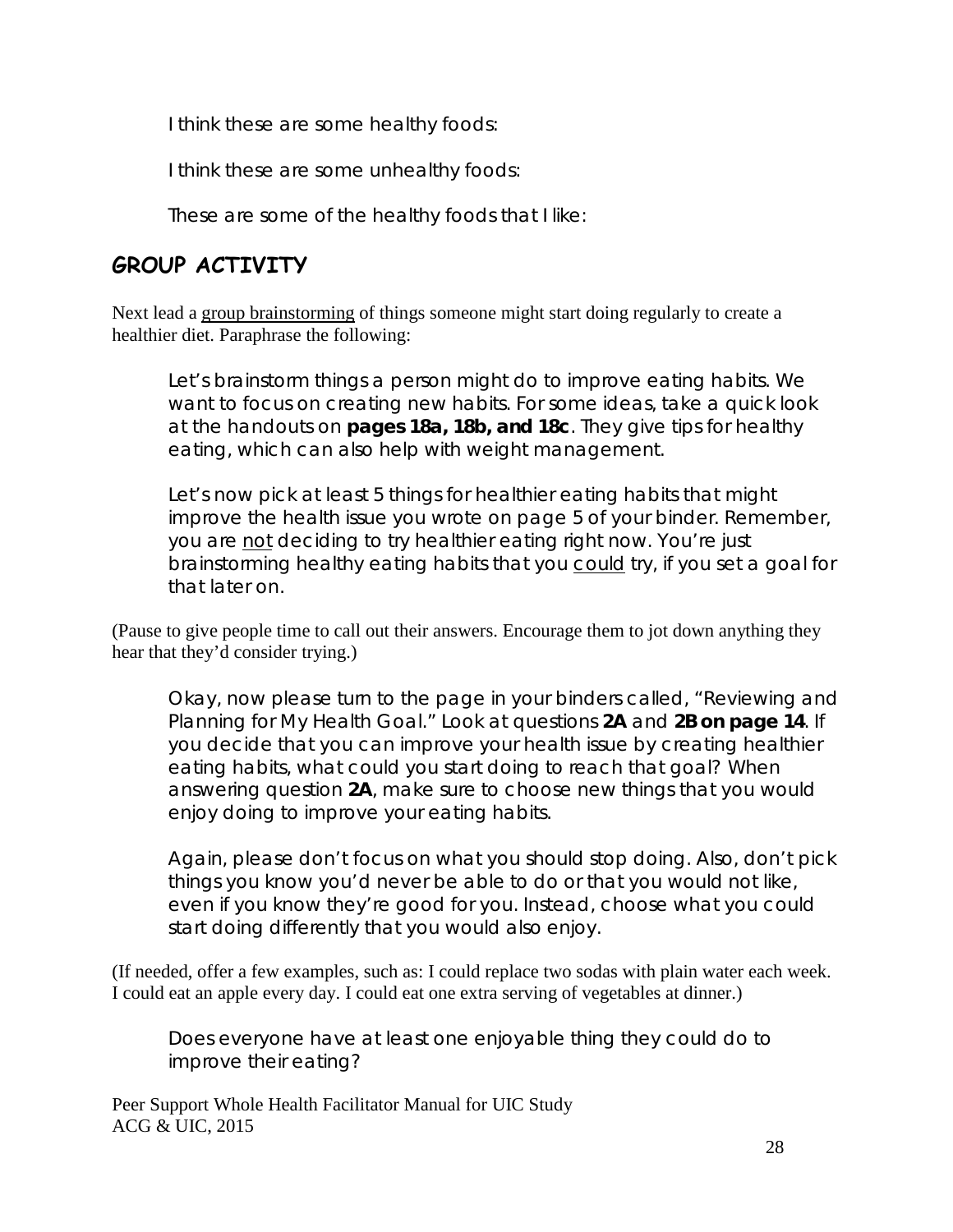I think these are some healthy foods:

I think these are some unhealthy foods:

These are some of the healthy foods that I like:

## GROUP ACTIVITY

Next lead a <u>group brainstorming</u> of things someone might start doing regularly to create a healthier diet. Paraphrase the following:

> Let's brainstorm things a person might do to improve eating habits. We want to focus on creating new habits. For some ideas, take a quick look at the handouts on **pages 18a, 18b, and 18c**. They give tips for healthy eating, which can also help with weight management.
>
> Let's now pick at least 5 things for healthier eating habits that might improve the health issue you wrote on page 5 of your binder. Remember, you are <u>not</u> deciding to try healthier eating right now. You're just brainstorming healthy eating habits that you <u>could</u> try, if you set a goal for that later on.

(Pause to give people time to call out their answers. Encourage them to jot down anything they hear that they'd consider trying.)

> Okay, now please turn to the page in your binders called, "Reviewing and Planning for My Health Goal." Look at questions **2A** and **2B on page 14**. If you decide that you can improve your health issue by creating healthier eating habits, what could you start doing to reach that goal? When answering question **2A**, make sure to choose new things that you would enjoy doing to improve your eating habits.
>
> Again, please don't focus on what you should stop doing. Also, don't pick things you know you'd never be able to do or that you would not like, even if you know they're good for you. Instead, choose what you could start doing differently that you would also enjoy.

(If needed, offer a few examples, such as: I could replace two sodas with plain water each week. I could eat an apple every day. I could eat one extra serving of vegetables at dinner.)

> Does everyone have at least one enjoyable thing they could do to improve their eating?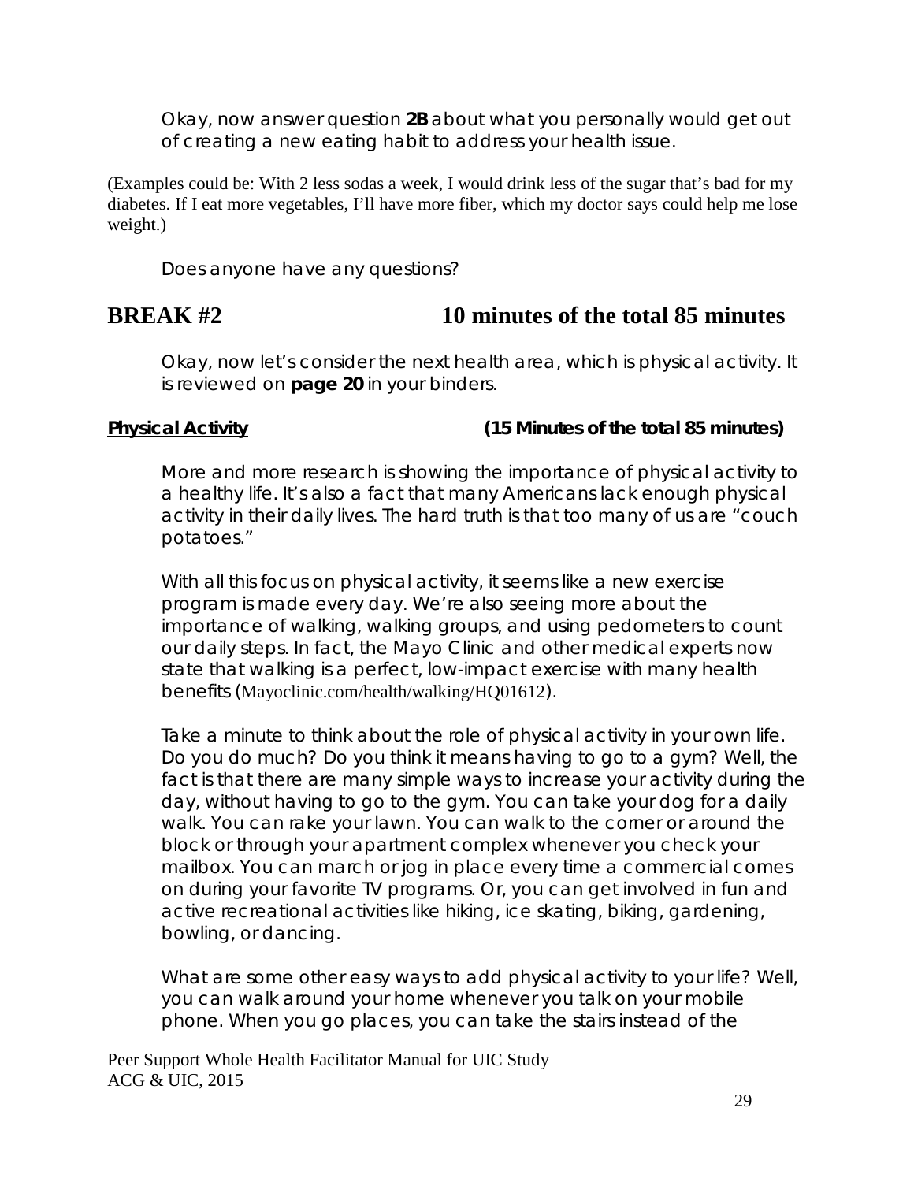Okay, now answer question **2B** about what you personally would get out of creating a new eating habit to address your health issue.

(Examples could be: With 2 less sodas a week, I would drink less of the sugar that's bad for my diabetes. If I eat more vegetables, I'll have more fiber, which my doctor says could help me lose weight.)

Does anyone have any questions?

## BREAK #2 — 10 minutes of the total 85 minutes

Okay, now let's consider the next health area, which is physical activity. It is reviewed on **page 20** in your binders.

**Physical Activity** **(15 Minutes of the total 85 minutes)**

More and more research is showing the importance of physical activity to a healthy life. It's also a fact that many Americans lack enough physical activity in their daily lives. The hard truth is that too many of us are "couch potatoes."

With all this focus on physical activity, it seems like a new exercise program is made every day. We're also seeing more about the importance of walking, walking groups, and using pedometers to count our daily steps. In fact, the Mayo Clinic and other medical experts now state that walking is a perfect, low-impact exercise with many health benefits (Mayoclinic.com/health/walking/HQ01612).

Take a minute to think about the role of physical activity in your own life. Do you do much? Do you think it means having to go to a gym? Well, the fact is that there are many simple ways to increase your activity during the day, without having to go to the gym. You can take your dog for a daily walk. You can rake your lawn. You can walk to the corner or around the block or through your apartment complex whenever you check your mailbox. You can march or jog in place every time a commercial comes on during your favorite TV programs. Or, you can get involved in fun and active recreational activities like hiking, ice skating, biking, gardening, bowling, or dancing.

What are some other easy ways to add physical activity to your life? Well, you can walk around your home whenever you talk on your mobile phone. When you go places, you can take the stairs instead of the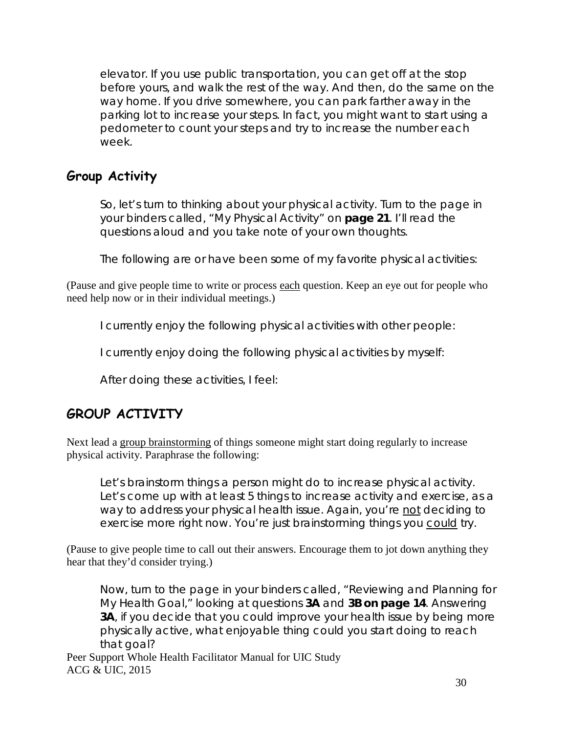elevator. If you use public transportation, you can get off at the stop before yours, and walk the rest of the way. And then, do the same on the way home. If you drive somewhere, you can park farther away in the parking lot to increase your steps. In fact, you might want to start using a pedometer to count your steps and try to increase the number each week.

## Group Activity

So, let's turn to thinking about your physical activity. Turn to the page in your binders called, "My Physical Activity" on **page 21**. I'll read the questions aloud and you take note of your own thoughts.

The following are or have been some of my favorite physical activities:

(Pause and give people time to write or process each question. Keep an eye out for people who need help now or in their individual meetings.)

I currently enjoy the following physical activities with other people:

I currently enjoy doing the following physical activities by myself:

After doing these activities, I feel:

## GROUP ACTIVITY

Next lead a group brainstorming of things someone might start doing regularly to increase physical activity. Paraphrase the following:

Let's brainstorm things a person might do to increase physical activity. Let's come up with at least 5 things to increase activity and exercise, as a way to address your physical health issue. Again, you're not deciding to exercise more right now. You're just brainstorming things you could try.

(Pause to give people time to call out their answers. Encourage them to jot down anything they hear that they'd consider trying.)

Now, turn to the page in your binders called, "Reviewing and Planning for My Health Goal," looking at questions **3A** and **3B on page 14**. Answering **3A**, if you decide that you could improve your health issue by being more physically active, what enjoyable thing could you start doing to reach that goal?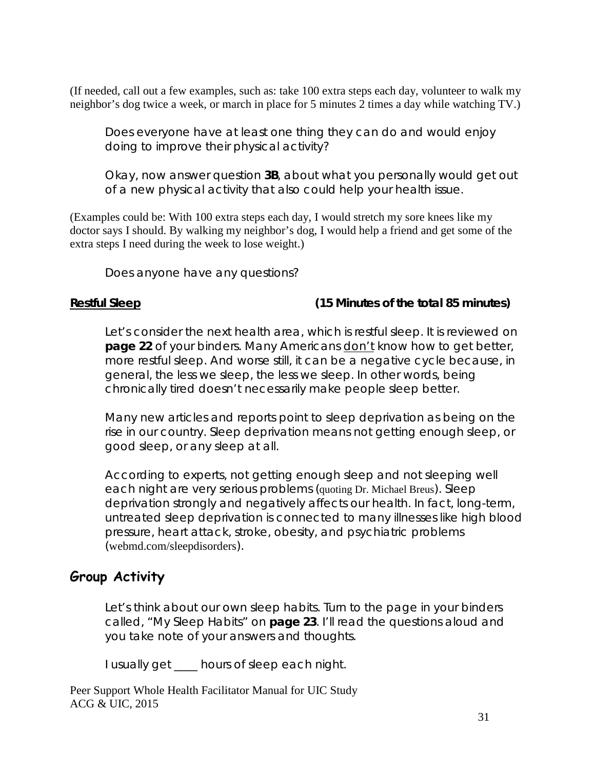(If needed, call out a few examples, such as: take 100 extra steps each day, volunteer to walk my neighbor's dog twice a week, or march in place for 5 minutes 2 times a day while watching TV.)

Does everyone have at least one thing they can do and would enjoy doing to improve their physical activity?

Okay, now answer question **3B**, about what you personally would get out of a new physical activity that also could help your health issue.

(Examples could be: With 100 extra steps each day, I would stretch my sore knees like my doctor says I should. By walking my neighbor's dog, I would help a friend and get some of the extra steps I need during the week to lose weight.)

Does anyone have any questions?

**Restful Sleep** **(15 Minutes of the total 85 minutes)**

Let's consider the next health area, which is restful sleep. It is reviewed on **page 22** of your binders. Many Americans don't know how to get better, more restful sleep. And worse still, it can be a negative cycle because, in general, the less we sleep, the less we sleep. In other words, being chronically tired doesn't necessarily make people sleep better.

Many new articles and reports point to sleep deprivation as being on the rise in our country. Sleep deprivation means not getting enough sleep, or good sleep, or any sleep at all.

According to experts, not getting enough sleep and not sleeping well each night are very serious problems (quoting Dr. Michael Breus). Sleep deprivation strongly and negatively affects our health. In fact, long-term, untreated sleep deprivation is connected to many illnesses like high blood pressure, heart attack, stroke, obesity, and psychiatric problems (webmd.com/sleepdisorders).

## Group Activity

Let's think about our own sleep habits. Turn to the page in your binders called, "My Sleep Habits" on **page 23**. I'll read the questions aloud and you take note of your answers and thoughts.

I usually get ____ hours of sleep each night.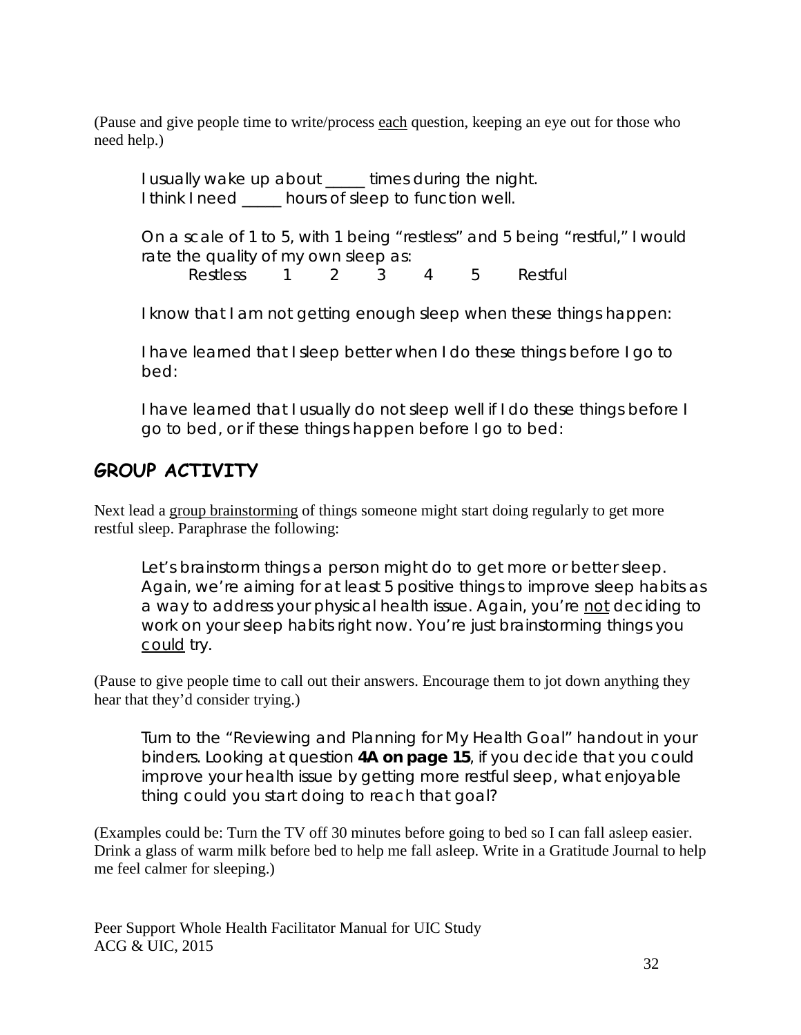(Pause and give people time to write/process <u>each</u> question, keeping an eye out for those who need help.)

> I usually wake up about _____ times during the night.
> I think I need _____ hours of sleep to function well.
>
> On a scale of 1 to 5, with 1 being "restless" and 5 being "restful," I would rate the quality of my own sleep as:
>
> Restless  1  2  3  4  5  Restful
>
> I know that I am not getting enough sleep when these things happen:
>
> I have learned that I sleep better when I do these things before I go to bed:
>
> I have learned that I usually do not sleep well if I do these things before I go to bed, or if these things happen before I go to bed:

## GROUP ACTIVITY

Next lead a <u>group brainstorming</u> of things someone might start doing regularly to get more restful sleep. Paraphrase the following:

> Let's brainstorm things a person might do to get more or better sleep. Again, we're aiming for at least 5 positive things to improve sleep habits as a way to address your physical health issue. Again, you're <u>not</u> deciding to work on your sleep habits right now. You're just brainstorming things you <u>could</u> try.

(Pause to give people time to call out their answers. Encourage them to jot down anything they hear that they'd consider trying.)

> Turn to the "Reviewing and Planning for My Health Goal" handout in your binders. Looking at question **4A on page 15**, if you decide that you could improve your health issue by getting more restful sleep, what enjoyable thing could you start doing to reach that goal?

(Examples could be: Turn the TV off 30 minutes before going to bed so I can fall asleep easier. Drink a glass of warm milk before bed to help me fall asleep. Write in a Gratitude Journal to help me feel calmer for sleeping.)

Peer Support Whole Health Facilitator Manual for UIC Study
ACG & UIC, 2015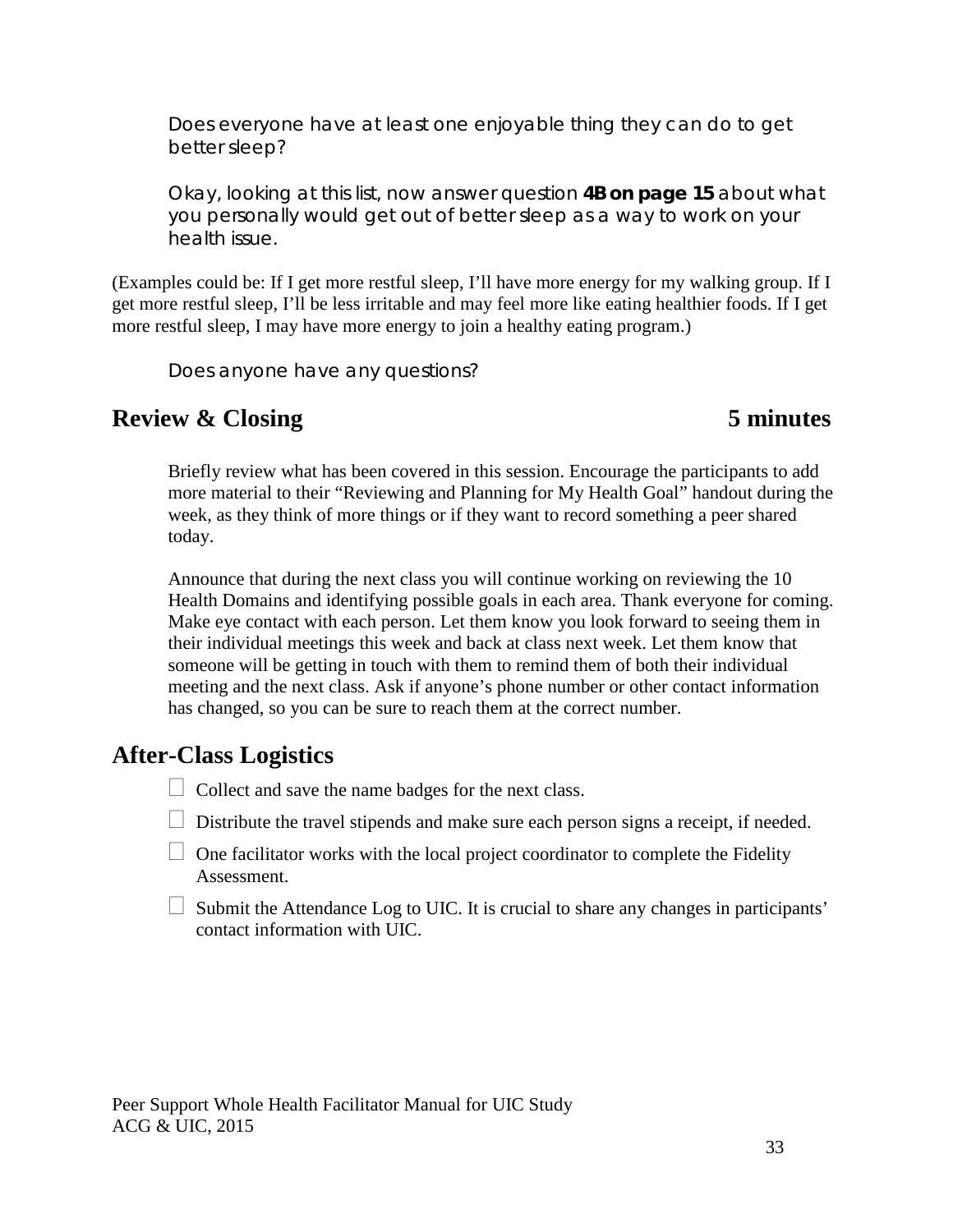Does everyone have at least one enjoyable thing they can do to get better sleep?

Okay, looking at this list, now answer question **4B on page 15** about what you personally would get out of better sleep as a way to work on your health issue.

(Examples could be: If I get more restful sleep, I'll have more energy for my walking group. If I get more restful sleep, I'll be less irritable and may feel more like eating healthier foods. If I get more restful sleep, I may have more energy to join a healthy eating program.)

Does anyone have any questions?

## Review & Closing 5 minutes

Briefly review what has been covered in this session. Encourage the participants to add more material to their "Reviewing and Planning for My Health Goal" handout during the week, as they think of more things or if they want to record something a peer shared today.

Announce that during the next class you will continue working on reviewing the 10 Health Domains and identifying possible goals in each area. Thank everyone for coming. Make eye contact with each person. Let them know you look forward to seeing them in their individual meetings this week and back at class next week. Let them know that someone will be getting in touch with them to remind them of both their individual meeting and the next class. Ask if anyone's phone number or other contact information has changed, so you can be sure to reach them at the correct number.

## After-Class Logistics

- ☐ Collect and save the name badges for the next class.
- ☐ Distribute the travel stipends and make sure each person signs a receipt, if needed.
- ☐ One facilitator works with the local project coordinator to complete the Fidelity Assessment.
- ☐ Submit the Attendance Log to UIC. It is crucial to share any changes in participants' contact information with UIC.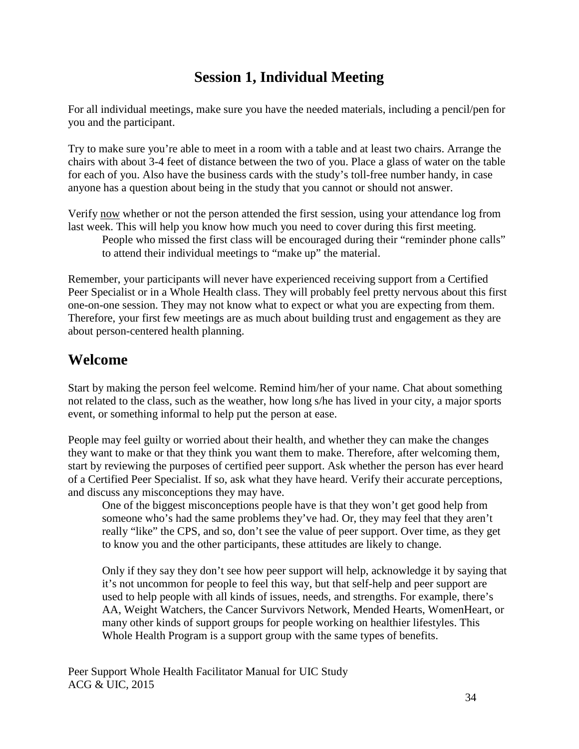# Session 1, Individual Meeting

For all individual meetings, make sure you have the needed materials, including a pencil/pen for you and the participant.

Try to make sure you're able to meet in a room with a table and at least two chairs. Arrange the chairs with about 3-4 feet of distance between the two of you. Place a glass of water on the table for each of you. Also have the business cards with the study's toll-free number handy, in case anyone has a question about being in the study that you cannot or should not answer.

Verify <u>now</u> whether or not the person attended the first session, using your attendance log from last week. This will help you know how much you need to cover during this first meeting.

> People who missed the first class will be encouraged during their "reminder phone calls" to attend their individual meetings to "make up" the material.

Remember, your participants will never have experienced receiving support from a Certified Peer Specialist or in a Whole Health class. They will probably feel pretty nervous about this first one-on-one session. They may not know what to expect or what you are expecting from them. Therefore, your first few meetings are as much about building trust and engagement as they are about person-centered health planning.

## Welcome

Start by making the person feel welcome. Remind him/her of your name. Chat about something not related to the class, such as the weather, how long s/he has lived in your city, a major sports event, or something informal to help put the person at ease.

People may feel guilty or worried about their health, and whether they can make the changes they want to make or that they think you want them to make. Therefore, after welcoming them, start by reviewing the purposes of certified peer support. Ask whether the person has ever heard of a Certified Peer Specialist. If so, ask what they have heard. Verify their accurate perceptions, and discuss any misconceptions they may have.

> One of the biggest misconceptions people have is that they won't get good help from someone who's had the same problems they've had. Or, they may feel that they aren't really "like" the CPS, and so, don't see the value of peer support. Over time, as they get to know you and the other participants, these attitudes are likely to change.
>
> Only if they say they don't see how peer support will help, acknowledge it by saying that it's not uncommon for people to feel this way, but that self-help and peer support are used to help people with all kinds of issues, needs, and strengths. For example, there's AA, Weight Watchers, the Cancer Survivors Network, Mended Hearts, WomenHeart, or many other kinds of support groups for people working on healthier lifestyles. This Whole Health Program is a support group with the same types of benefits.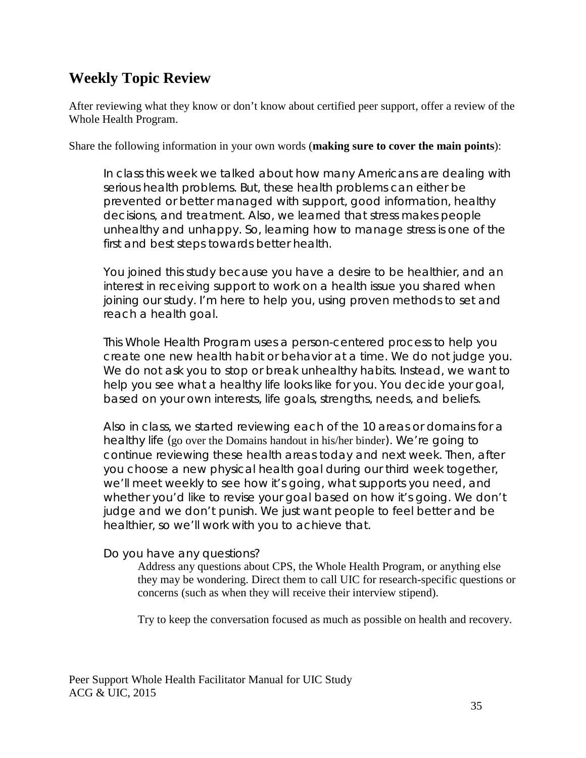## Weekly Topic Review

After reviewing what they know or don't know about certified peer support, offer a review of the Whole Health Program.

Share the following information in your own words (**making sure to cover the main points**):

> In class this week we talked about how many Americans are dealing with serious health problems. But, these health problems can either be prevented or better managed with support, good information, healthy decisions, and treatment. Also, we learned that stress makes people unhealthy and unhappy. So, learning how to manage stress is one of the first and best steps towards better health.
>
> You joined this study because you have a desire to be healthier, and an interest in receiving support to work on a health issue you shared when joining our study. I'm here to help you, using proven methods to set and reach a health goal.
>
> This Whole Health Program uses a person-centered process to help you create one new health habit or behavior at a time. We do not judge you. We do not ask you to stop or break unhealthy habits. Instead, we want to help you see what a healthy life looks like for you. You decide your goal, based on your own interests, life goals, strengths, needs, and beliefs.
>
> Also in class, we started reviewing each of the 10 areas or domains for a healthy life (go over the Domains handout in his/her binder). We're going to continue reviewing these health areas today and next week. Then, after you choose a new physical health goal during our third week together, we'll meet weekly to see how it's going, what supports you need, and whether you'd like to revise your goal based on how it's going. We don't judge and we don't punish. We just want people to feel better and be healthier, so we'll work with you to achieve that.
>
> Do you have any questions?

Address any questions about CPS, the Whole Health Program, or anything else they may be wondering. Direct them to call UIC for research-specific questions or concerns (such as when they will receive their interview stipend).

Try to keep the conversation focused as much as possible on health and recovery.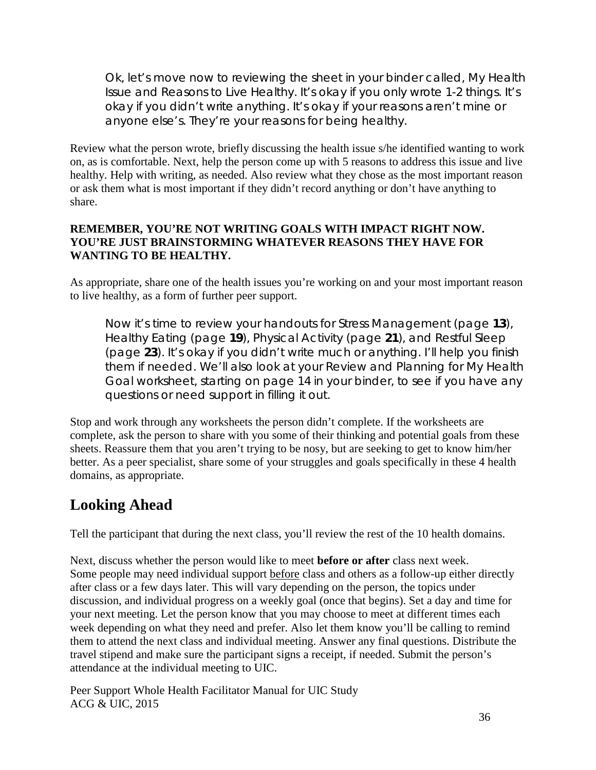Ok, let's move now to reviewing the sheet in your binder called, My Health Issue and Reasons to Live Healthy. It's okay if you only wrote 1-2 things. It's okay if you didn't write anything. It's okay if your reasons aren't mine or anyone else's. They're your reasons for being healthy.

Review what the person wrote, briefly discussing the health issue s/he identified wanting to work on, as is comfortable. Next, help the person come up with 5 reasons to address this issue and live healthy. Help with writing, as needed. Also review what they chose as the most important reason or ask them what is most important if they didn't record anything or don't have anything to share.

**REMEMBER, YOU'RE NOT WRITING GOALS WITH IMPACT RIGHT NOW. YOU'RE JUST BRAINSTORMING WHATEVER REASONS THEY HAVE FOR WANTING TO BE HEALTHY.**

As appropriate, share one of the health issues you're working on and your most important reason to live healthy, as a form of further peer support.

Now it's time to review your handouts for Stress Management (page **13**), Healthy Eating (page **19**), Physical Activity (page **21**), and Restful Sleep (page **23**). It's okay if you didn't write much or anything. I'll help you finish them if needed. We'll also look at your Review and Planning for My Health Goal worksheet, starting on page 14 in your binder, to see if you have any questions or need support in filling it out.

Stop and work through any worksheets the person didn't complete. If the worksheets are complete, ask the person to share with you some of their thinking and potential goals from these sheets. Reassure them that you aren't trying to be nosy, but are seeking to get to know him/her better. As a peer specialist, share some of your struggles and goals specifically in these 4 health domains, as appropriate.

## Looking Ahead

Tell the participant that during the next class, you'll review the rest of the 10 health domains.

Next, discuss whether the person would like to meet **before or after** class next week. Some people may need individual support before class and others as a follow-up either directly after class or a few days later. This will vary depending on the person, the topics under discussion, and individual progress on a weekly goal (once that begins). Set a day and time for your next meeting. Let the person know that you may choose to meet at different times each week depending on what they need and prefer. Also let them know you'll be calling to remind them to attend the next class and individual meeting. Answer any final questions. Distribute the travel stipend and make sure the participant signs a receipt, if needed. Submit the person's attendance at the individual meeting to UIC.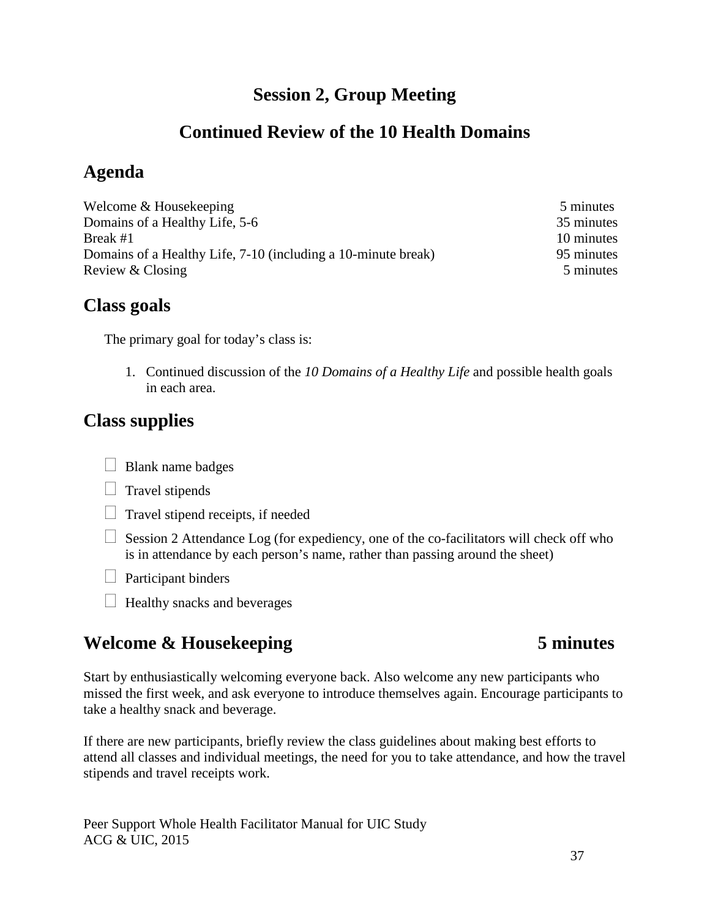# Session 2, Group Meeting

# Continued Review of the 10 Health Domains

## Agenda

| | |
|---|---|
| Welcome & Housekeeping | 5 minutes |
| Domains of a Healthy Life, 5-6 | 35 minutes |
| Break #1 | 10 minutes |
| Domains of a Healthy Life, 7-10 (including a 10-minute break) | 95 minutes |
| Review & Closing | 5 minutes |

## Class goals

The primary goal for today's class is:

1. Continued discussion of the *10 Domains of a Healthy Life* and possible health goals in each area.

## Class supplies

- ☐ Blank name badges
- ☐ Travel stipends
- ☐ Travel stipend receipts, if needed
- ☐ Session 2 Attendance Log (for expediency, one of the co-facilitators will check off who is in attendance by each person's name, rather than passing around the sheet)
- ☐ Participant binders
- ☐ Healthy snacks and beverages

## Welcome & Housekeeping 5 minutes

Start by enthusiastically welcoming everyone back. Also welcome any new participants who missed the first week, and ask everyone to introduce themselves again. Encourage participants to take a healthy snack and beverage.

If there are new participants, briefly review the class guidelines about making best efforts to attend all classes and individual meetings, the need for you to take attendance, and how the travel stipends and travel receipts work.

Peer Support Whole Health Facilitator Manual for UIC Study
ACG & UIC, 2015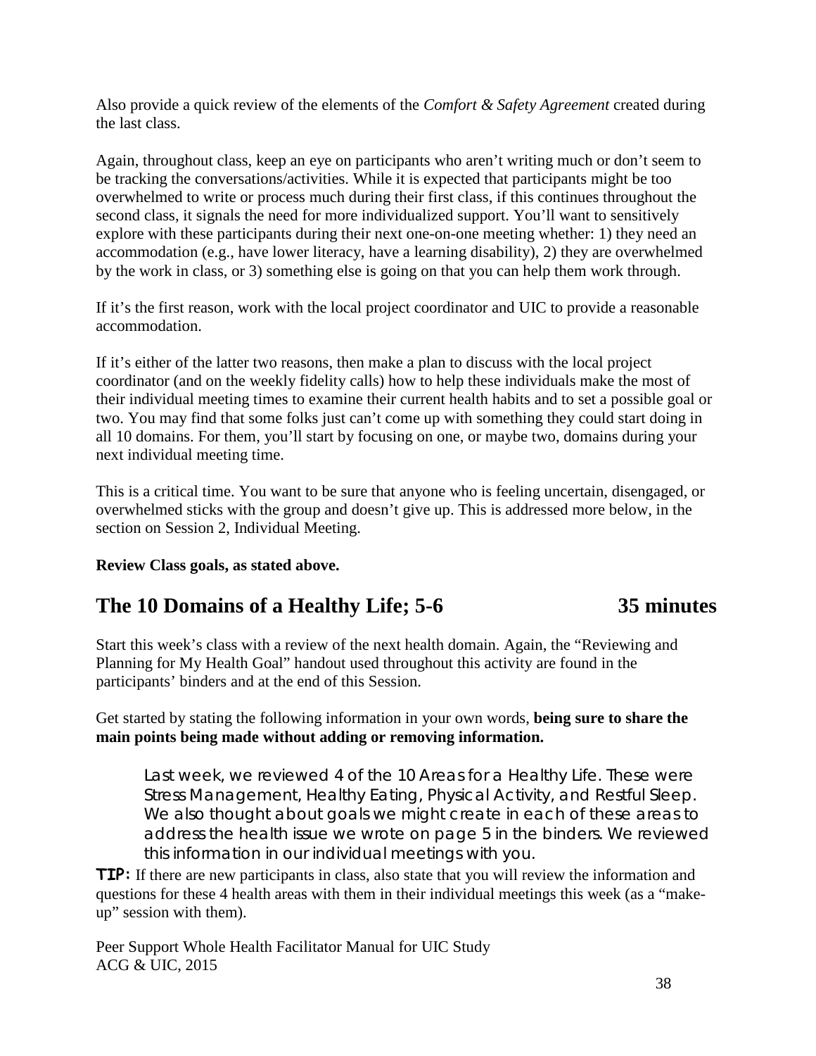Also provide a quick review of the elements of the *Comfort & Safety Agreement* created during the last class.

Again, throughout class, keep an eye on participants who aren't writing much or don't seem to be tracking the conversations/activities. While it is expected that participants might be too overwhelmed to write or process much during their first class, if this continues throughout the second class, it signals the need for more individualized support. You'll want to sensitively explore with these participants during their next one-on-one meeting whether: 1) they need an accommodation (e.g., have lower literacy, have a learning disability), 2) they are overwhelmed by the work in class, or 3) something else is going on that you can help them work through.

If it's the first reason, work with the local project coordinator and UIC to provide a reasonable accommodation.

If it's either of the latter two reasons, then make a plan to discuss with the local project coordinator (and on the weekly fidelity calls) how to help these individuals make the most of their individual meeting times to examine their current health habits and to set a possible goal or two. You may find that some folks just can't come up with something they could start doing in all 10 domains. For them, you'll start by focusing on one, or maybe two, domains during your next individual meeting time.

This is a critical time. You want to be sure that anyone who is feeling uncertain, disengaged, or overwhelmed sticks with the group and doesn't give up. This is addressed more below, in the section on Session 2, Individual Meeting.

**Review Class goals, as stated above.**

## The 10 Domains of a Healthy Life; 5-6 — 35 minutes

Start this week's class with a review of the next health domain. Again, the "Reviewing and Planning for My Health Goal" handout used throughout this activity are found in the participants' binders and at the end of this Session.

Get started by stating the following information in your own words, **being sure to share the main points being made without adding or removing information.**

> Last week, we reviewed 4 of the 10 Areas for a Healthy Life. These were Stress Management, Healthy Eating, Physical Activity, and Restful Sleep. We also thought about goals we might create in each of these areas to address the health issue we wrote on page 5 in the binders. We reviewed this information in our individual meetings with you.

**TIP:** If there are new participants in class, also state that you will review the information and questions for these 4 health areas with them in their individual meetings this week (as a "make-up" session with them).

Peer Support Whole Health Facilitator Manual for UIC Study
ACG & UIC, 2015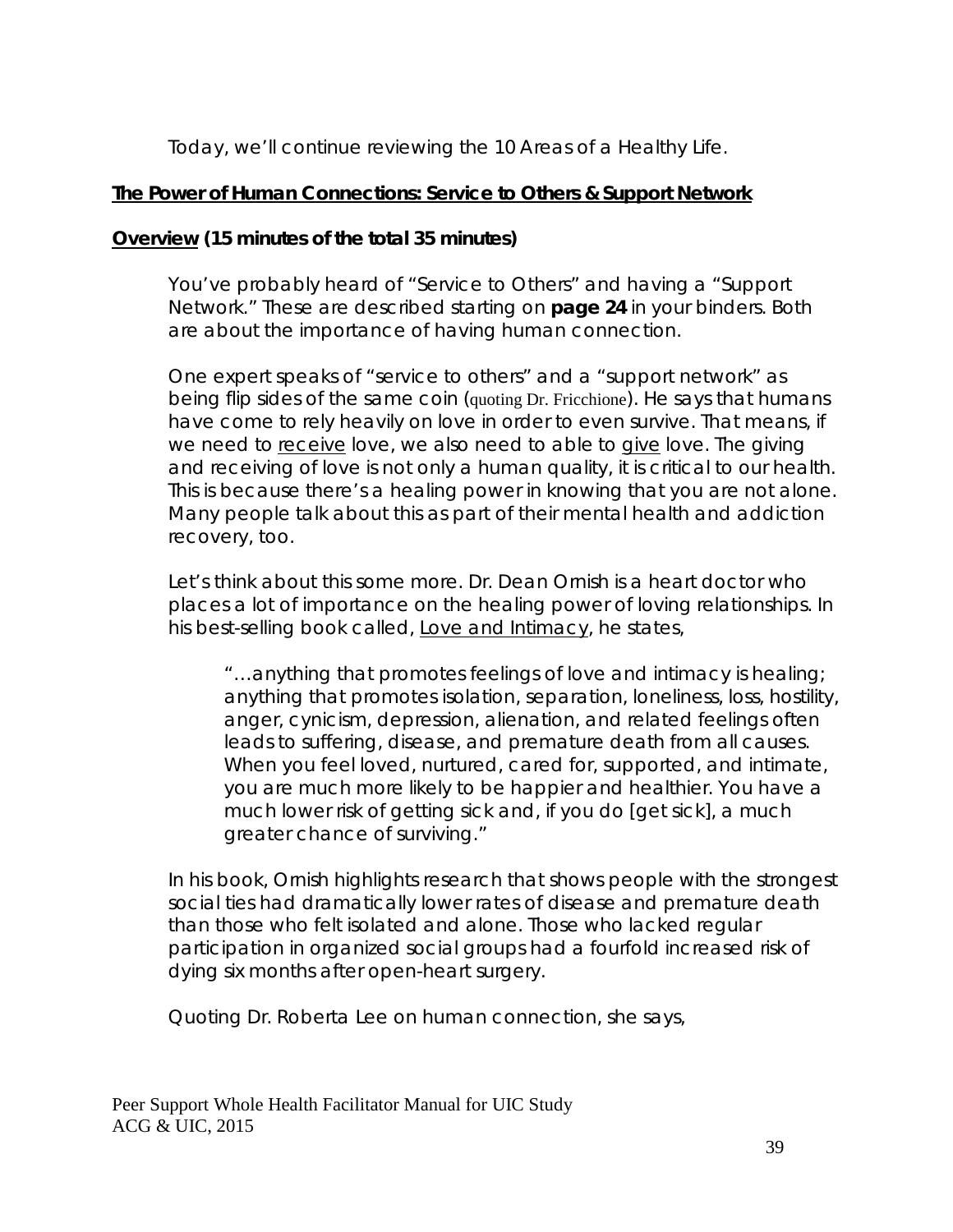Today, we'll continue reviewing the 10 Areas of a Healthy Life.

**The Power of Human Connections: Service to Others & Support Network**

**Overview (15 minutes of the total 35 minutes)**

You've probably heard of "Service to Others" and having a "Support Network." These are described starting on **page 24** in your binders. Both are about the importance of having human connection.

One expert speaks of "service to others" and a "support network" as being flip sides of the same coin (quoting Dr. Fricchione). He says that humans have come to rely heavily on love in order to even survive. That means, if we need to receive love, we also need to able to give love. The giving and receiving of love is not only a human quality, it is critical to our health. This is because there's a healing power in knowing that you are not alone. Many people talk about this as part of their mental health and addiction recovery, too.

Let's think about this some more. Dr. Dean Ornish is a heart doctor who places a lot of importance on the healing power of loving relationships. In his best-selling book called, Love and Intimacy, he states,

> "…anything that promotes feelings of love and intimacy is healing; anything that promotes isolation, separation, loneliness, loss, hostility, anger, cynicism, depression, alienation, and related feelings often leads to suffering, disease, and premature death from all causes. When you feel loved, nurtured, cared for, supported, and intimate, you are much more likely to be happier and healthier. You have a much lower risk of getting sick and, if you do [get sick], a much greater chance of surviving."

In his book, Ornish highlights research that shows people with the strongest social ties had dramatically lower rates of disease and premature death than those who felt isolated and alone. Those who lacked regular participation in organized social groups had a fourfold increased risk of dying six months after open-heart surgery.

Quoting Dr. Roberta Lee on human connection, she says,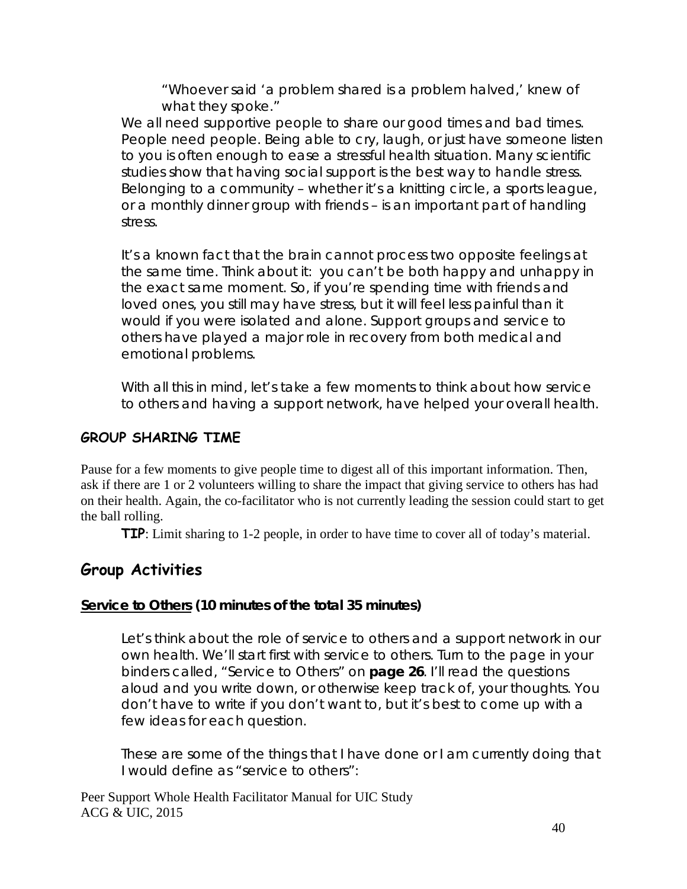"Whoever said 'a problem shared is a problem halved,' knew of what they spoke."

*We all need supportive people to share our good times and bad times. People need people. Being able to cry, laugh, or just have someone listen to you is often enough to ease a stressful health situation. Many scientific studies show that having social support is the best way to handle stress. Belonging to a community – whether it's a knitting circle, a sports league, or a monthly dinner group with friends – is an important part of handling stress.*

*It's a known fact that the brain cannot process two opposite feelings at the same time. Think about it: you can't be both happy and unhappy in the exact same moment. So, if you're spending time with friends and loved ones, you still may have stress, but it will feel less painful than it would if you were isolated and alone. Support groups and service to others have played a major role in recovery from both medical and emotional problems.*

*With all this in mind, let's take a few moments to think about how service to others and having a support network, have helped your overall health.*

### GROUP SHARING TIME

Pause for a few moments to give people time to digest all of this important information. Then, ask if there are 1 or 2 volunteers willing to share the impact that giving service to others has had on their health. Again, the co-facilitator who is not currently leading the session could start to get the ball rolling.

**TIP**: Limit sharing to 1-2 people, in order to have time to cover all of today's material.

## Group Activities

### Service to Others (10 minutes of the total 35 minutes)

*Let's think about the role of service to others and a support network in our own health. We'll start first with service to others. Turn to the page in your binders called, "Service to Others" on* ***page 26****. I'll read the questions aloud and you write down, or otherwise keep track of, your thoughts. You don't have to write if you don't want to, but it's best to come up with a few ideas for each question.*

*These are some of the things that I have done or I am currently doing that I would define as "service to others":*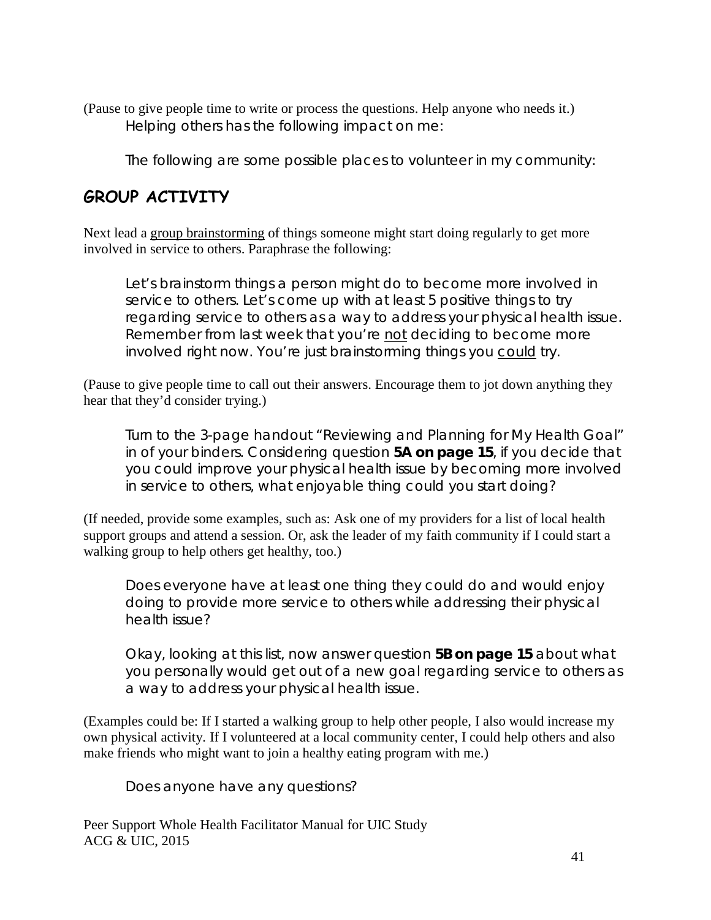(Pause to give people time to write or process the questions. Help anyone who needs it.)

> Helping others has the following impact on me:
>
> The following are some possible places to volunteer in my community:

## GROUP ACTIVITY

Next lead a <u>group brainstorming</u> of things someone might start doing regularly to get more involved in service to others. Paraphrase the following:

> Let's brainstorm things a person might do to become more involved in service to others. Let's come up with at least 5 positive things to try regarding service to others as a way to address your physical health issue. Remember from last week that you're <u>not</u> deciding to become more involved right now. You're just brainstorming things you <u>could</u> try.

(Pause to give people time to call out their answers. Encourage them to jot down anything they hear that they'd consider trying.)

> Turn to the 3-page handout "Reviewing and Planning for My Health Goal" in of your binders. Considering question **5A on page 15**, if you decide that you could improve your physical health issue by becoming more involved in service to others, what enjoyable thing could you start doing?

(If needed, provide some examples, such as: Ask one of my providers for a list of local health support groups and attend a session. Or, ask the leader of my faith community if I could start a walking group to help others get healthy, too.)

> Does everyone have at least one thing they could do and would enjoy doing to provide more service to others while addressing their physical health issue?
>
> Okay, looking at this list, now answer question **5B on page 15** about what you personally would get out of a new goal regarding service to others as a way to address your physical health issue.

(Examples could be: If I started a walking group to help other people, I also would increase my own physical activity. If I volunteered at a local community center, I could help others and also make friends who might want to join a healthy eating program with me.)

> Does anyone have any questions?

Peer Support Whole Health Facilitator Manual for UIC Study
ACG & UIC, 2015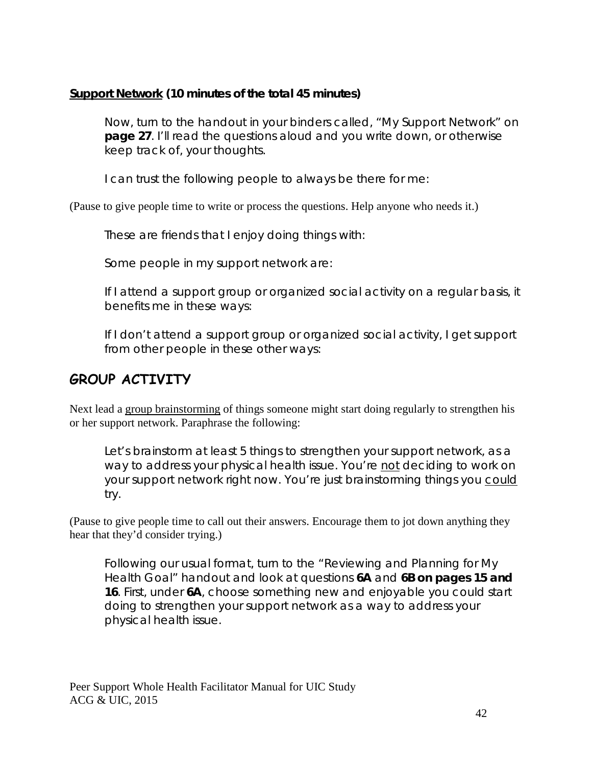**<u>Support Network</u> (10 minutes of the total 45 minutes)**

> Now, turn to the handout in your binders called, "My Support Network" on **page 27**. I'll read the questions aloud and you write down, or otherwise keep track of, your thoughts.
>
> I can trust the following people to always be there for me:

(Pause to give people time to write or process the questions. Help anyone who needs it.)

> These are friends that I enjoy doing things with:
>
> Some people in my support network are:
>
> If I attend a support group or organized social activity on a regular basis, it benefits me in these ways:
>
> If I don't attend a support group or organized social activity, I get support from other people in these other ways:

## GROUP ACTIVITY

Next lead a <u>group brainstorming</u> of things someone might start doing regularly to strengthen his or her support network. Paraphrase the following:

> Let's brainstorm at least 5 things to strengthen your support network, as a way to address your physical health issue. You're <u>not</u> deciding to work on your support network right now. You're just brainstorming things you <u>could</u> try.

(Pause to give people time to call out their answers. Encourage them to jot down anything they hear that they'd consider trying.)

> Following our usual format, turn to the "Reviewing and Planning for My Health Goal" handout and look at questions **6A** and **6B on pages 15 and 16**. First, under **6A**, choose something new and enjoyable you could start doing to strengthen your support network as a way to address your physical health issue.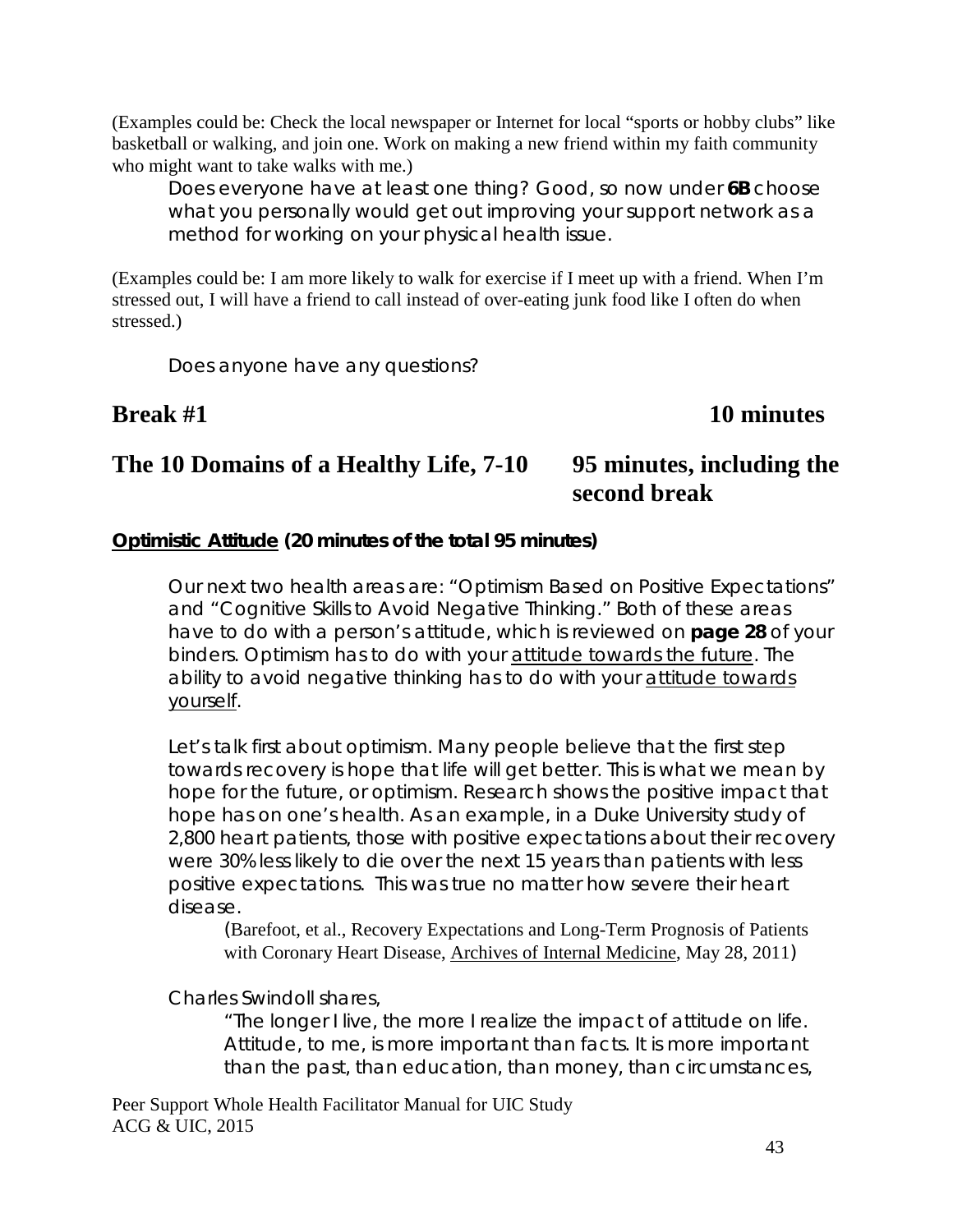(Examples could be: Check the local newspaper or Internet for local "sports or hobby clubs" like basketball or walking, and join one. Work on making a new friend within my faith community who might want to take walks with me.)

Does everyone have at least one thing? Good, so now under **6B** choose what you personally would get out improving your support network as a method for working on your physical health issue.

(Examples could be: I am more likely to walk for exercise if I meet up with a friend. When I'm stressed out, I will have a friend to call instead of over-eating junk food like I often do when stressed.)

Does anyone have any questions?

## Break #1 — 10 minutes

## The 10 Domains of a Healthy Life, 7-10 — 95 minutes, including the second break

**Optimistic Attitude (20 minutes of the total 95 minutes)**

Our next two health areas are: "Optimism Based on Positive Expectations" and "Cognitive Skills to Avoid Negative Thinking." Both of these areas have to do with a person's attitude, which is reviewed on **page 28** of your binders. Optimism has to do with your attitude towards the future. The ability to avoid negative thinking has to do with your attitude towards yourself.

Let's talk first about optimism. Many people believe that the first step towards recovery is hope that life will get better. This is what we mean by hope for the future, or optimism. Research shows the positive impact that hope has on one's health. As an example, in a Duke University study of 2,800 heart patients, those with positive expectations about their recovery were 30% less likely to die over the next 15 years than patients with less positive expectations. This was true no matter how severe their heart disease.

(Barefoot, et al., Recovery Expectations and Long-Term Prognosis of Patients with Coronary Heart Disease, Archives of Internal Medicine, May 28, 2011)

Charles Swindoll shares,

> "The longer I live, the more I realize the impact of attitude on life. Attitude, to me, is more important than facts. It is more important than the past, than education, than money, than circumstances,

Peer Support Whole Health Facilitator Manual for UIC Study
ACG & UIC, 2015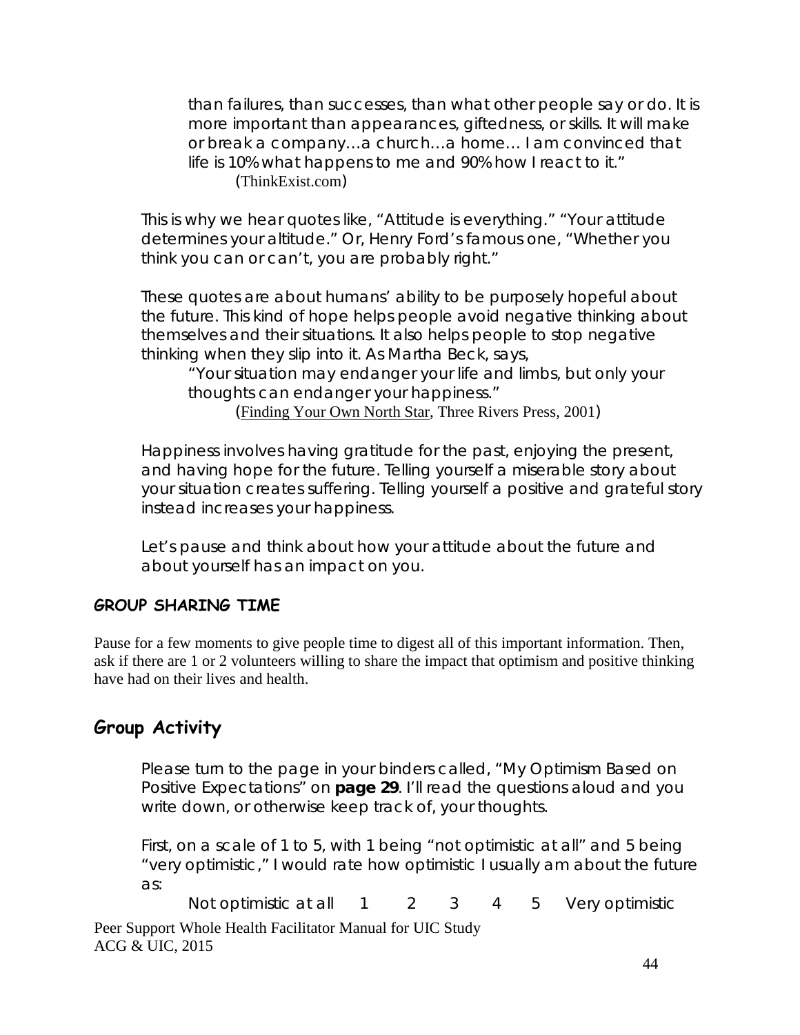> than failures, than successes, than what other people say or do. It is more important than appearances, giftedness, or skills. It will make or break a company…a church…a home… I am convinced that life is 10% what happens to me and 90% how I react to it."
> (ThinkExist.com)

This is why we hear quotes like, "Attitude is everything." "Your attitude determines your altitude." Or, Henry Ford's famous one, "Whether you think you can or can't, you are probably right."

These quotes are about humans' ability to be purposely hopeful about the future. This kind of hope helps people avoid negative thinking about themselves and their situations. It also helps people to stop negative thinking when they slip into it. As Martha Beck, says,

> "Your situation may endanger your life and limbs, but only your thoughts can endanger your happiness."
> (Finding Your Own North Star, Three Rivers Press, 2001)

Happiness involves having gratitude for the past, enjoying the present, and having hope for the future. Telling yourself a miserable story about your situation creates suffering. Telling yourself a positive and grateful story instead increases your happiness.

Let's pause and think about how your attitude about the future and about yourself has an impact on you.

**GROUP SHARING TIME**

Pause for a few moments to give people time to digest all of this important information. Then, ask if there are 1 or 2 volunteers willing to share the impact that optimism and positive thinking have had on their lives and health.

## Group Activity

Please turn to the page in your binders called, "My Optimism Based on Positive Expectations" on **page 29**. I'll read the questions aloud and you write down, or otherwise keep track of, your thoughts.

First, on a scale of 1 to 5, with 1 being "not optimistic at all" and 5 being "very optimistic," I would rate how optimistic I usually am about the future as:

Not optimistic at all 1 2 3 4 5 Very optimistic

Peer Support Whole Health Facilitator Manual for UIC Study
ACG & UIC, 2015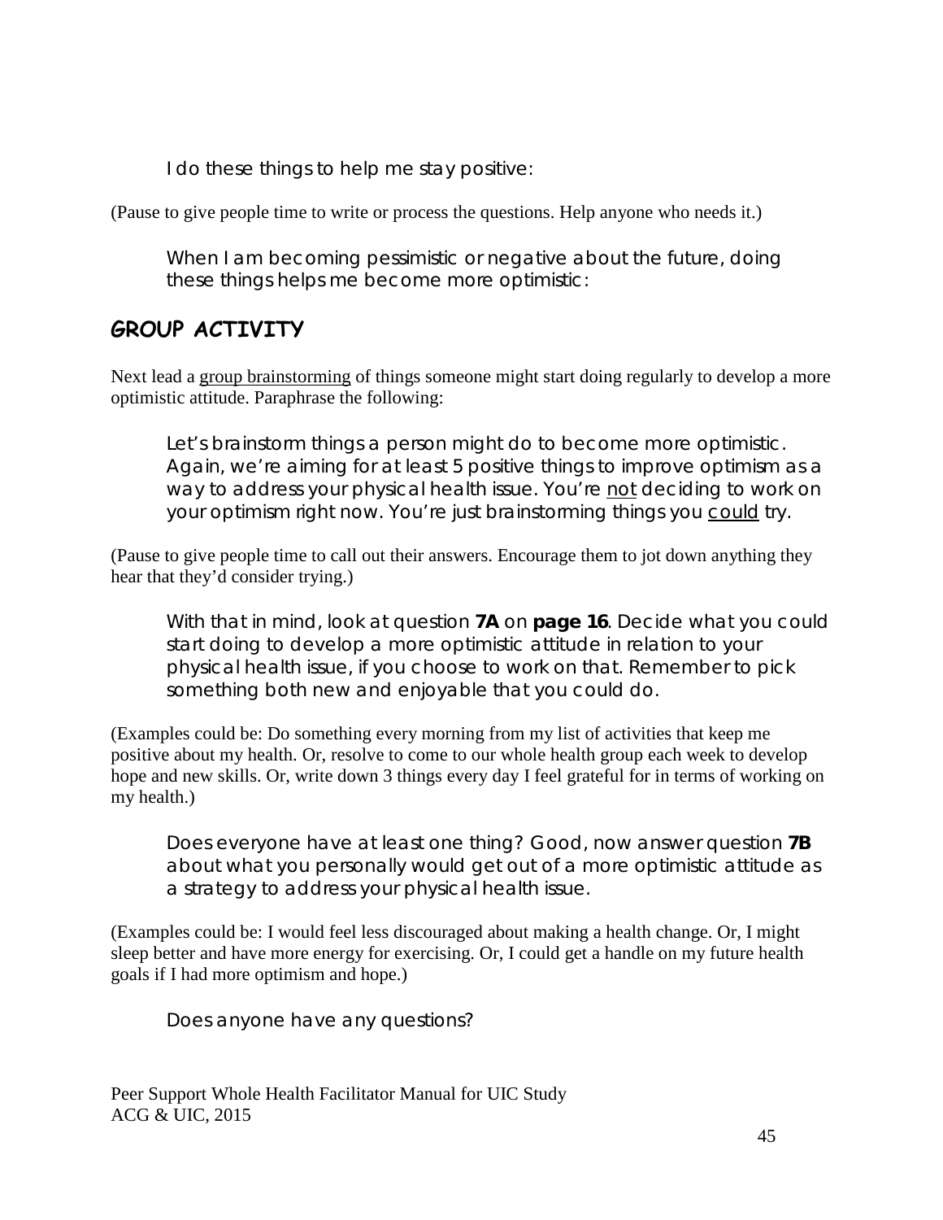I do these things to help me stay positive:

(Pause to give people time to write or process the questions. Help anyone who needs it.)

When I am becoming pessimistic or negative about the future, doing these things helps me become more optimistic:

## GROUP ACTIVITY

Next lead a <u>group brainstorming</u> of things someone might start doing regularly to develop a more optimistic attitude. Paraphrase the following:

Let's brainstorm things a person might do to become more optimistic. Again, we're aiming for at least 5 positive things to improve optimism as a way to address your physical health issue. You're <u>not</u> deciding to work on your optimism right now. You're just brainstorming things you <u>could</u> try.

(Pause to give people time to call out their answers. Encourage them to jot down anything they hear that they'd consider trying.)

With that in mind, look at question **7A** on **page 16**. Decide what you could start doing to develop a more optimistic attitude in relation to your physical health issue, if you choose to work on that. Remember to pick something both new and enjoyable that you could do.

(Examples could be: Do something every morning from my list of activities that keep me positive about my health. Or, resolve to come to our whole health group each week to develop hope and new skills. Or, write down 3 things every day I feel grateful for in terms of working on my health.)

Does everyone have at least one thing? Good, now answer question **7B** about what you personally would get out of a more optimistic attitude as a strategy to address your physical health issue.

(Examples could be: I would feel less discouraged about making a health change. Or, I might sleep better and have more energy for exercising. Or, I could get a handle on my future health goals if I had more optimism and hope.)

Does anyone have any questions?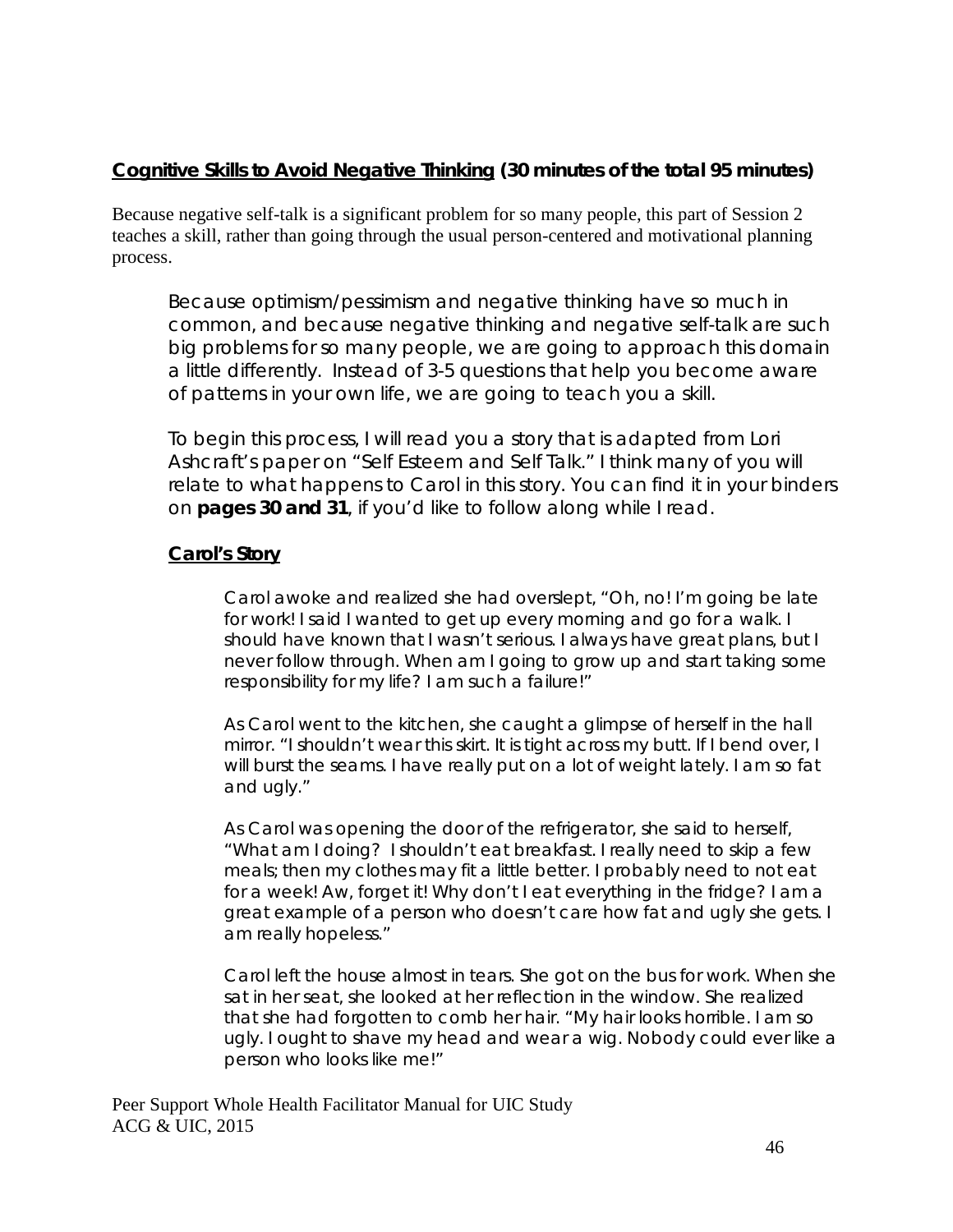**Cognitive Skills to Avoid Negative Thinking (30 minutes of the total 95 minutes)**

Because negative self-talk is a significant problem for so many people, this part of Session 2 teaches a skill, rather than going through the usual person-centered and motivational planning process.

> Because optimism/pessimism and negative thinking have so much in common, and because negative thinking and negative self-talk are such big problems for so many people, we are going to approach this domain a little differently. Instead of 3-5 questions that help you become aware of patterns in your own life, we are going to teach you a skill.
>
> To begin this process, I will read you a story that is adapted from Lori Ashcraft's paper on "Self Esteem and Self Talk." I think many of you will relate to what happens to Carol in this story. You can find it in your binders on **pages 30 and 31**, if you'd like to follow along while I read.
>
> **Carol's Story**
>
> > Carol awoke and realized she had overslept, "Oh, no! I'm going be late for work! I said I wanted to get up every morning and go for a walk. I should have known that I wasn't serious. I always have great plans, but I never follow through. When am I going to grow up and start taking some responsibility for my life? I am such a failure!"
> >
> > As Carol went to the kitchen, she caught a glimpse of herself in the hall mirror. "I shouldn't wear this skirt. It is tight across my butt. If I bend over, I will burst the seams. I have really put on a lot of weight lately. I am so fat and ugly."
> >
> > As Carol was opening the door of the refrigerator, she said to herself, "What am I doing? I shouldn't eat breakfast. I really need to skip a few meals; then my clothes may fit a little better. I probably need to not eat for a week! Aw, forget it! Why don't I eat everything in the fridge? I am a great example of a person who doesn't care how fat and ugly she gets. I am really hopeless."
> >
> > Carol left the house almost in tears. She got on the bus for work. When she sat in her seat, she looked at her reflection in the window. She realized that she had forgotten to comb her hair. "My hair looks horrible. I am so ugly. I ought to shave my head and wear a wig. Nobody could ever like a person who looks like me!"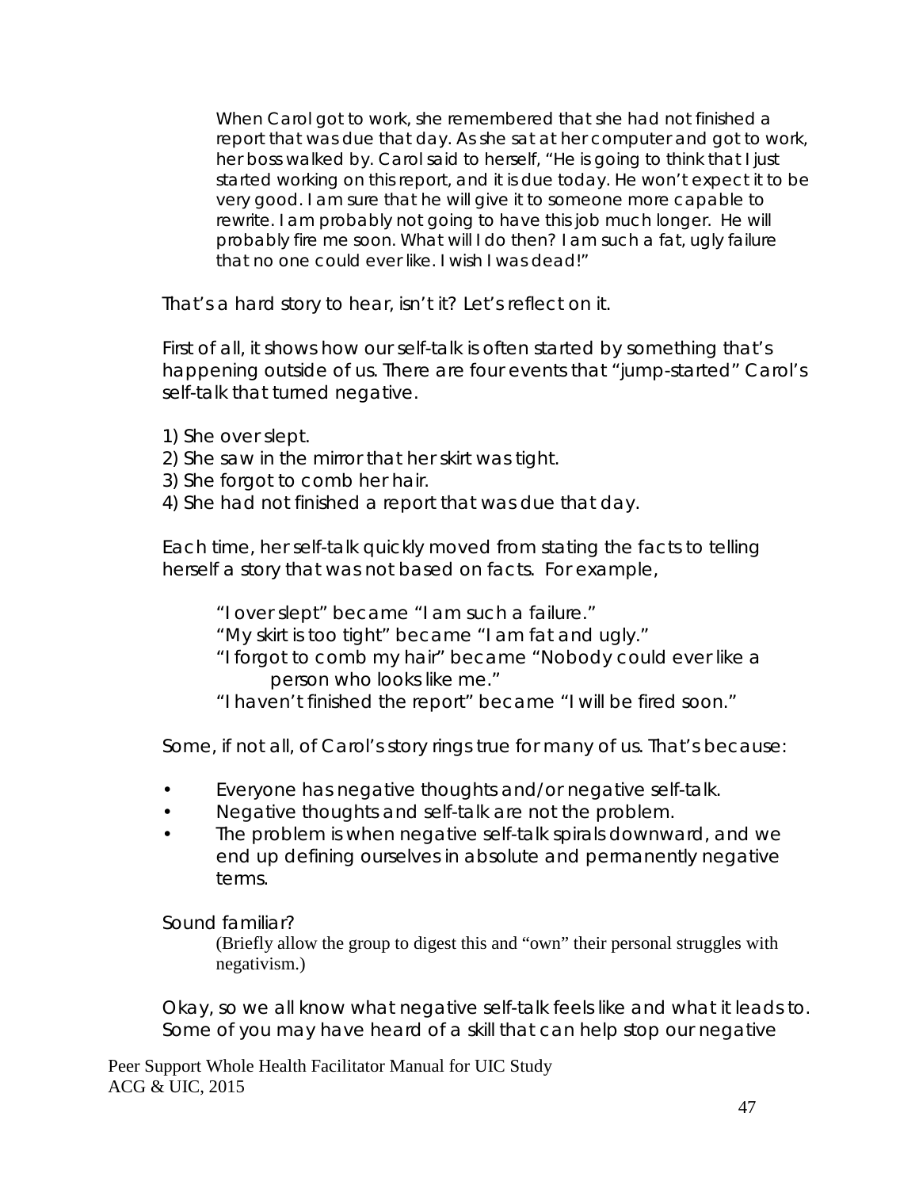> When Carol got to work, she remembered that she had not finished a report that was due that day. As she sat at her computer and got to work, her boss walked by. Carol said to herself, "He is going to think that I just started working on this report, and it is due today. He won't expect it to be very good. I am sure that he will give it to someone more capable to rewrite. I am probably not going to have this job much longer. He will probably fire me soon. What will I do then? I am such a fat, ugly failure that no one could ever like. I wish I was dead!"

That's a hard story to hear, isn't it? Let's reflect on it.

First of all, it shows how our self-talk is often started by something that's happening outside of us. There are four events that "jump-started" Carol's self-talk that turned negative.

1) She over slept.
2) She saw in the mirror that her skirt was tight.
3) She forgot to comb her hair.
4) She had not finished a report that was due that day.

Each time, her self-talk quickly moved from stating the facts to telling herself a story that was not based on facts. For example,

> "I over slept" became "I am such a failure."
> "My skirt is too tight" became "I am fat and ugly."
> "I forgot to comb my hair" became "Nobody could ever like a person who looks like me."
> "I haven't finished the report" became "I will be fired soon."

Some, if not all, of Carol's story rings true for many of us. That's because:

- Everyone has negative thoughts and/or negative self-talk.
- Negative thoughts and self-talk are not the problem.
- The problem is when negative self-talk spirals downward, and we end up defining ourselves in absolute and permanently negative terms.

Sound familiar?

> (Briefly allow the group to digest this and "own" their personal struggles with negativism.)

Okay, so we all know what negative self-talk feels like and what it leads to. Some of you may have heard of a skill that can help stop our negative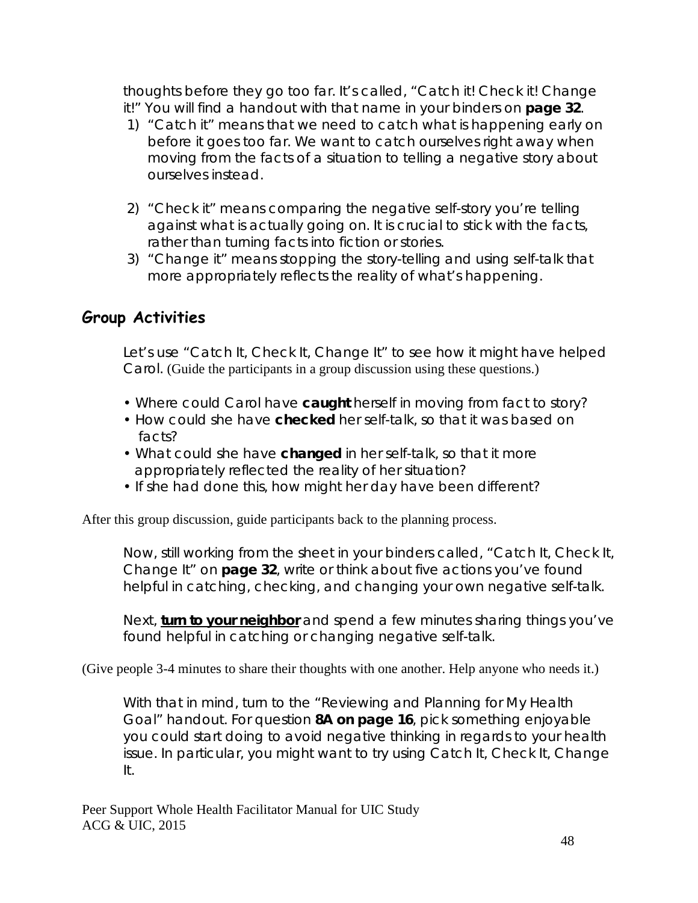thoughts before they go too far. It's called, "Catch it! Check it! Change it!" You will find a handout with that name in your binders on **page 32**.

1) "Catch it" means that we need to catch what is happening early on before it goes too far. We want to catch ourselves right away when moving from the facts of a situation to telling a negative story about ourselves instead.

2) "Check it" means comparing the negative self-story you're telling against what is actually going on. It is crucial to stick with the facts, rather than turning facts into fiction or stories.
3) "Change it" means stopping the story-telling and using self-talk that more appropriately reflects the reality of what's happening.

## Group Activities

Let's use "Catch It, Check It, Change It" to see how it might have helped Carol. (Guide the participants in a group discussion using these questions.)

- Where could Carol have **caught** herself in moving from fact to story?
- How could she have **checked** her self-talk, so that it was based on facts?
- What could she have **changed** in her self-talk, so that it more appropriately reflected the reality of her situation?
- If she had done this, how might her day have been different?

After this group discussion, guide participants back to the planning process.

Now, still working from the sheet in your binders called, "Catch It, Check It, Change It" on **page 32**, write or think about five actions you've found helpful in catching, checking, and changing your own negative self-talk.

Next, <u>**turn to your neighbor**</u> and spend a few minutes sharing things you've found helpful in catching or changing negative self-talk.

(Give people 3-4 minutes to share their thoughts with one another. Help anyone who needs it.)

With that in mind, turn to the "Reviewing and Planning for My Health Goal" handout. For question **8A on page 16**, pick something enjoyable you could start doing to avoid negative thinking in regards to your health issue. In particular, you might want to try using Catch It, Check It, Change It.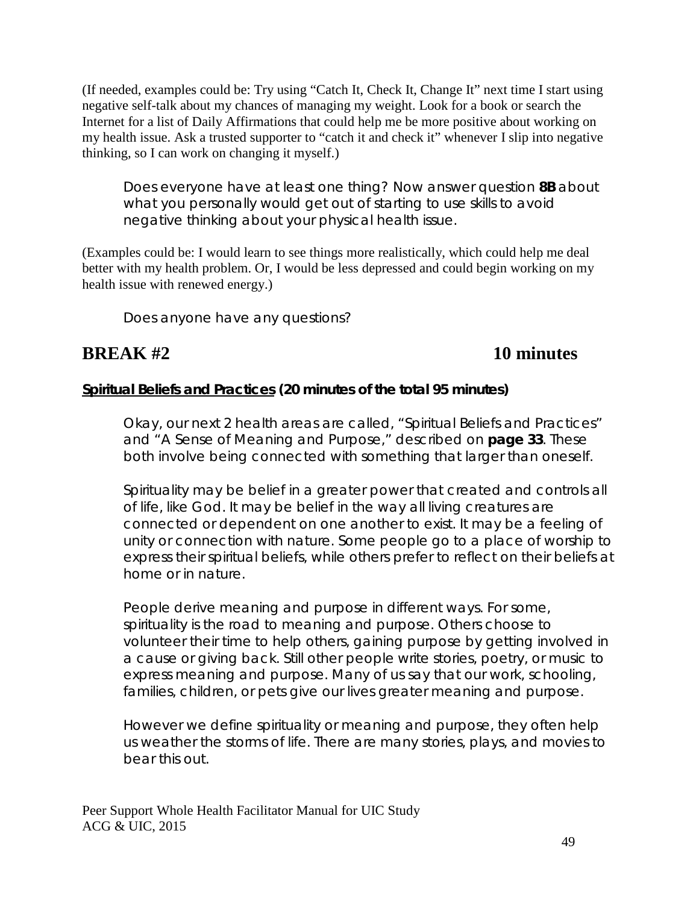(If needed, examples could be: Try using "Catch It, Check It, Change It" next time I start using negative self-talk about my chances of managing my weight. Look for a book or search the Internet for a list of Daily Affirmations that could help me be more positive about working on my health issue. Ask a trusted supporter to "catch it and check it" whenever I slip into negative thinking, so I can work on changing it myself.)

> Does everyone have at least one thing? Now answer question **8B** about what you personally would get out of starting to use skills to avoid negative thinking about your physical health issue.

(Examples could be: I would learn to see things more realistically, which could help me deal better with my health problem. Or, I would be less depressed and could begin working on my health issue with renewed energy.)

> Does anyone have any questions?

## BREAK #2 — 10 minutes

**<u>Spiritual Beliefs and Practices</u> (20 minutes of the total 95 minutes)**

> Okay, our next 2 health areas are called, "Spiritual Beliefs and Practices" and "A Sense of Meaning and Purpose," described on **page 33**. These both involve being connected with something that larger than oneself.
>
> Spirituality may be belief in a greater power that created and controls all of life, like God. It may be belief in the way all living creatures are connected or dependent on one another to exist. It may be a feeling of unity or connection with nature. Some people go to a place of worship to express their spiritual beliefs, while others prefer to reflect on their beliefs at home or in nature.
>
> People derive meaning and purpose in different ways. For some, spirituality is the road to meaning and purpose. Others choose to volunteer their time to help others, gaining purpose by getting involved in a cause or giving back. Still other people write stories, poetry, or music to express meaning and purpose. Many of us say that our work, schooling, families, children, or pets give our lives greater meaning and purpose.
>
> However we define spirituality or meaning and purpose, they often help us weather the storms of life. There are many stories, plays, and movies to bear this out.

Peer Support Whole Health Facilitator Manual for UIC Study
ACG & UIC, 2015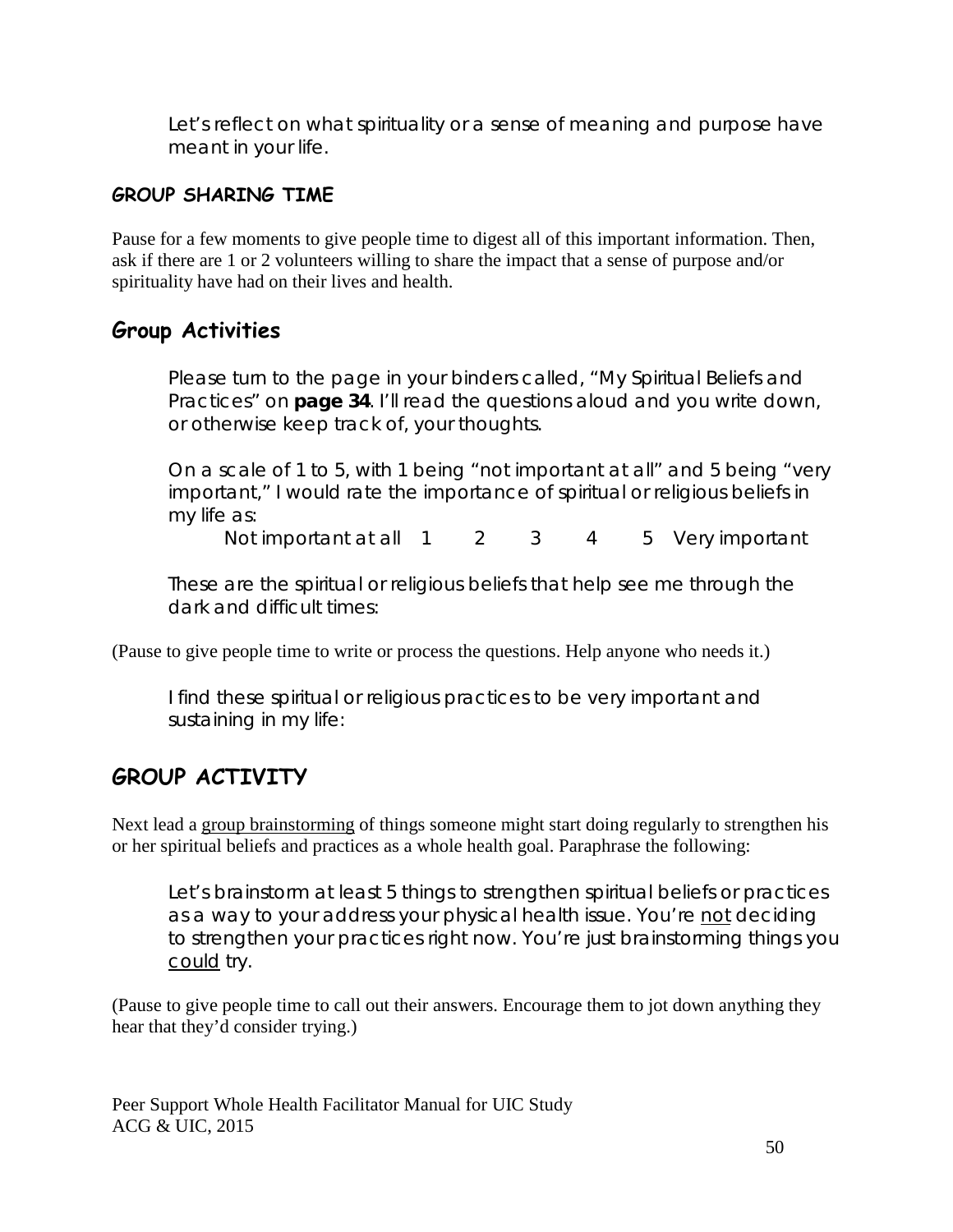Let's reflect on what spirituality or a sense of meaning and purpose have meant in your life.

### GROUP SHARING TIME

Pause for a few moments to give people time to digest all of this important information. Then, ask if there are 1 or 2 volunteers willing to share the impact that a sense of purpose and/or spirituality have had on their lives and health.

## Group Activities

Please turn to the page in your binders called, "My Spiritual Beliefs and Practices" on **page 34**. I'll read the questions aloud and you write down, or otherwise keep track of, your thoughts.

On a scale of 1 to 5, with 1 being "not important at all" and 5 being "very important," I would rate the importance of spiritual or religious beliefs in my life as:

Not important at all 1 2 3 4 5 Very important

These are the spiritual or religious beliefs that help see me through the dark and difficult times:

(Pause to give people time to write or process the questions. Help anyone who needs it.)

I find these spiritual or religious practices to be very important and sustaining in my life:

## GROUP ACTIVITY

Next lead a group brainstorming of things someone might start doing regularly to strengthen his or her spiritual beliefs and practices as a whole health goal. Paraphrase the following:

Let's brainstorm at least 5 things to strengthen spiritual beliefs or practices as a way to your address your physical health issue. You're not deciding to strengthen your practices right now. You're just brainstorming things you could try.

(Pause to give people time to call out their answers. Encourage them to jot down anything they hear that they'd consider trying.)

Peer Support Whole Health Facilitator Manual for UIC Study
ACG & UIC, 2015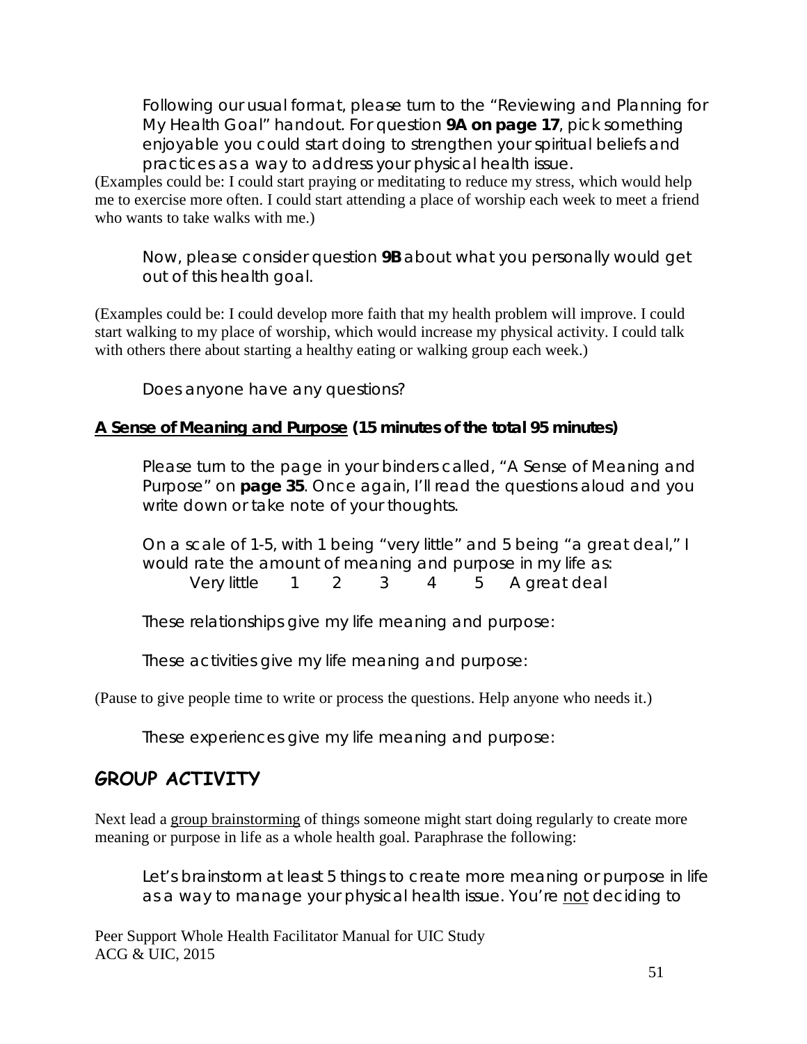Following our usual format, please turn to the "Reviewing and Planning for My Health Goal" handout. For question **9A on page 17**, pick something enjoyable you could start doing to strengthen your spiritual beliefs and practices as a way to address your physical health issue.

(Examples could be: I could start praying or meditating to reduce my stress, which would help me to exercise more often. I could start attending a place of worship each week to meet a friend who wants to take walks with me.)

Now, please consider question **9B** about what you personally would get out of this health goal.

(Examples could be: I could develop more faith that my health problem will improve. I could start walking to my place of worship, which would increase my physical activity. I could talk with others there about starting a healthy eating or walking group each week.)

Does anyone have any questions?

**<u>A Sense of Meaning and Purpose</u> (15 minutes of the total 95 minutes)**

Please turn to the page in your binders called, "A Sense of Meaning and Purpose" on **page 35**. Once again, I'll read the questions aloud and you write down or take note of your thoughts.

On a scale of 1-5, with 1 being "very little" and 5 being "a great deal," I would rate the amount of meaning and purpose in my life as:

Very little 1 2 3 4 5 A great deal

These relationships give my life meaning and purpose:

These activities give my life meaning and purpose:

(Pause to give people time to write or process the questions. Help anyone who needs it.)

These experiences give my life meaning and purpose:

## GROUP ACTIVITY

Next lead a <u>group brainstorming</u> of things someone might start doing regularly to create more meaning or purpose in life as a whole health goal. Paraphrase the following:

Let's brainstorm at least 5 things to create more meaning or purpose in life as a way to manage your physical health issue. You're <u>not</u> deciding to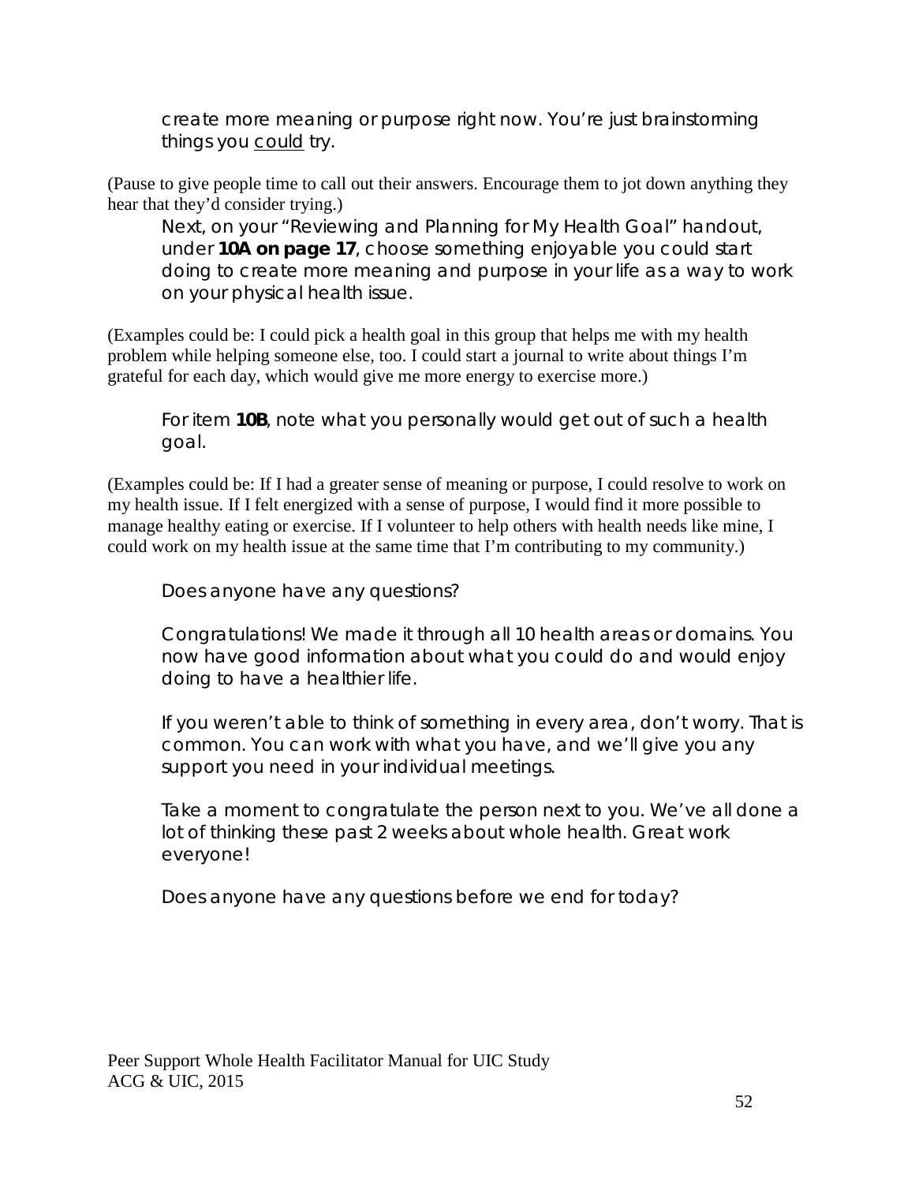create more meaning or purpose right now. You're just brainstorming things you <u>could</u> try.

(Pause to give people time to call out their answers. Encourage them to jot down anything they hear that they'd consider trying.)

Next, on your "Reviewing and Planning for My Health Goal" handout, under **10A on page 17**, choose something enjoyable you could start doing to create more meaning and purpose in your life as a way to work on your physical health issue.

(Examples could be: I could pick a health goal in this group that helps me with my health problem while helping someone else, too. I could start a journal to write about things I'm grateful for each day, which would give me more energy to exercise more.)

For item **10B**, note what you personally would get out of such a health goal.

(Examples could be: If I had a greater sense of meaning or purpose, I could resolve to work on my health issue. If I felt energized with a sense of purpose, I would find it more possible to manage healthy eating or exercise. If I volunteer to help others with health needs like mine, I could work on my health issue at the same time that I'm contributing to my community.)

Does anyone have any questions?

Congratulations! We made it through all 10 health areas or domains. You now have good information about what you could do and would enjoy doing to have a healthier life.

If you weren't able to think of something in every area, don't worry. That is common. You can work with what you have, and we'll give you any support you need in your individual meetings.

Take a moment to congratulate the person next to you. We've all done a lot of thinking these past 2 weeks about whole health. Great work everyone!

Does anyone have any questions before we end for today?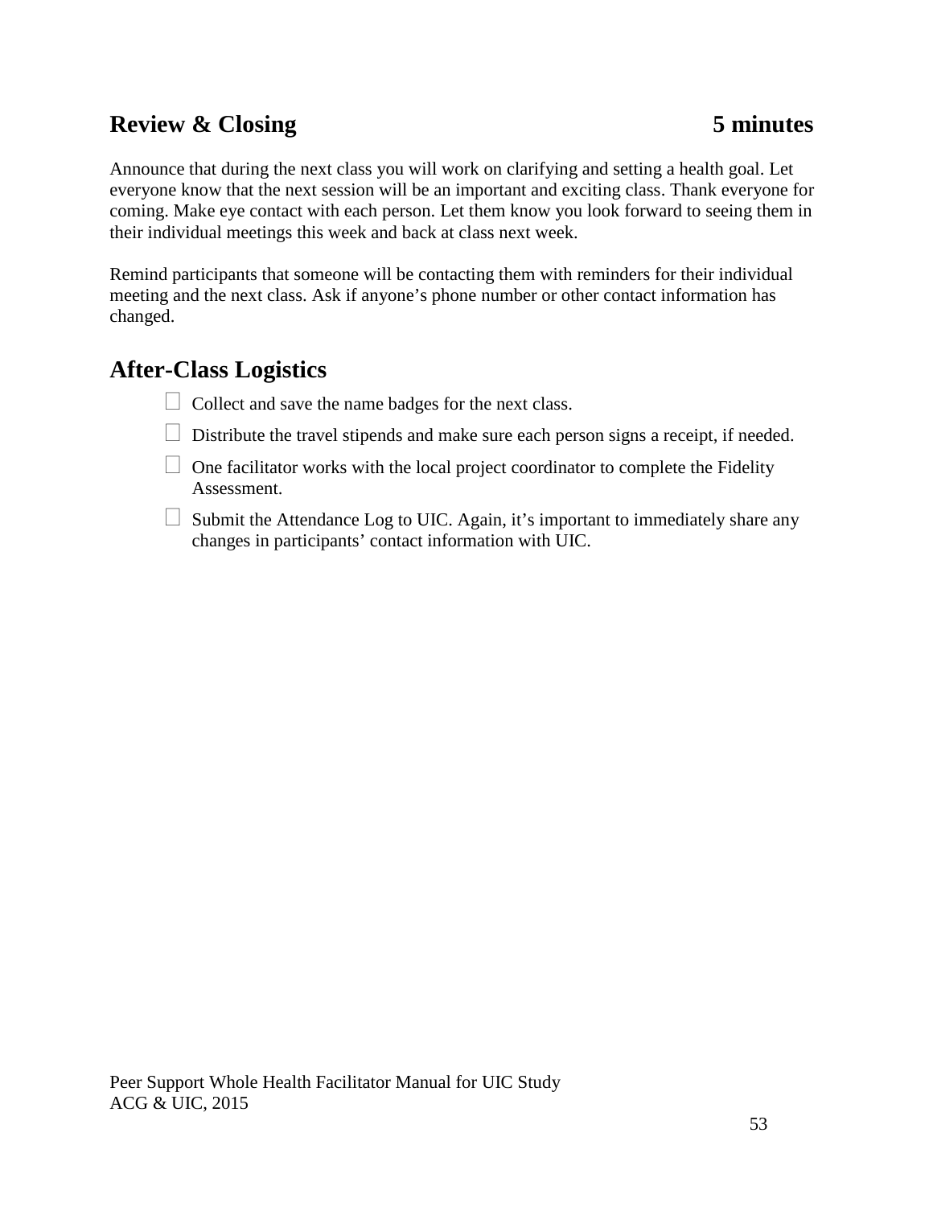## Review & Closing 5 minutes

Announce that during the next class you will work on clarifying and setting a health goal. Let everyone know that the next session will be an important and exciting class. Thank everyone for coming. Make eye contact with each person. Let them know you look forward to seeing them in their individual meetings this week and back at class next week.

Remind participants that someone will be contacting them with reminders for their individual meeting and the next class. Ask if anyone's phone number or other contact information has changed.

## After-Class Logistics

- [ ] Collect and save the name badges for the next class.
- [ ] Distribute the travel stipends and make sure each person signs a receipt, if needed.
- [ ] One facilitator works with the local project coordinator to complete the Fidelity Assessment.
- [ ] Submit the Attendance Log to UIC. Again, it's important to immediately share any changes in participants' contact information with UIC.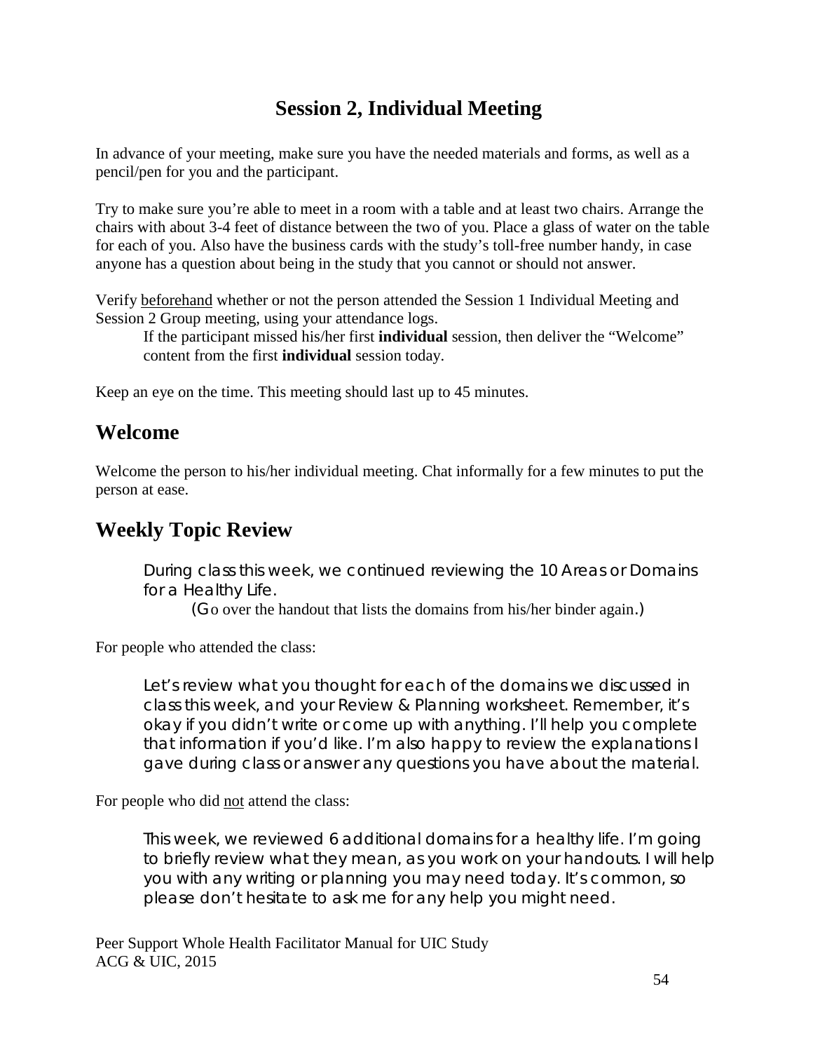# Session 2, Individual Meeting

In advance of your meeting, make sure you have the needed materials and forms, as well as a pencil/pen for you and the participant.

Try to make sure you're able to meet in a room with a table and at least two chairs. Arrange the chairs with about 3-4 feet of distance between the two of you. Place a glass of water on the table for each of you. Also have the business cards with the study's toll-free number handy, in case anyone has a question about being in the study that you cannot or should not answer.

Verify beforehand whether or not the person attended the Session 1 Individual Meeting and Session 2 Group meeting, using your attendance logs.

> If the participant missed his/her first **individual** session, then deliver the "Welcome" content from the first **individual** session today.

Keep an eye on the time. This meeting should last up to 45 minutes.

## Welcome

Welcome the person to his/her individual meeting. Chat informally for a few minutes to put the person at ease.

## Weekly Topic Review

> During class this week, we continued reviewing the 10 Areas or Domains for a Healthy Life.
>
> (Go over the handout that lists the domains from his/her binder again.)

For people who attended the class:

> Let's review what you thought for each of the domains we discussed in class this week, and your Review & Planning worksheet. Remember, it's okay if you didn't write or come up with anything. I'll help you complete that information if you'd like. I'm also happy to review the explanations I gave during class or answer any questions you have about the material.

For people who did not attend the class:

> This week, we reviewed 6 additional domains for a healthy life. I'm going to briefly review what they mean, as you work on your handouts. I will help you with any writing or planning you may need today. It's common, so please don't hesitate to ask me for any help you might need.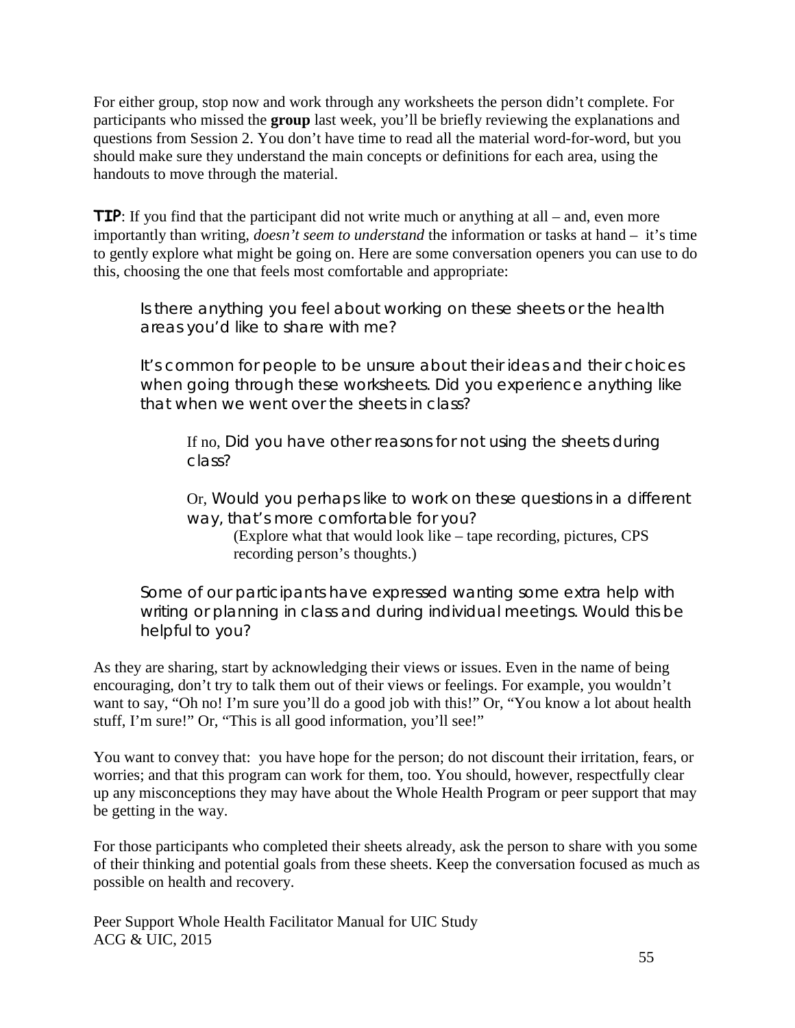For either group, stop now and work through any worksheets the person didn't complete. For participants who missed the **group** last week, you'll be briefly reviewing the explanations and questions from Session 2. You don't have time to read all the material word-for-word, but you should make sure they understand the main concepts or definitions for each area, using the handouts to move through the material.

**TIP**: If you find that the participant did not write much or anything at all – and, even more importantly than writing, *doesn't seem to understand* the information or tasks at hand – it's time to gently explore what might be going on. Here are some conversation openers you can use to do this, choosing the one that feels most comfortable and appropriate:

> Is there anything you feel about working on these sheets or the health areas you'd like to share with me?
>
> It's common for people to be unsure about their ideas and their choices when going through these worksheets. Did you experience anything like that when we went over the sheets in class?
>
> > If no, Did you have other reasons for not using the sheets during class?
> >
> > Or, Would you perhaps like to work on these questions in a different way, that's more comfortable for you?
> > (Explore what that would look like – tape recording, pictures, CPS recording person's thoughts.)
>
> Some of our participants have expressed wanting some extra help with writing or planning in class and during individual meetings. Would this be helpful to you?

As they are sharing, start by acknowledging their views or issues. Even in the name of being encouraging, don't try to talk them out of their views or feelings. For example, you wouldn't want to say, "Oh no! I'm sure you'll do a good job with this!" Or, "You know a lot about health stuff, I'm sure!" Or, "This is all good information, you'll see!"

You want to convey that: you have hope for the person; do not discount their irritation, fears, or worries; and that this program can work for them, too. You should, however, respectfully clear up any misconceptions they may have about the Whole Health Program or peer support that may be getting in the way.

For those participants who completed their sheets already, ask the person to share with you some of their thinking and potential goals from these sheets. Keep the conversation focused as much as possible on health and recovery.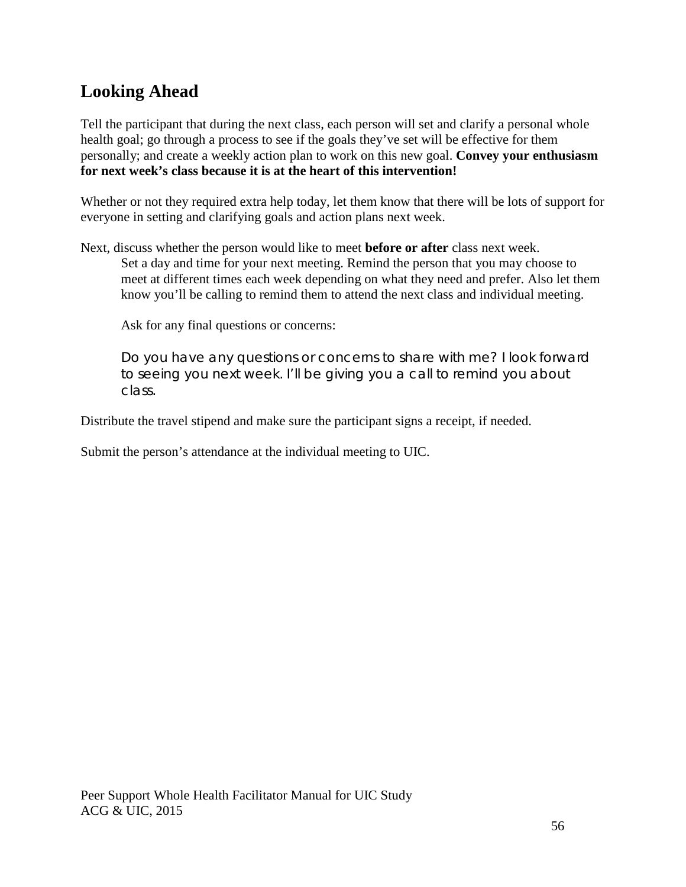## Looking Ahead

Tell the participant that during the next class, each person will set and clarify a personal whole health goal; go through a process to see if the goals they've set will be effective for them personally; and create a weekly action plan to work on this new goal. **Convey your enthusiasm for next week's class because it is at the heart of this intervention!**

Whether or not they required extra help today, let them know that there will be lots of support for everyone in setting and clarifying goals and action plans next week.

Next, discuss whether the person would like to meet **before or after** class next week.

> Set a day and time for your next meeting. Remind the person that you may choose to meet at different times each week depending on what they need and prefer. Also let them know you'll be calling to remind them to attend the next class and individual meeting.
>
> Ask for any final questions or concerns:
>
> Do you have any questions or concerns to share with me? I look forward to seeing you next week. I'll be giving you a call to remind you about class.

Distribute the travel stipend and make sure the participant signs a receipt, if needed.

Submit the person's attendance at the individual meeting to UIC.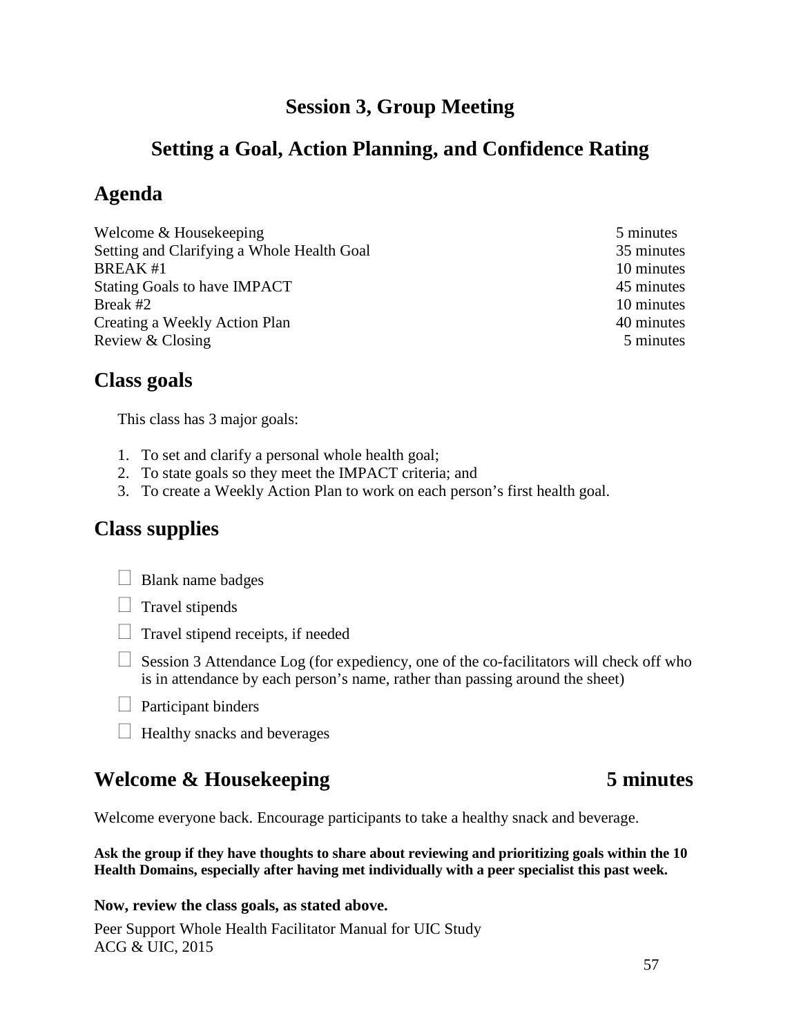# Session 3, Group Meeting

# Setting a Goal, Action Planning, and Confidence Rating

## Agenda

| | |
|---|---|
| Welcome & Housekeeping | 5 minutes |
| Setting and Clarifying a Whole Health Goal | 35 minutes |
| BREAK #1 | 10 minutes |
| Stating Goals to have IMPACT | 45 minutes |
| Break #2 | 10 minutes |
| Creating a Weekly Action Plan | 40 minutes |
| Review & Closing | 5 minutes |

## Class goals

This class has 3 major goals:

1. To set and clarify a personal whole health goal;
2. To state goals so they meet the IMPACT criteria; and
3. To create a Weekly Action Plan to work on each person's first health goal.

## Class supplies

- ☐ Blank name badges
- ☐ Travel stipends
- ☐ Travel stipend receipts, if needed
- ☐ Session 3 Attendance Log (for expediency, one of the co-facilitators will check off who is in attendance by each person's name, rather than passing around the sheet)
- ☐ Participant binders
- ☐ Healthy snacks and beverages

## Welcome & Housekeeping 5 minutes

Welcome everyone back. Encourage participants to take a healthy snack and beverage.

**Ask the group if they have thoughts to share about reviewing and prioritizing goals within the 10 Health Domains, especially after having met individually with a peer specialist this past week.**

**Now, review the class goals, as stated above.**

Peer Support Whole Health Facilitator Manual for UIC Study
ACG & UIC, 2015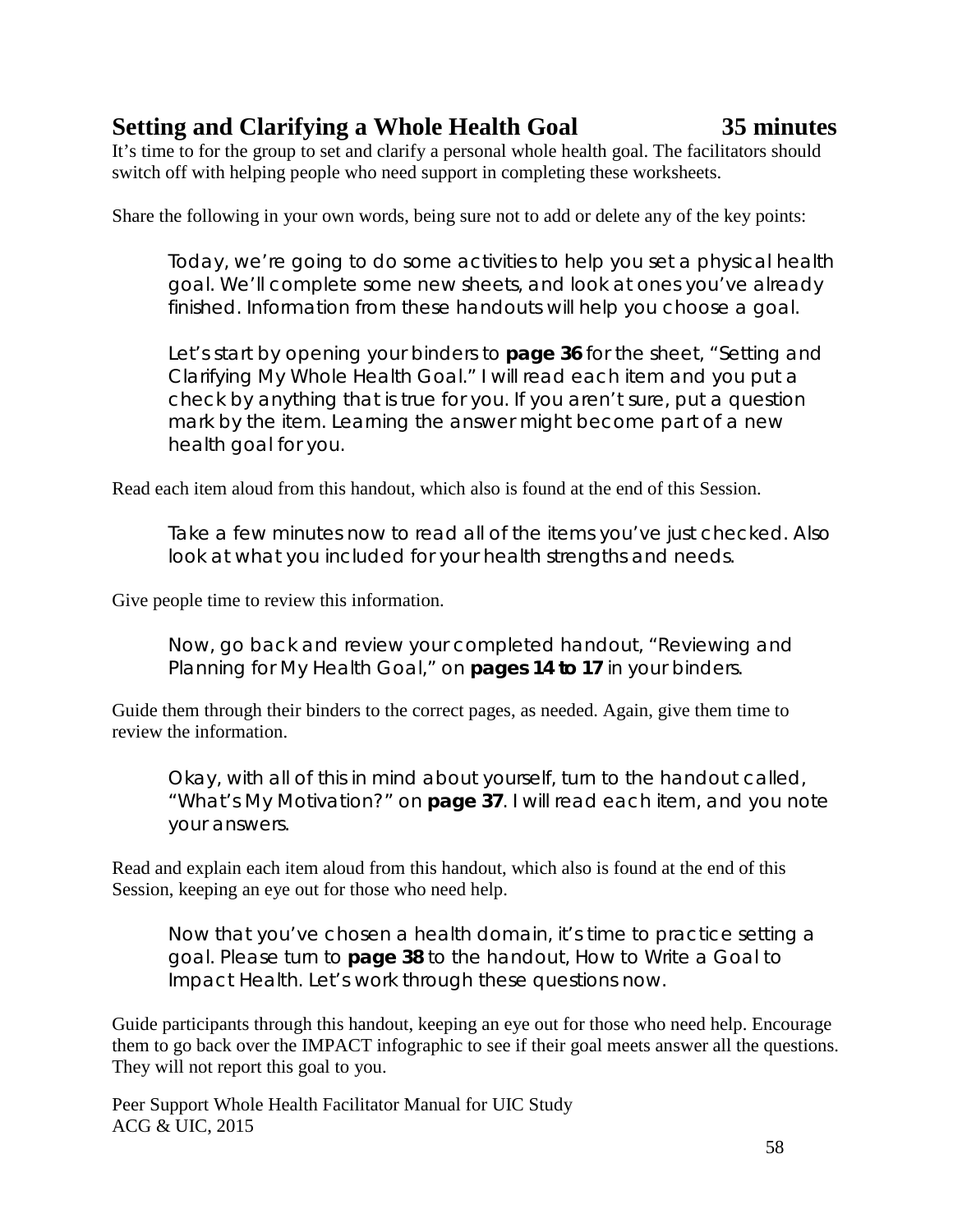## Setting and Clarifying a Whole Health Goal 35 minutes

It's time to for the group to set and clarify a personal whole health goal. The facilitators should switch off with helping people who need support in completing these worksheets.

Share the following in your own words, being sure not to add or delete any of the key points:

> Today, we're going to do some activities to help you set a physical health goal. We'll complete some new sheets, and look at ones you've already finished. Information from these handouts will help you choose a goal.
>
> Let's start by opening your binders to **page 36** for the sheet, "Setting and Clarifying My Whole Health Goal." I will read each item and you put a check by anything that is true for you. If you aren't sure, put a question mark by the item. Learning the answer might become part of a new health goal for you.

Read each item aloud from this handout, which also is found at the end of this Session.

> Take a few minutes now to read all of the items you've just checked. Also look at what you included for your health strengths and needs.

Give people time to review this information.

> Now, go back and review your completed handout, "Reviewing and Planning for My Health Goal," on **pages 14 to 17** in your binders.

Guide them through their binders to the correct pages, as needed. Again, give them time to review the information.

> Okay, with all of this in mind about yourself, turn to the handout called, "What's My Motivation?" on **page 37**. I will read each item, and you note your answers.

Read and explain each item aloud from this handout, which also is found at the end of this Session, keeping an eye out for those who need help.

> Now that you've chosen a health domain, it's time to practice setting a goal. Please turn to **page 38** to the handout, How to Write a Goal to Impact Health. Let's work through these questions now.

Guide participants through this handout, keeping an eye out for those who need help. Encourage them to go back over the IMPACT infographic to see if their goal meets answer all the questions. They will not report this goal to you.

Peer Support Whole Health Facilitator Manual for UIC Study
ACG & UIC, 2015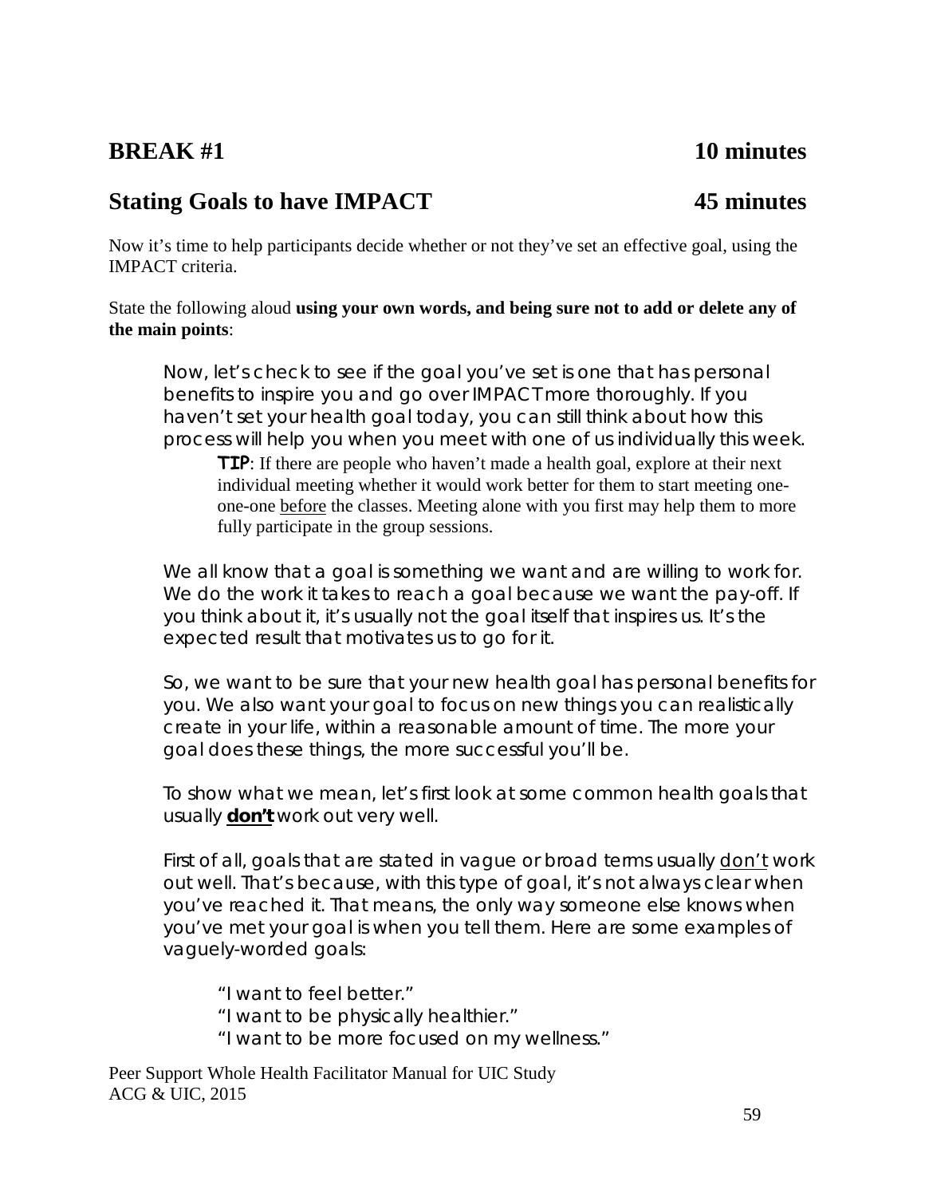## BREAK #1 — 10 minutes

## Stating Goals to have IMPACT — 45 minutes

Now it's time to help participants decide whether or not they've set an effective goal, using the IMPACT criteria.

State the following aloud **using your own words, and being sure not to add or delete any of the main points**:

> Now, let's check to see if the goal you've set is one that has personal benefits to inspire you and go over IMPACT more thoroughly. If you haven't set your health goal today, you can still think about how this process will help you when you meet with one of us individually this week.
>
> > **TIP**: If there are people who haven't made a health goal, explore at their next individual meeting whether it would work better for them to start meeting one-one-one before the classes. Meeting alone with you first may help them to more fully participate in the group sessions.
>
> We all know that a goal is something we want and are willing to work for. We do the work it takes to reach a goal because we want the pay-off. If you think about it, it's usually not the goal itself that inspires us. It's the expected result that motivates us to go for it.
>
> So, we want to be sure that your new health goal has personal benefits for you. We also want your goal to focus on new things you can realistically create in your life, within a reasonable amount of time. The more your goal does these things, the more successful you'll be.
>
> To show what we mean, let's first look at some common health goals that usually **don't** work out very well.
>
> First of all, goals that are stated in vague or broad terms usually don't work out well. That's because, with this type of goal, it's not always clear when you've reached it. That means, the only way someone else knows when you've met your goal is when you tell them. Here are some examples of vaguely-worded goals:
>
> > "I want to feel better."
> > "I want to be physically healthier."
> > "I want to be more focused on my wellness."

Peer Support Whole Health Facilitator Manual for UIC Study
ACG & UIC, 2015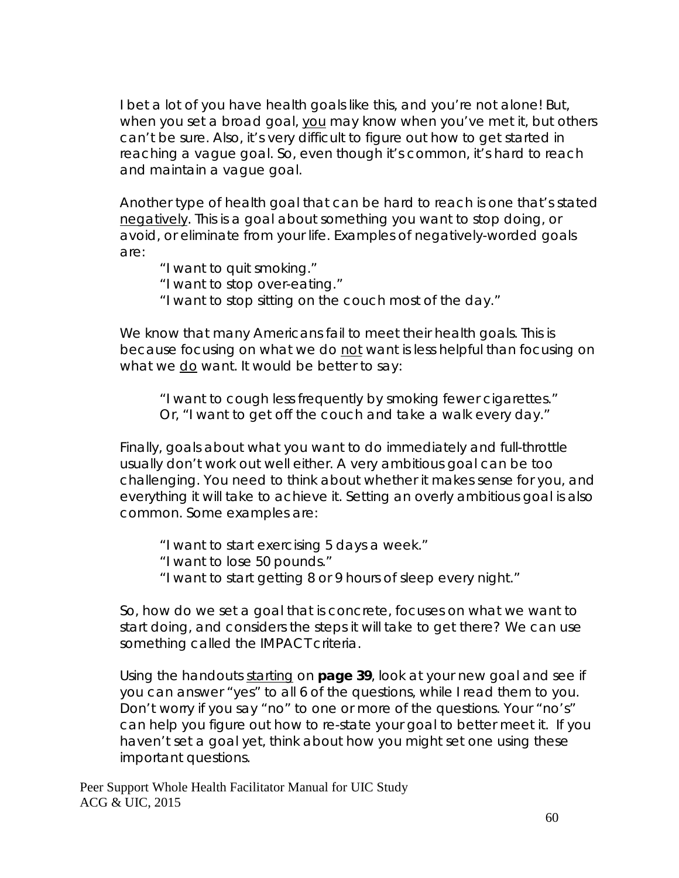I bet a lot of you have health goals like this, and you're not alone! But, when you set a broad goal, <u>you</u> may know when you've met it, but others can't be sure. Also, it's very difficult to figure out how to get started in reaching a vague goal. So, even though it's common, it's hard to reach and maintain a vague goal.

Another type of health goal that can be hard to reach is one that's stated <u>negatively</u>. This is a goal about something you want to stop doing, or avoid, or eliminate from your life. Examples of negatively-worded goals are:

> "I want to quit smoking."
> "I want to stop over-eating."
> "I want to stop sitting on the couch most of the day."

We know that many Americans fail to meet their health goals. This is because focusing on what we do <u>not</u> want is less helpful than focusing on what we <u>do</u> want. It would be better to say:

> "I want to cough less frequently by smoking fewer cigarettes."
> Or, "I want to get off the couch and take a walk every day."

Finally, goals about what you want to do immediately and full-throttle usually don't work out well either. A very ambitious goal can be too challenging. You need to think about whether it makes sense for you, and everything it will take to achieve it. Setting an overly ambitious goal is also common. Some examples are:

> "I want to start exercising 5 days a week."
> "I want to lose 50 pounds."
> "I want to start getting 8 or 9 hours of sleep every night."

So, how do we set a goal that is concrete, focuses on what we want to start doing, and considers the steps it will take to get there? We can use something called the IMPACT criteria.

Using the handouts <u>starting</u> on **page 39**, look at your new goal and see if you can answer "yes" to all 6 of the questions, while I read them to you. Don't worry if you say "no" to one or more of the questions. Your "no's" can help you figure out how to re-state your goal to better meet it. If you haven't set a goal yet, think about how you might set one using these important questions.

Peer Support Whole Health Facilitator Manual for UIC Study
ACG & UIC, 2015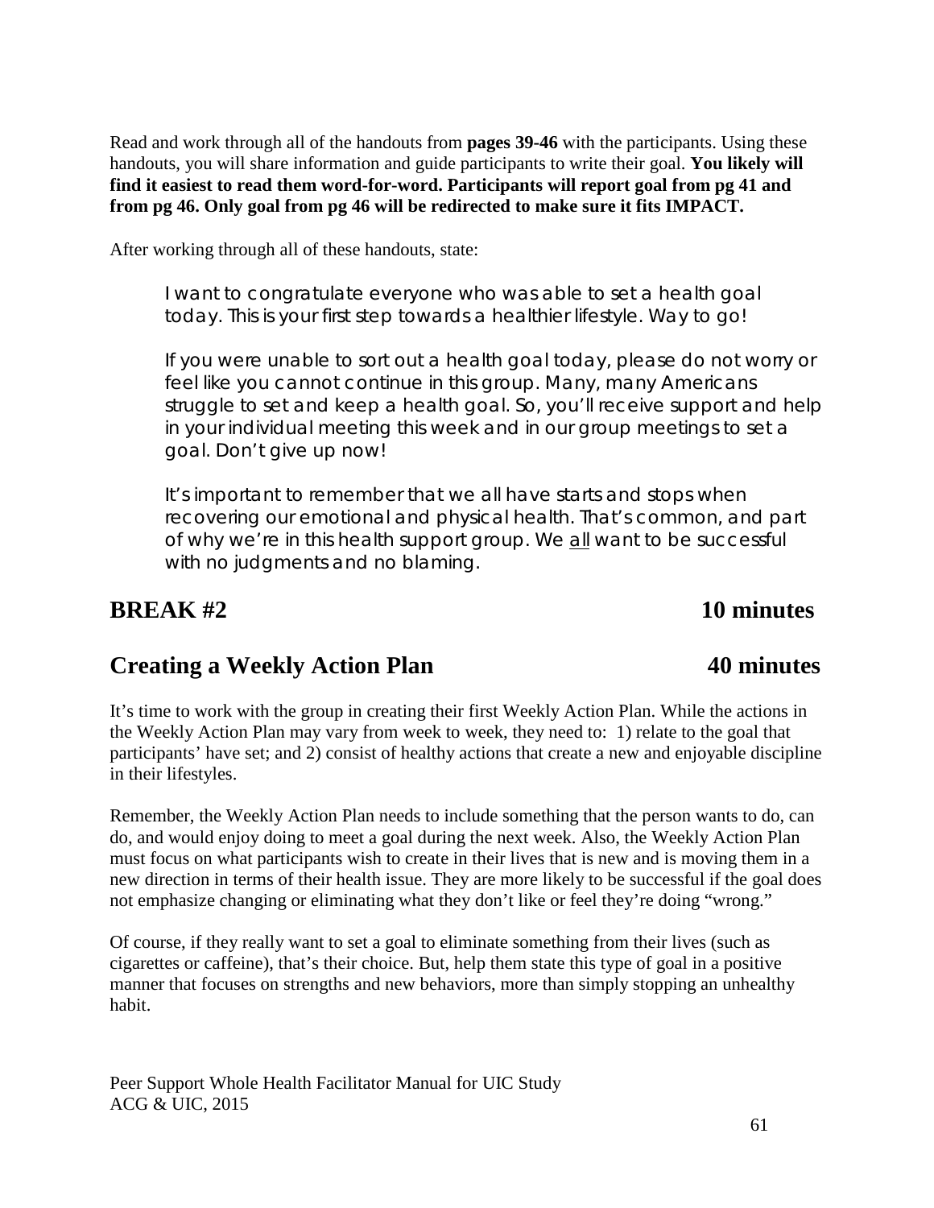Read and work through all of the handouts from **pages 39-46** with the participants. Using these handouts, you will share information and guide participants to write their goal. **You likely will find it easiest to read them word-for-word. Participants will report goal from pg 41 and from pg 46. Only goal from pg 46 will be redirected to make sure it fits IMPACT.**

After working through all of these handouts, state:

> I want to congratulate everyone who was able to set a health goal today. This is your first step towards a healthier lifestyle. Way to go!
>
> If you were unable to sort out a health goal today, please do not worry or feel like you cannot continue in this group. Many, many Americans struggle to set and keep a health goal. So, you'll receive support and help in your individual meeting this week and in our group meetings to set a goal. Don't give up now!
>
> It's important to remember that we all have starts and stops when recovering our emotional and physical health. That's common, and part of why we're in this health support group. We <u>all</u> want to be successful with no judgments and no blaming.

## BREAK #2 — 10 minutes

## Creating a Weekly Action Plan — 40 minutes

It's time to work with the group in creating their first Weekly Action Plan. While the actions in the Weekly Action Plan may vary from week to week, they need to: 1) relate to the goal that participants' have set; and 2) consist of healthy actions that create a new and enjoyable discipline in their lifestyles.

Remember, the Weekly Action Plan needs to include something that the person wants to do, can do, and would enjoy doing to meet a goal during the next week. Also, the Weekly Action Plan must focus on what participants wish to create in their lives that is new and is moving them in a new direction in terms of their health issue. They are more likely to be successful if the goal does not emphasize changing or eliminating what they don't like or feel they're doing "wrong."

Of course, if they really want to set a goal to eliminate something from their lives (such as cigarettes or caffeine), that's their choice. But, help them state this type of goal in a positive manner that focuses on strengths and new behaviors, more than simply stopping an unhealthy habit.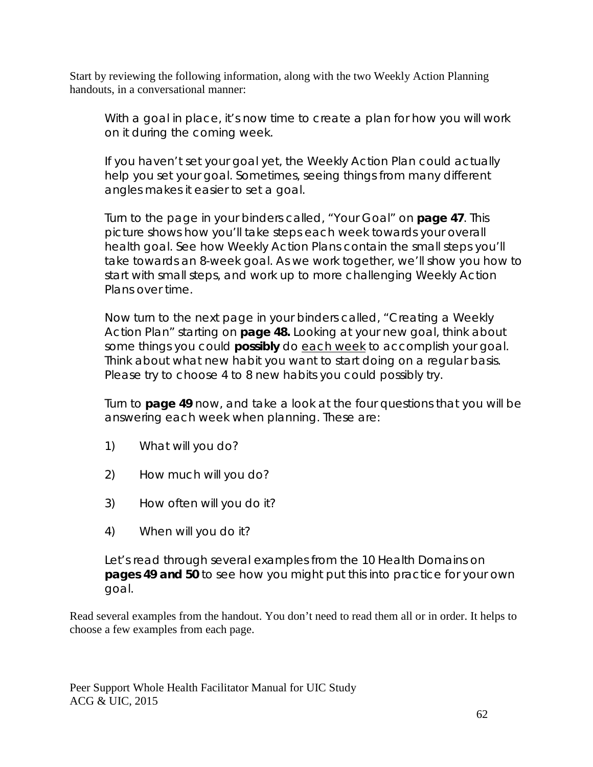Start by reviewing the following information, along with the two Weekly Action Planning handouts, in a conversational manner:

> With a goal in place, it's now time to create a plan for how you will work on it during the coming week.
>
> If you haven't set your goal yet, the Weekly Action Plan could actually help you set your goal. Sometimes, seeing things from many different angles makes it easier to set a goal.
>
> Turn to the page in your binders called, "Your Goal" on **page 47**. This picture shows how you'll take steps each week towards your overall health goal. See how Weekly Action Plans contain the small steps you'll take towards an 8-week goal. As we work together, we'll show you how to start with small steps, and work up to more challenging Weekly Action Plans over time.
>
> Now turn to the next page in your binders called, "Creating a Weekly Action Plan" starting on **page 48.** Looking at your new goal, think about some things you could **possibly** do <u>each week</u> to accomplish your goal. Think about what new habit you want to start doing on a regular basis. Please try to choose 4 to 8 new habits you could possibly try.
>
> Turn to **page 49** now, and take a look at the four questions that you will be answering each week when planning. These are:
>
> 1) What will you do?
> 2) How much will you do?
> 3) How often will you do it?
> 4) When will you do it?
>
> Let's read through several examples from the 10 Health Domains on **pages 49 and 50** to see how you might put this into practice for your own goal.

Read several examples from the handout. You don't need to read them all or in order. It helps to choose a few examples from each page.

Peer Support Whole Health Facilitator Manual for UIC Study
ACG & UIC, 2015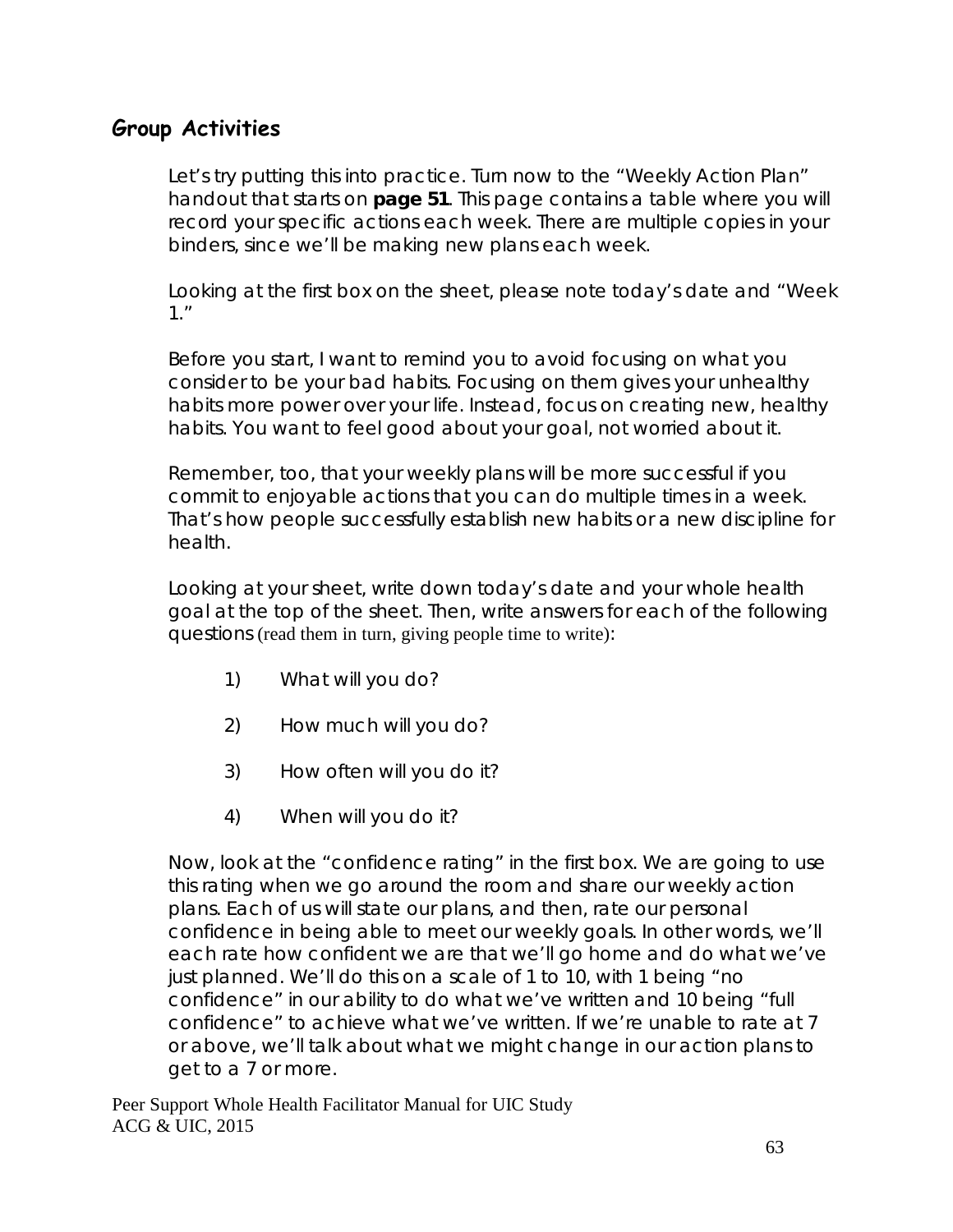## Group Activities

Let's try putting this into practice. Turn now to the "Weekly Action Plan" handout that starts on **page 51**. This page contains a table where you will record your specific actions each week. There are multiple copies in your binders, since we'll be making new plans each week.

Looking at the first box on the sheet, please note today's date and "Week 1."

Before you start, I want to remind you to avoid focusing on what you consider to be your bad habits. Focusing on them gives your unhealthy habits more power over your life. Instead, focus on creating new, healthy habits. You want to feel good about your goal, not worried about it.

Remember, too, that your weekly plans will be more successful if you commit to enjoyable actions that you can do multiple times in a week. That's how people successfully establish new habits or a new discipline for health.

Looking at your sheet, write down today's date and your whole health goal at the top of the sheet. Then, write answers for each of the following questions (read them in turn, giving people time to write):

1) What will you do?

2) How much will you do?

3) How often will you do it?

4) When will you do it?

Now, look at the "confidence rating" in the first box. We are going to use this rating when we go around the room and share our weekly action plans. Each of us will state our plans, and then, rate our personal confidence in being able to meet our weekly goals. In other words, we'll each rate how confident we are that we'll go home and do what we've just planned. We'll do this on a scale of 1 to 10, with 1 being "no confidence" in our ability to do what we've written and 10 being "full confidence" to achieve what we've written. If we're unable to rate at 7 or above, we'll talk about what we might change in our action plans to get to a 7 or more.

Peer Support Whole Health Facilitator Manual for UIC Study
ACG & UIC, 2015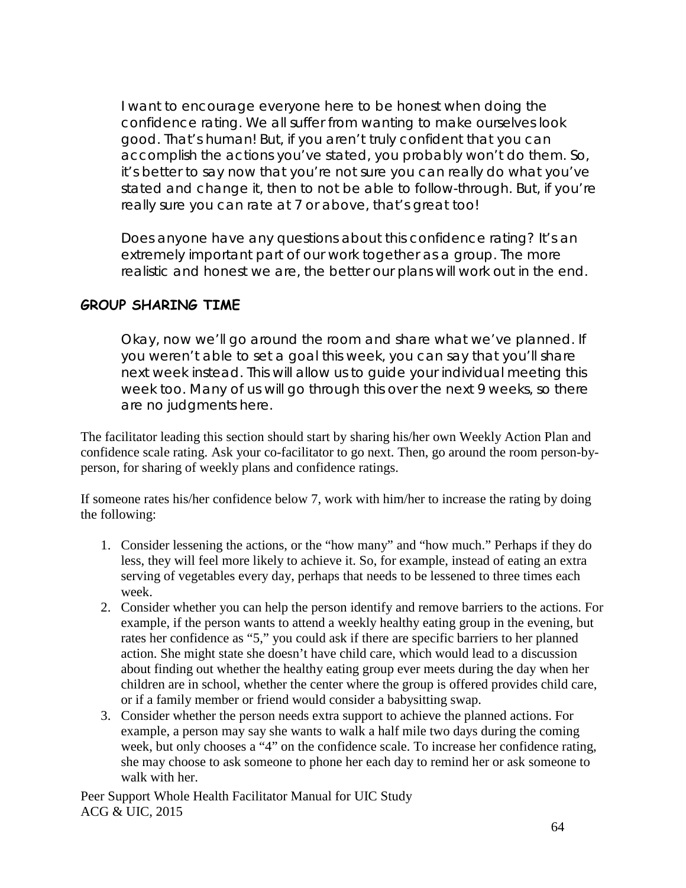I want to encourage everyone here to be honest when doing the confidence rating. We all suffer from wanting to make ourselves look good. That's human! But, if you aren't truly confident that you can accomplish the actions you've stated, you probably won't do them. So, it's better to say now that you're not sure you can really do what you've stated and change it, then to not be able to follow-through. But, if you're really sure you can rate at 7 or above, that's great too!

Does anyone have any questions about this confidence rating? It's an extremely important part of our work together as a group. The more realistic and honest we are, the better our plans will work out in the end.

### GROUP SHARING TIME

Okay, now we'll go around the room and share what we've planned. If you weren't able to set a goal this week, you can say that you'll share next week instead. This will allow us to guide your individual meeting this week too. Many of us will go through this over the next 9 weeks, so there are no judgments here.

The facilitator leading this section should start by sharing his/her own Weekly Action Plan and confidence scale rating. Ask your co-facilitator to go next. Then, go around the room person-by-person, for sharing of weekly plans and confidence ratings.

If someone rates his/her confidence below 7, work with him/her to increase the rating by doing the following:

1. Consider lessening the actions, or the "how many" and "how much." Perhaps if they do less, they will feel more likely to achieve it. So, for example, instead of eating an extra serving of vegetables every day, perhaps that needs to be lessened to three times each week.
2. Consider whether you can help the person identify and remove barriers to the actions. For example, if the person wants to attend a weekly healthy eating group in the evening, but rates her confidence as "5," you could ask if there are specific barriers to her planned action. She might state she doesn't have child care, which would lead to a discussion about finding out whether the healthy eating group ever meets during the day when her children are in school, whether the center where the group is offered provides child care, or if a family member or friend would consider a babysitting swap.
3. Consider whether the person needs extra support to achieve the planned actions. For example, a person may say she wants to walk a half mile two days during the coming week, but only chooses a "4" on the confidence scale. To increase her confidence rating, she may choose to ask someone to phone her each day to remind her or ask someone to walk with her.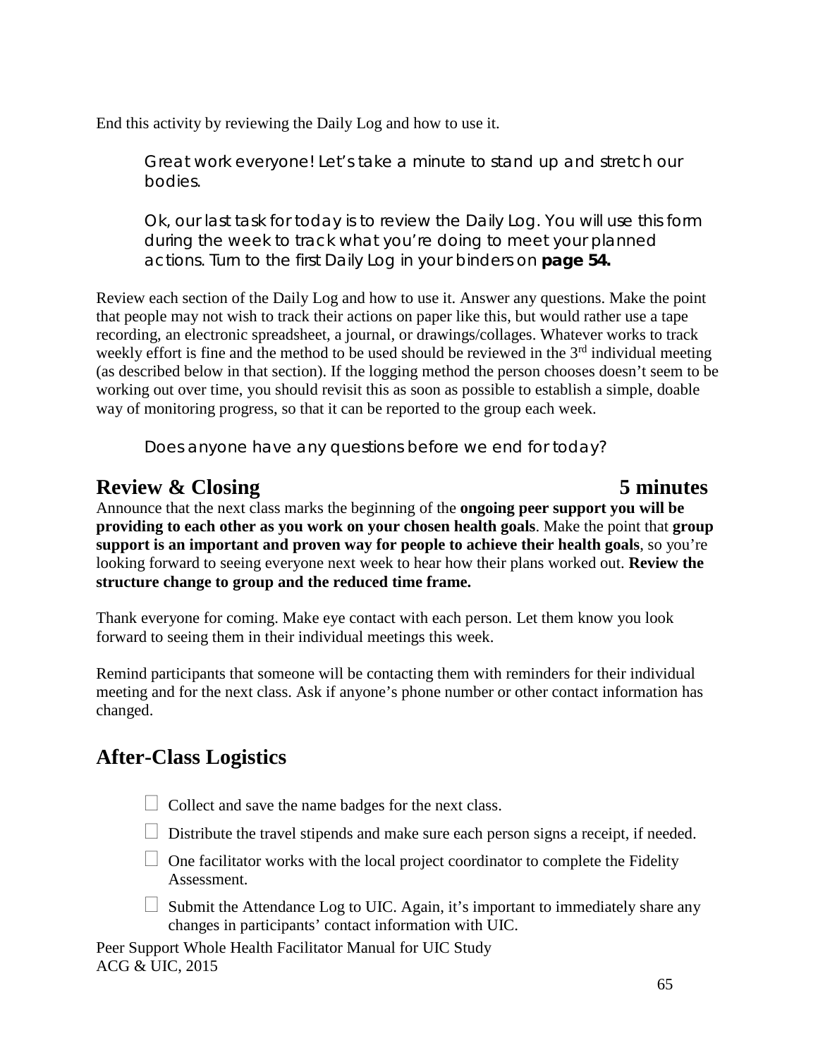End this activity by reviewing the Daily Log and how to use it.

> *Great work everyone! Let's take a minute to stand up and stretch our bodies.*
>
> *Ok, our last task for today is to review the Daily Log. You will use this form during the week to track what you're doing to meet your planned actions. Turn to the first Daily Log in your binders on **page 54.***

Review each section of the Daily Log and how to use it. Answer any questions. Make the point that people may not wish to track their actions on paper like this, but would rather use a tape recording, an electronic spreadsheet, a journal, or drawings/collages. Whatever works to track weekly effort is fine and the method to be used should be reviewed in the 3rd individual meeting (as described below in that section). If the logging method the person chooses doesn't seem to be working out over time, you should revisit this as soon as possible to establish a simple, doable way of monitoring progress, so that it can be reported to the group each week.

> *Does anyone have any questions before we end for today?*

## Review & Closing — 5 minutes

Announce that the next class marks the beginning of the **ongoing peer support you will be providing to each other as you work on your chosen health goals**. Make the point that **group support is an important and proven way for people to achieve their health goals**, so you're looking forward to seeing everyone next week to hear how their plans worked out. **Review the structure change to group and the reduced time frame.**

Thank everyone for coming. Make eye contact with each person. Let them know you look forward to seeing them in their individual meetings this week.

Remind participants that someone will be contacting them with reminders for their individual meeting and for the next class. Ask if anyone's phone number or other contact information has changed.

## After-Class Logistics

- ☐ Collect and save the name badges for the next class.
- ☐ Distribute the travel stipends and make sure each person signs a receipt, if needed.
- ☐ One facilitator works with the local project coordinator to complete the Fidelity Assessment.
- ☐ Submit the Attendance Log to UIC. Again, it's important to immediately share any changes in participants' contact information with UIC.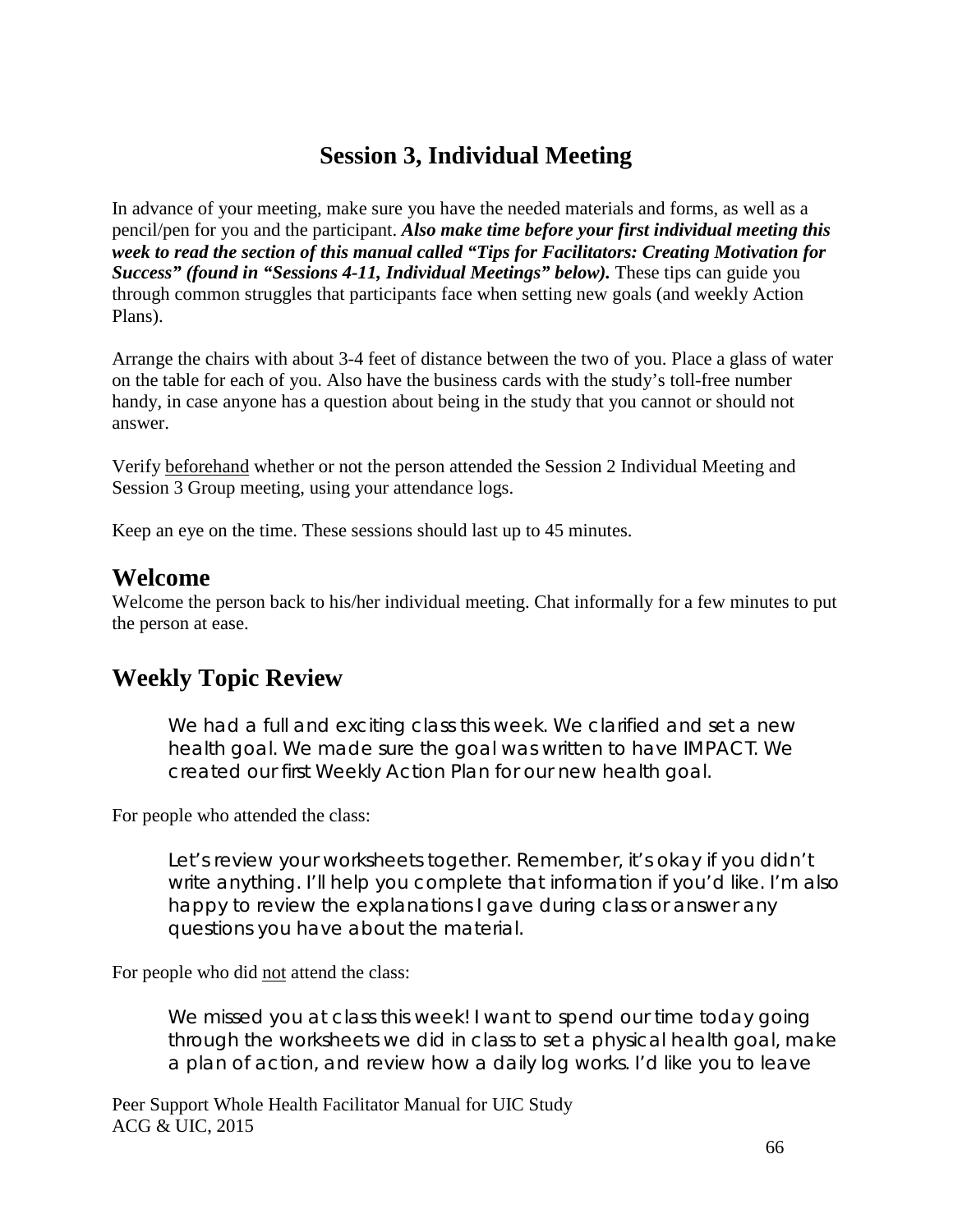# Session 3, Individual Meeting

In advance of your meeting, make sure you have the needed materials and forms, as well as a pencil/pen for you and the participant. ***Also make time before your first individual meeting this week to read the section of this manual called "Tips for Facilitators: Creating Motivation for Success" (found in "Sessions 4-11, Individual Meetings" below).*** These tips can guide you through common struggles that participants face when setting new goals (and weekly Action Plans).

Arrange the chairs with about 3-4 feet of distance between the two of you. Place a glass of water on the table for each of you. Also have the business cards with the study's toll-free number handy, in case anyone has a question about being in the study that you cannot or should not answer.

Verify beforehand whether or not the person attended the Session 2 Individual Meeting and Session 3 Group meeting, using your attendance logs.

Keep an eye on the time. These sessions should last up to 45 minutes.

## Welcome

Welcome the person back to his/her individual meeting. Chat informally for a few minutes to put the person at ease.

## Weekly Topic Review

> We had a full and exciting class this week. We clarified and set a new health goal. We made sure the goal was written to have IMPACT. We created our first Weekly Action Plan for our new health goal.

For people who attended the class:

> Let's review your worksheets together. Remember, it's okay if you didn't write anything. I'll help you complete that information if you'd like. I'm also happy to review the explanations I gave during class or answer any questions you have about the material.

For people who did not attend the class:

> We missed you at class this week! I want to spend our time today going through the worksheets we did in class to set a physical health goal, make a plan of action, and review how a daily log works. I'd like you to leave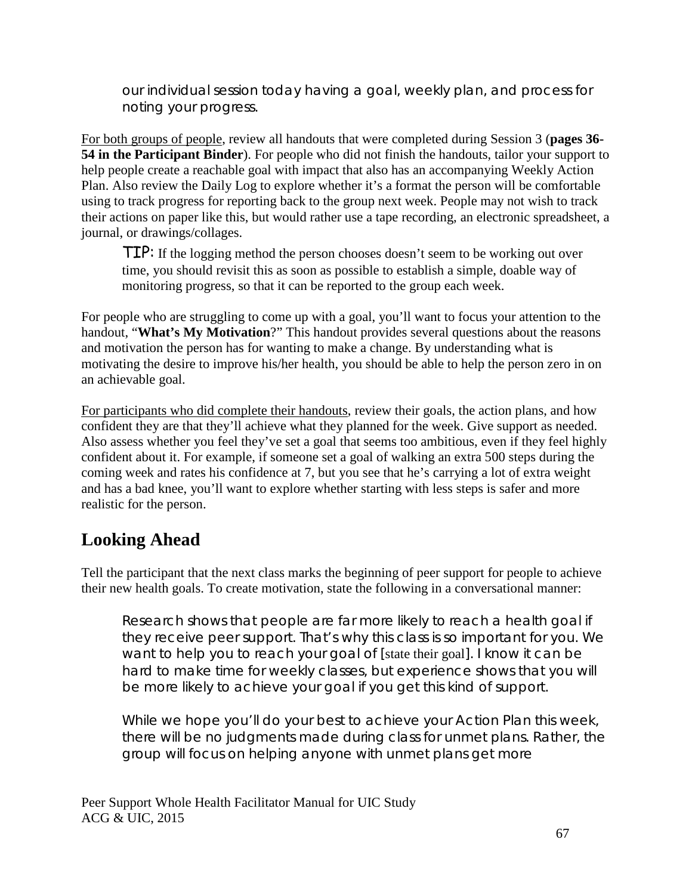our individual session today having a goal, weekly plan, and process for noting your progress.

For both groups of people, review all handouts that were completed during Session 3 (**pages 36-54 in the Participant Binder**). For people who did not finish the handouts, tailor your support to help people create a reachable goal with impact that also has an accompanying Weekly Action Plan. Also review the Daily Log to explore whether it's a format the person will be comfortable using to track progress for reporting back to the group next week. People may not wish to track their actions on paper like this, but would rather use a tape recording, an electronic spreadsheet, a journal, or drawings/collages.

> TIP: If the logging method the person chooses doesn't seem to be working out over time, you should revisit this as soon as possible to establish a simple, doable way of monitoring progress, so that it can be reported to the group each week.

For people who are struggling to come up with a goal, you'll want to focus your attention to the handout, "**What's My Motivation**?" This handout provides several questions about the reasons and motivation the person has for wanting to make a change. By understanding what is motivating the desire to improve his/her health, you should be able to help the person zero in on an achievable goal.

For participants who did complete their handouts, review their goals, the action plans, and how confident they are that they'll achieve what they planned for the week. Give support as needed. Also assess whether you feel they've set a goal that seems too ambitious, even if they feel highly confident about it. For example, if someone set a goal of walking an extra 500 steps during the coming week and rates his confidence at 7, but you see that he's carrying a lot of extra weight and has a bad knee, you'll want to explore whether starting with less steps is safer and more realistic for the person.

## Looking Ahead

Tell the participant that the next class marks the beginning of peer support for people to achieve their new health goals. To create motivation, state the following in a conversational manner:

> Research shows that people are far more likely to reach a health goal if they receive peer support. That's why this class is so important for you. We want to help you to reach your goal of [state their goal]. I know it can be hard to make time for weekly classes, but experience shows that you will be more likely to achieve your goal if you get this kind of support.
>
> While we hope you'll do your best to achieve your Action Plan this week, there will be no judgments made during class for unmet plans. Rather, the group will focus on helping anyone with unmet plans get more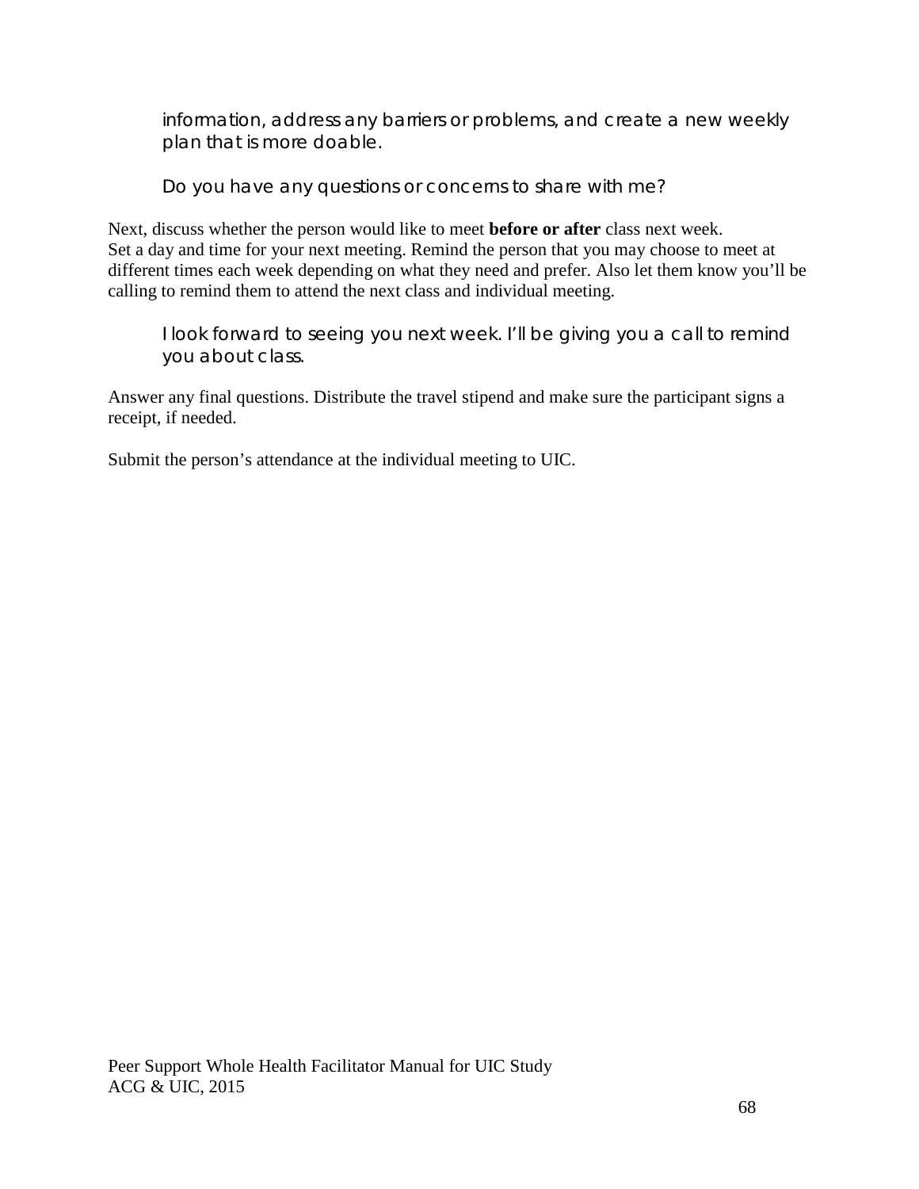information, address any barriers or problems, and create a new weekly plan that is more doable.

Do you have any questions or concerns to share with me?

Next, discuss whether the person would like to meet **before or after** class next week. Set a day and time for your next meeting. Remind the person that you may choose to meet at different times each week depending on what they need and prefer. Also let them know you'll be calling to remind them to attend the next class and individual meeting.

I look forward to seeing you next week. I'll be giving you a call to remind you about class.

Answer any final questions. Distribute the travel stipend and make sure the participant signs a receipt, if needed.

Submit the person's attendance at the individual meeting to UIC.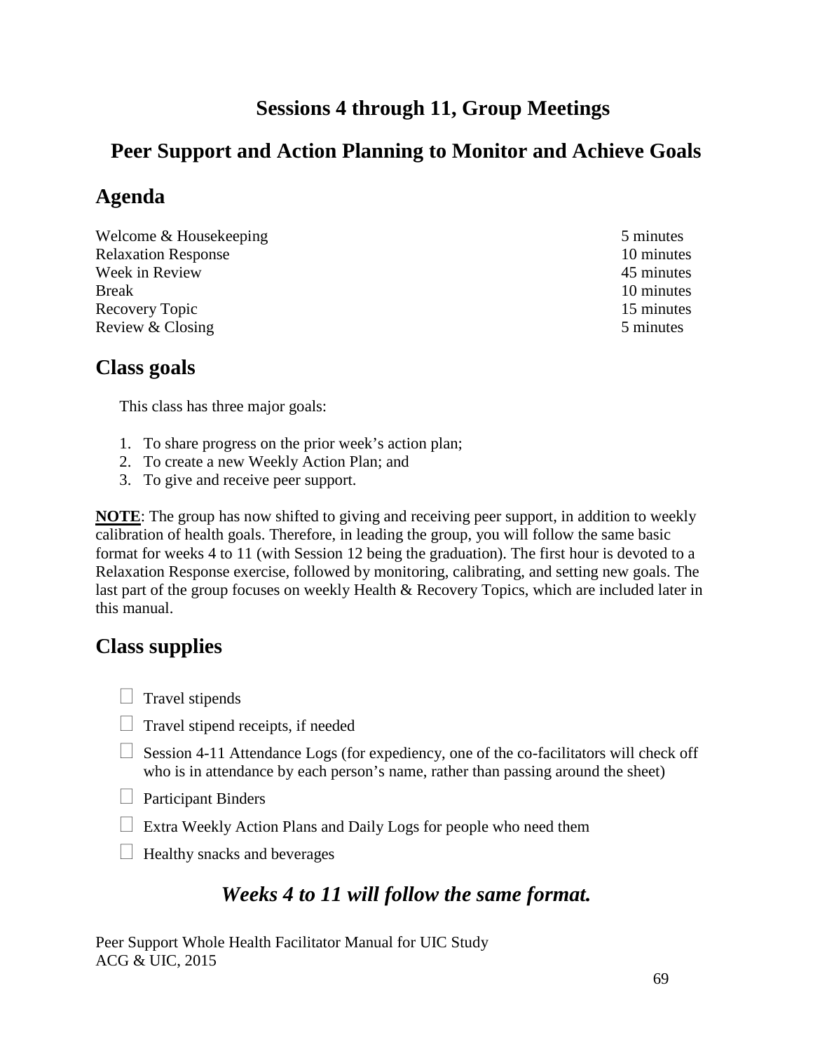# Sessions 4 through 11, Group Meetings

# Peer Support and Action Planning to Monitor and Achieve Goals

## Agenda

| | |
|---|---|
| Welcome & Housekeeping | 5 minutes |
| Relaxation Response | 10 minutes |
| Week in Review | 45 minutes |
| Break | 10 minutes |
| Recovery Topic | 15 minutes |
| Review & Closing | 5 minutes |

## Class goals

This class has three major goals:

1. To share progress on the prior week's action plan;
2. To create a new Weekly Action Plan; and
3. To give and receive peer support.

**NOTE**: The group has now shifted to giving and receiving peer support, in addition to weekly calibration of health goals. Therefore, in leading the group, you will follow the same basic format for weeks 4 to 11 (with Session 12 being the graduation). The first hour is devoted to a Relaxation Response exercise, followed by monitoring, calibrating, and setting new goals. The last part of the group focuses on weekly Health & Recovery Topics, which are included later in this manual.

## Class supplies

- ☐ Travel stipends
- ☐ Travel stipend receipts, if needed
- ☐ Session 4-11 Attendance Logs (for expediency, one of the co-facilitators will check off who is in attendance by each person's name, rather than passing around the sheet)
- ☐ Participant Binders
- ☐ Extra Weekly Action Plans and Daily Logs for people who need them
- ☐ Healthy snacks and beverages

## *Weeks 4 to 11 will follow the same format.*

Peer Support Whole Health Facilitator Manual for UIC Study
ACG & UIC, 2015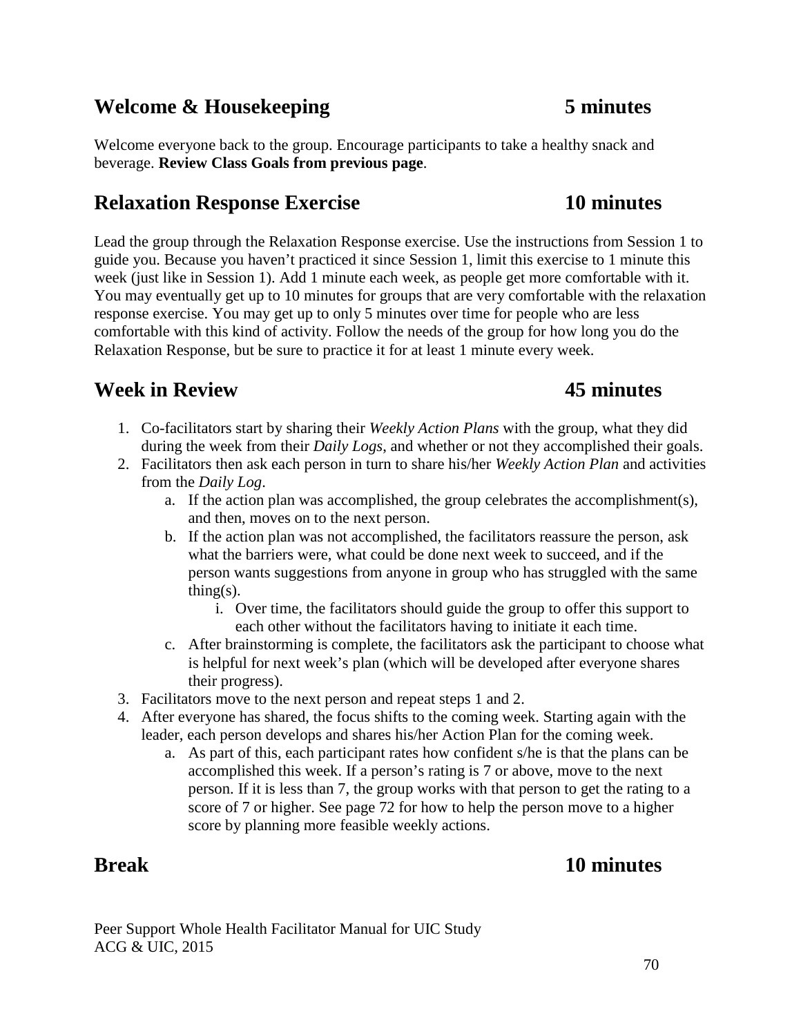## Welcome & Housekeeping 5 minutes

Welcome everyone back to the group. Encourage participants to take a healthy snack and beverage. **Review Class Goals from previous page**.

## Relaxation Response Exercise 10 minutes

Lead the group through the Relaxation Response exercise. Use the instructions from Session 1 to guide you. Because you haven't practiced it since Session 1, limit this exercise to 1 minute this week (just like in Session 1). Add 1 minute each week, as people get more comfortable with it. You may eventually get up to 10 minutes for groups that are very comfortable with the relaxation response exercise. You may get up to only 5 minutes over time for people who are less comfortable with this kind of activity. Follow the needs of the group for how long you do the Relaxation Response, but be sure to practice it for at least 1 minute every week.

## Week in Review 45 minutes

1. Co-facilitators start by sharing their *Weekly Action Plans* with the group, what they did during the week from their *Daily Logs*, and whether or not they accomplished their goals.
2. Facilitators then ask each person in turn to share his/her *Weekly Action Plan* and activities from the *Daily Log*.
   a. If the action plan was accomplished, the group celebrates the accomplishment(s), and then, moves on to the next person.
   b. If the action plan was not accomplished, the facilitators reassure the person, ask what the barriers were, what could be done next week to succeed, and if the person wants suggestions from anyone in group who has struggled with the same thing(s).
      i. Over time, the facilitators should guide the group to offer this support to each other without the facilitators having to initiate it each time.
   c. After brainstorming is complete, the facilitators ask the participant to choose what is helpful for next week's plan (which will be developed after everyone shares their progress).
3. Facilitators move to the next person and repeat steps 1 and 2.
4. After everyone has shared, the focus shifts to the coming week. Starting again with the leader, each person develops and shares his/her Action Plan for the coming week.
   a. As part of this, each participant rates how confident s/he is that the plans can be accomplished this week. If a person's rating is 7 or above, move to the next person. If it is less than 7, the group works with that person to get the rating to a score of 7 or higher. See page 72 for how to help the person move to a higher score by planning more feasible weekly actions.

## Break 10 minutes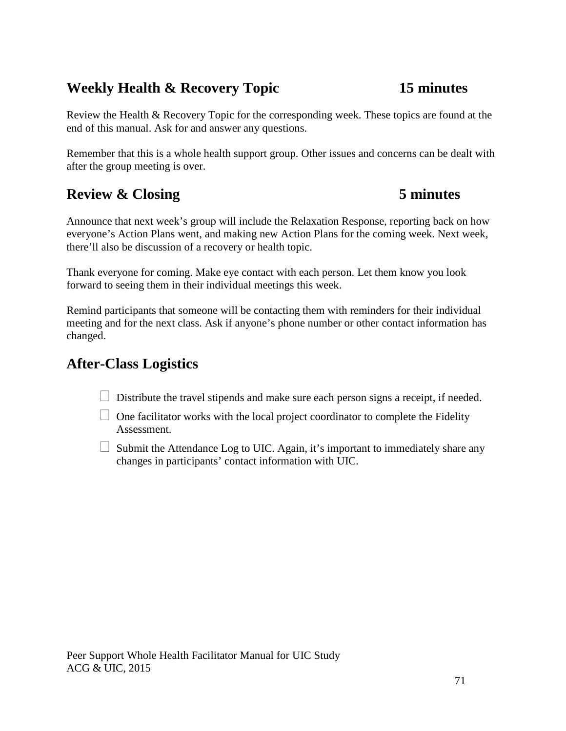## Weekly Health & Recovery Topic 15 minutes

Review the Health & Recovery Topic for the corresponding week. These topics are found at the end of this manual. Ask for and answer any questions.

Remember that this is a whole health support group. Other issues and concerns can be dealt with after the group meeting is over.

## Review & Closing 5 minutes

Announce that next week's group will include the Relaxation Response, reporting back on how everyone's Action Plans went, and making new Action Plans for the coming week. Next week, there'll also be discussion of a recovery or health topic.

Thank everyone for coming. Make eye contact with each person. Let them know you look forward to seeing them in their individual meetings this week.

Remind participants that someone will be contacting them with reminders for their individual meeting and for the next class. Ask if anyone's phone number or other contact information has changed.

## After-Class Logistics

- ☐ Distribute the travel stipends and make sure each person signs a receipt, if needed.
- ☐ One facilitator works with the local project coordinator to complete the Fidelity Assessment.
- ☐ Submit the Attendance Log to UIC. Again, it's important to immediately share any changes in participants' contact information with UIC.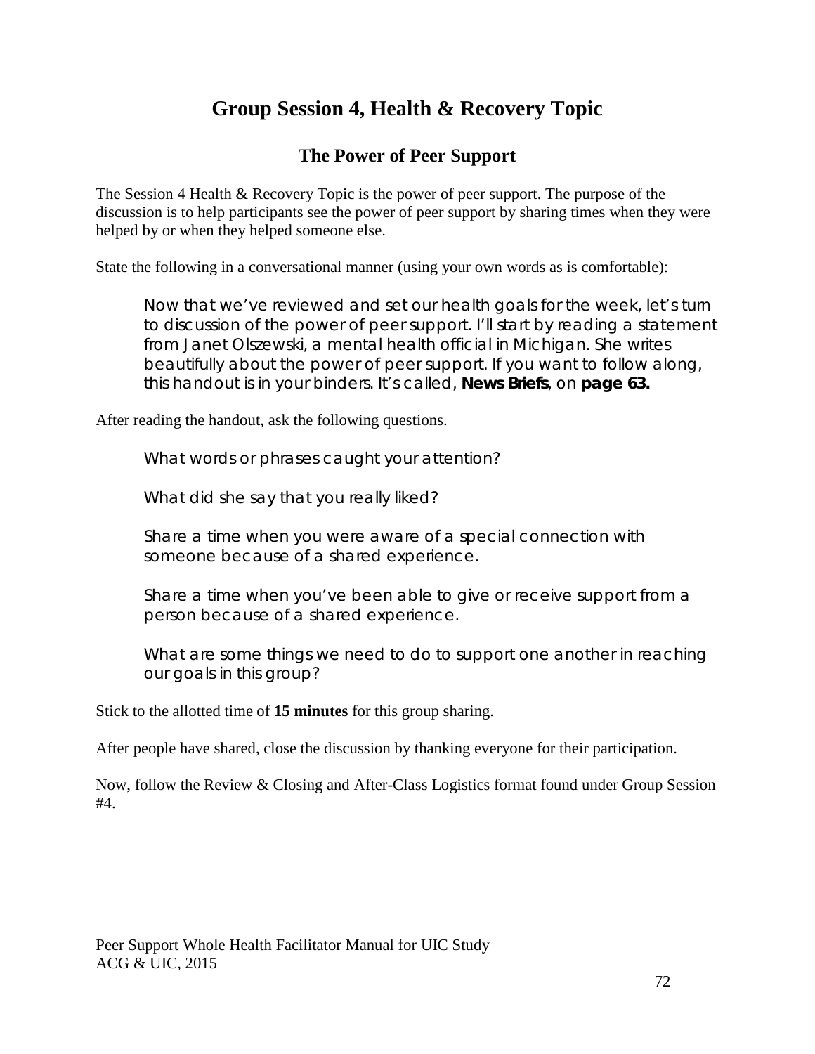# Group Session 4, Health & Recovery Topic

## The Power of Peer Support

The Session 4 Health & Recovery Topic is the power of peer support. The purpose of the discussion is to help participants see the power of peer support by sharing times when they were helped by or when they helped someone else.

State the following in a conversational manner (using your own words as is comfortable):

> Now that we've reviewed and set our health goals for the week, let's turn to discussion of the power of peer support. I'll start by reading a statement from Janet Olszewski, a mental health official in Michigan. She writes beautifully about the power of peer support. If you want to follow along, this handout is in your binders. It's called, **News Briefs**, on **page 63.**

After reading the handout, ask the following questions.

> What words or phrases caught your attention?
>
> What did she say that you really liked?
>
> Share a time when you were aware of a special connection with someone because of a shared experience.
>
> Share a time when you've been able to give or receive support from a person because of a shared experience.
>
> What are some things we need to do to support one another in reaching our goals in this group?

Stick to the allotted time of **15 minutes** for this group sharing.

After people have shared, close the discussion by thanking everyone for their participation.

Now, follow the Review & Closing and After-Class Logistics format found under Group Session #4.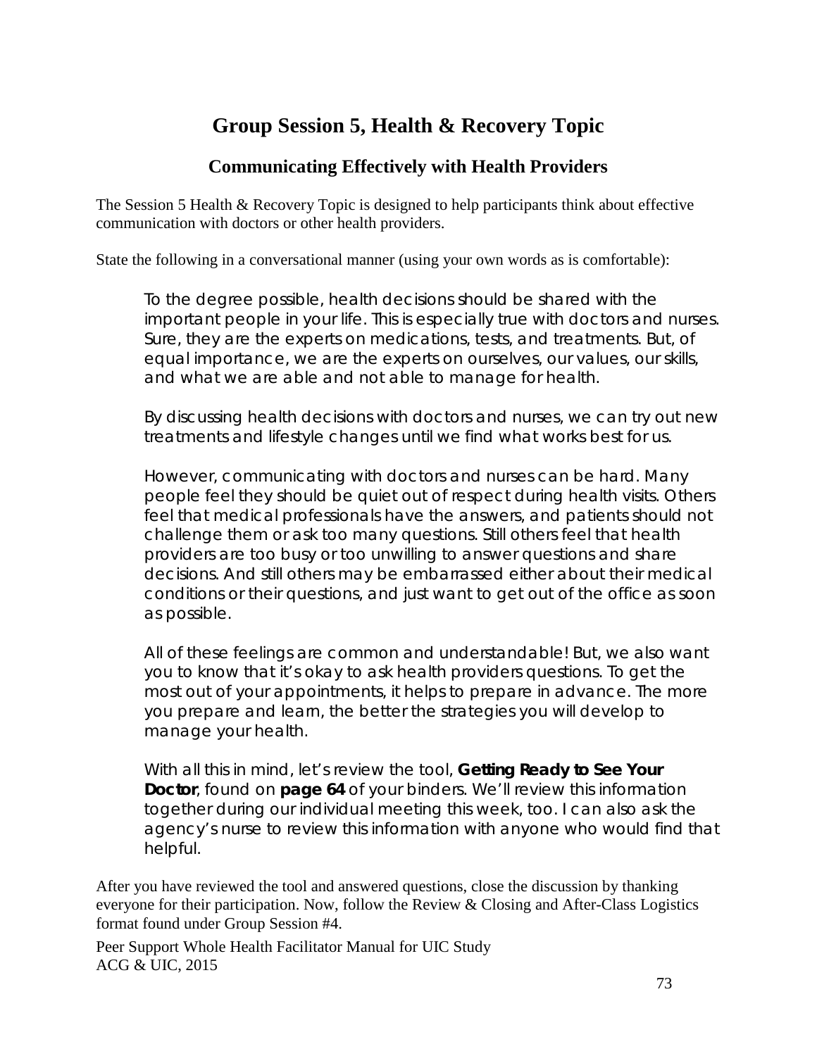# Group Session 5, Health & Recovery Topic

## Communicating Effectively with Health Providers

The Session 5 Health & Recovery Topic is designed to help participants think about effective communication with doctors or other health providers.

State the following in a conversational manner (using your own words as is comfortable):

> To the degree possible, health decisions should be shared with the important people in your life. This is especially true with doctors and nurses. Sure, they are the experts on medications, tests, and treatments. But, of equal importance, we are the experts on ourselves, our values, our skills, and what we are able and not able to manage for health.
>
> By discussing health decisions with doctors and nurses, we can try out new treatments and lifestyle changes until we find what works best for us.
>
> However, communicating with doctors and nurses can be hard. Many people feel they should be quiet out of respect during health visits. Others feel that medical professionals have the answers, and patients should not challenge them or ask too many questions. Still others feel that health providers are too busy or too unwilling to answer questions and share decisions. And still others may be embarrassed either about their medical conditions or their questions, and just want to get out of the office as soon as possible.
>
> All of these feelings are common and understandable! But, we also want you to know that it's okay to ask health providers questions. To get the most out of your appointments, it helps to prepare in advance. The more you prepare and learn, the better the strategies you will develop to manage your health.
>
> With all this in mind, let's review the tool, **Getting Ready to See Your Doctor**, found on **page 64** of your binders. We'll review this information together during our individual meeting this week, too. I can also ask the agency's nurse to review this information with anyone who would find that helpful.

After you have reviewed the tool and answered questions, close the discussion by thanking everyone for their participation. Now, follow the Review & Closing and After-Class Logistics format found under Group Session #4.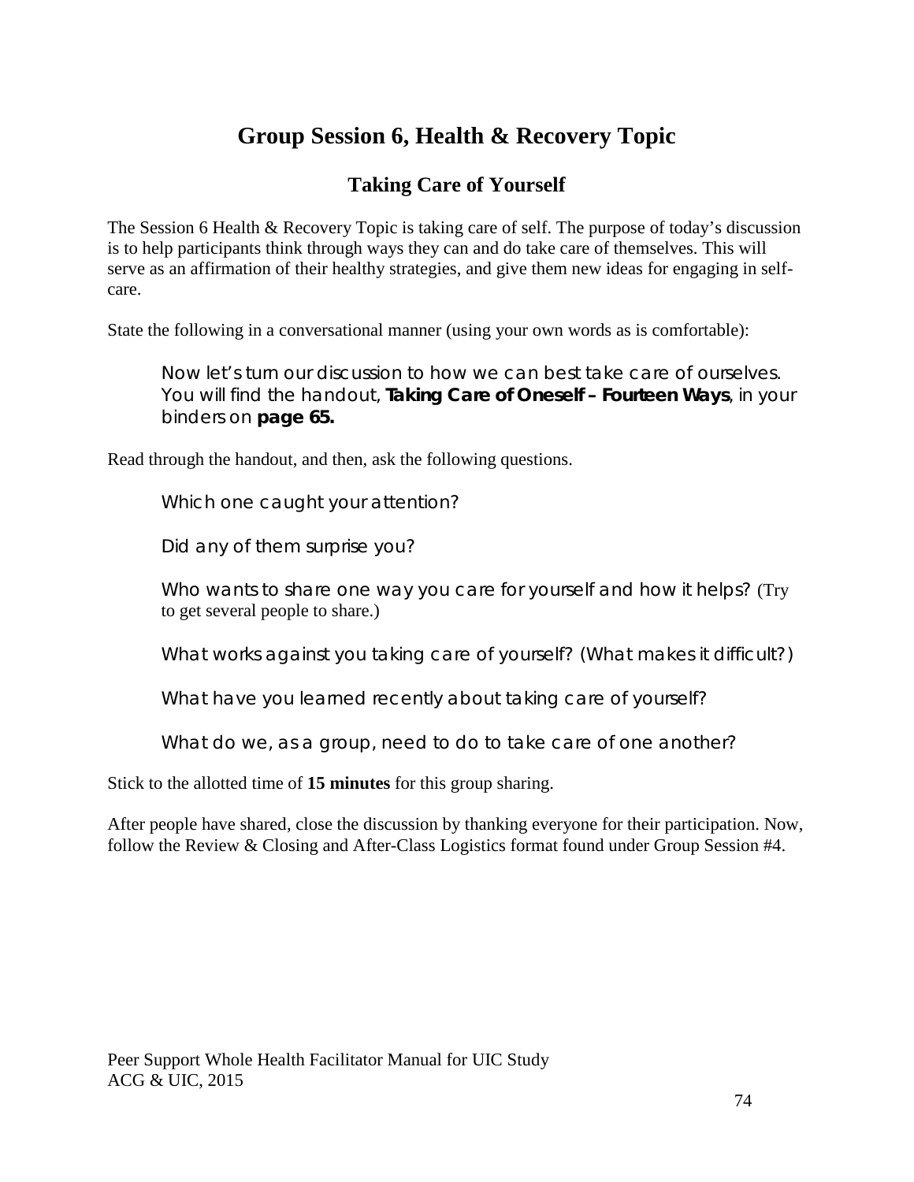# Group Session 6, Health & Recovery Topic

## Taking Care of Yourself

The Session 6 Health & Recovery Topic is taking care of self. The purpose of today's discussion is to help participants think through ways they can and do take care of themselves. This will serve as an affirmation of their healthy strategies, and give them new ideas for engaging in self-care.

State the following in a conversational manner (using your own words as is comfortable):

> Now let's turn our discussion to how we can best take care of ourselves. You will find the handout, **Taking Care of Oneself – Fourteen Ways**, in your binders on **page 65.**

Read through the handout, and then, ask the following questions.

> Which one caught your attention?
>
> Did any of them surprise you?
>
> Who wants to share one way you care for yourself and how it helps? (Try to get several people to share.)
>
> What works against you taking care of yourself? (What makes it difficult?)
>
> What have you learned recently about taking care of yourself?
>
> What do we, as a group, need to do to take care of one another?

Stick to the allotted time of **15 minutes** for this group sharing.

After people have shared, close the discussion by thanking everyone for their participation. Now, follow the Review & Closing and After-Class Logistics format found under Group Session #4.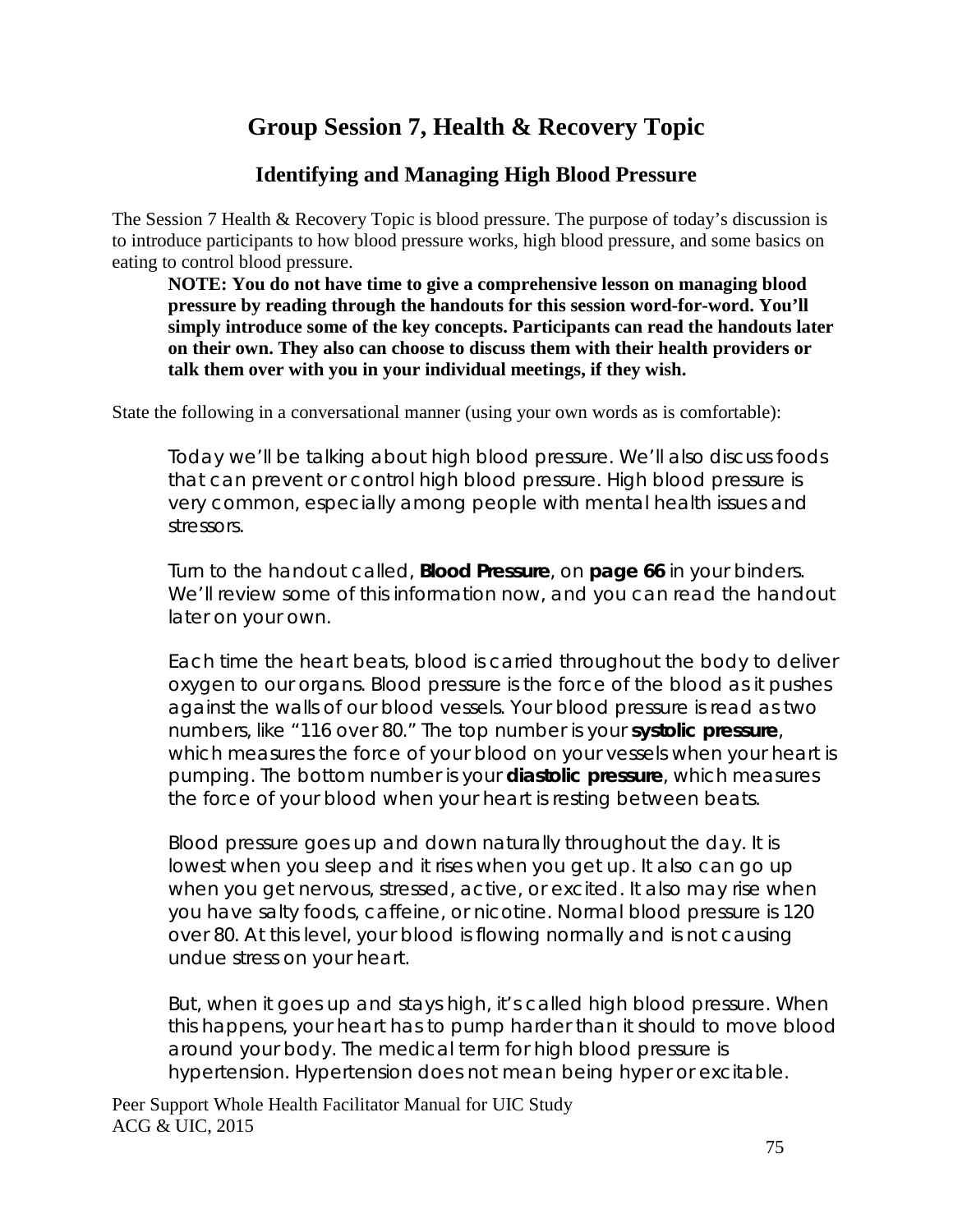# Group Session 7, Health & Recovery Topic

## Identifying and Managing High Blood Pressure

The Session 7 Health & Recovery Topic is blood pressure. The purpose of today's discussion is to introduce participants to how blood pressure works, high blood pressure, and some basics on eating to control blood pressure.

> **NOTE: You do not have time to give a comprehensive lesson on managing blood pressure by reading through the handouts for this session word-for-word. You'll simply introduce some of the key concepts. Participants can read the handouts later on their own. They also can choose to discuss them with their health providers or talk them over with you in your individual meetings, if they wish.**

State the following in a conversational manner (using your own words as is comfortable):

> Today we'll be talking about high blood pressure. We'll also discuss foods that can prevent or control high blood pressure. High blood pressure is very common, especially among people with mental health issues and stressors.
>
> Turn to the handout called, **Blood Pressure**, on **page 66** in your binders. We'll review some of this information now, and you can read the handout later on your own.
>
> Each time the heart beats, blood is carried throughout the body to deliver oxygen to our organs. Blood pressure is the force of the blood as it pushes against the walls of our blood vessels. Your blood pressure is read as two numbers, like "116 over 80." The top number is your **systolic pressure**, which measures the force of your blood on your vessels when your heart is pumping. The bottom number is your **diastolic pressure**, which measures the force of your blood when your heart is resting between beats.
>
> Blood pressure goes up and down naturally throughout the day. It is lowest when you sleep and it rises when you get up. It also can go up when you get nervous, stressed, active, or excited. It also may rise when you have salty foods, caffeine, or nicotine. Normal blood pressure is 120 over 80. At this level, your blood is flowing normally and is not causing undue stress on your heart.
>
> But, when it goes up and stays high, it's called high blood pressure. When this happens, your heart has to pump harder than it should to move blood around your body. The medical term for high blood pressure is hypertension. Hypertension does not mean being hyper or excitable.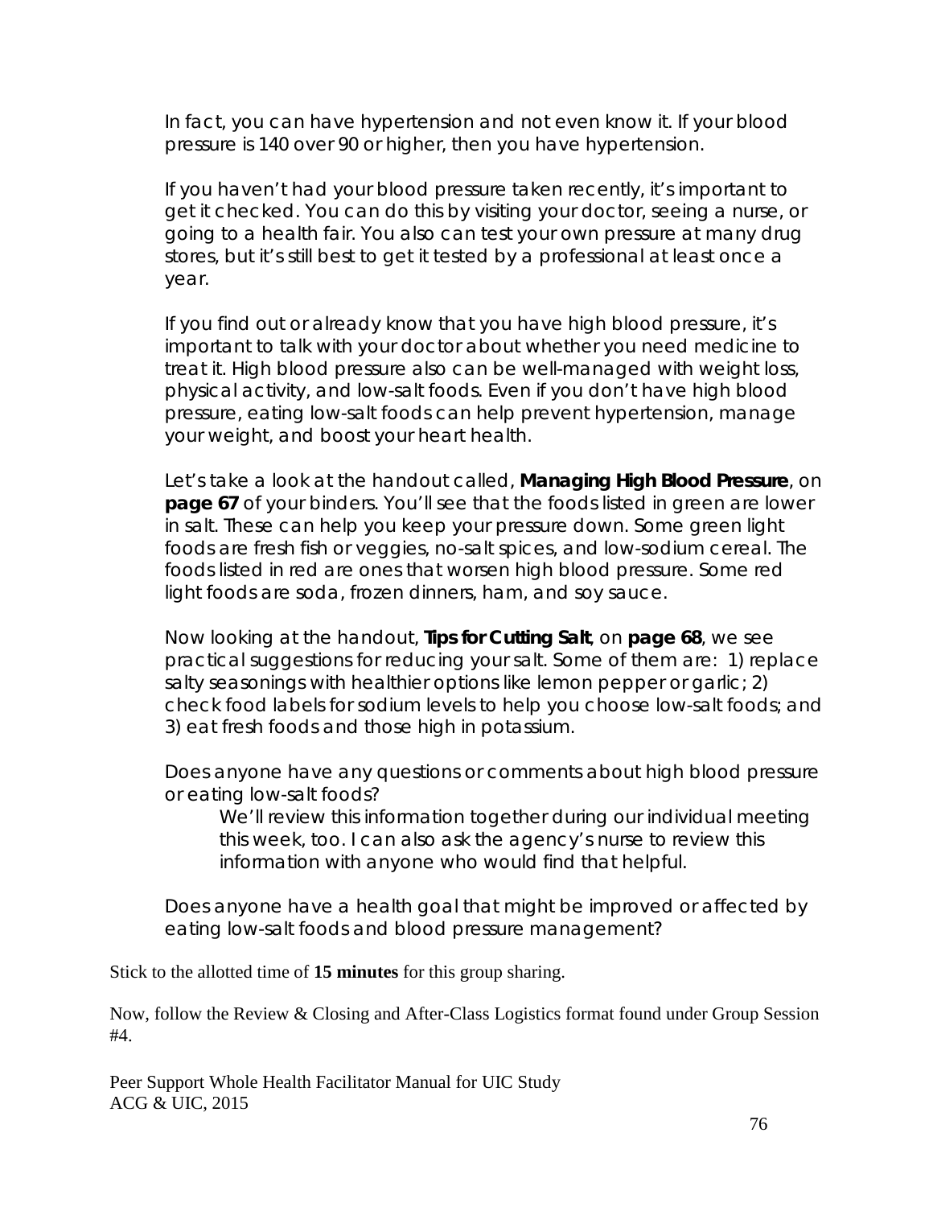In fact, you can have hypertension and not even know it. If your blood pressure is 140 over 90 or higher, then you have hypertension.

If you haven't had your blood pressure taken recently, it's important to get it checked. You can do this by visiting your doctor, seeing a nurse, or going to a health fair. You also can test your own pressure at many drug stores, but it's still best to get it tested by a professional at least once a year.

If you find out or already know that you have high blood pressure, it's important to talk with your doctor about whether you need medicine to treat it. High blood pressure also can be well-managed with weight loss, physical activity, and low-salt foods. Even if you don't have high blood pressure, eating low-salt foods can help prevent hypertension, manage your weight, and boost your heart health.

Let's take a look at the handout called, **Managing High Blood Pressure**, on **page 67** of your binders. You'll see that the foods listed in green are lower in salt. These can help you keep your pressure down. Some green light foods are fresh fish or veggies, no-salt spices, and low-sodium cereal. The foods listed in red are ones that worsen high blood pressure. Some red light foods are soda, frozen dinners, ham, and soy sauce.

Now looking at the handout, **Tips for Cutting Salt**, on **page 68**, we see practical suggestions for reducing your salt. Some of them are: 1) replace salty seasonings with healthier options like lemon pepper or garlic; 2) check food labels for sodium levels to help you choose low-salt foods; and 3) eat fresh foods and those high in potassium.

Does anyone have any questions or comments about high blood pressure or eating low-salt foods?

We'll review this information together during our individual meeting this week, too. I can also ask the agency's nurse to review this information with anyone who would find that helpful.

Does anyone have a health goal that might be improved or affected by eating low-salt foods and blood pressure management?

Stick to the allotted time of **15 minutes** for this group sharing.

Now, follow the Review & Closing and After-Class Logistics format found under Group Session #4.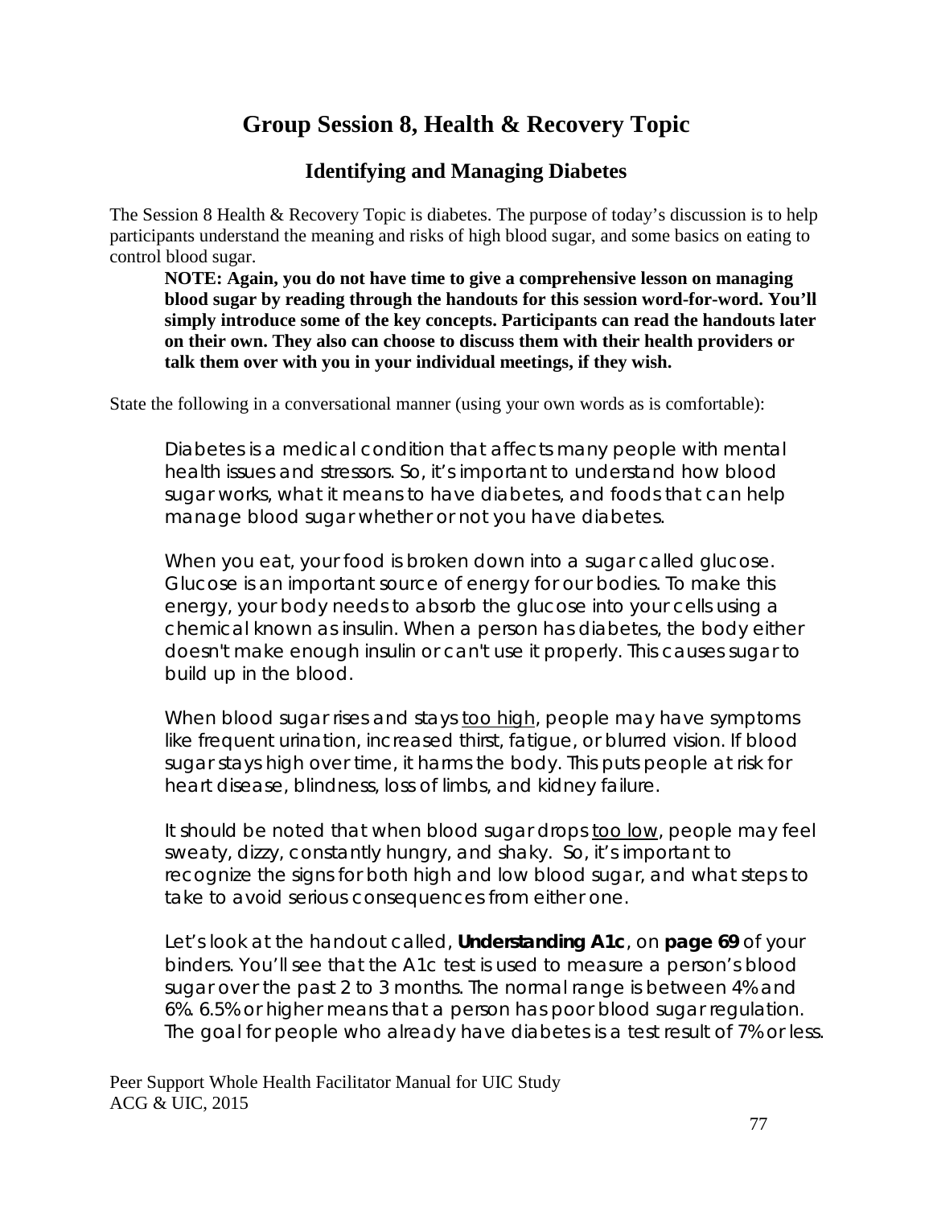# Group Session 8, Health & Recovery Topic

## Identifying and Managing Diabetes

The Session 8 Health & Recovery Topic is diabetes. The purpose of today's discussion is to help participants understand the meaning and risks of high blood sugar, and some basics on eating to control blood sugar.

> **NOTE: Again, you do not have time to give a comprehensive lesson on managing blood sugar by reading through the handouts for this session word-for-word. You'll simply introduce some of the key concepts. Participants can read the handouts later on their own. They also can choose to discuss them with their health providers or talk them over with you in your individual meetings, if they wish.**

State the following in a conversational manner (using your own words as is comfortable):

> Diabetes is a medical condition that affects many people with mental health issues and stressors. So, it's important to understand how blood sugar works, what it means to have diabetes, and foods that can help manage blood sugar whether or not you have diabetes.
>
> When you eat, your food is broken down into a sugar called glucose. Glucose is an important source of energy for our bodies. To make this energy, your body needs to absorb the glucose into your cells using a chemical known as insulin. When a person has diabetes, the body either doesn't make enough insulin or can't use it properly. This causes sugar to build up in the blood.
>
> When blood sugar rises and stays <u>too high</u>, people may have symptoms like frequent urination, increased thirst, fatigue, or blurred vision. If blood sugar stays high over time, it harms the body. This puts people at risk for heart disease, blindness, loss of limbs, and kidney failure.
>
> It should be noted that when blood sugar drops <u>too low</u>, people may feel sweaty, dizzy, constantly hungry, and shaky. So, it's important to recognize the signs for both high and low blood sugar, and what steps to take to avoid serious consequences from either one.
>
> Let's look at the handout called, **Understanding A1c**, on **page 69** of your binders. You'll see that the A1c test is used to measure a person's blood sugar over the past 2 to 3 months. The normal range is between 4% and 6%. 6.5% or higher means that a person has poor blood sugar regulation. The goal for people who already have diabetes is a test result of 7% or less.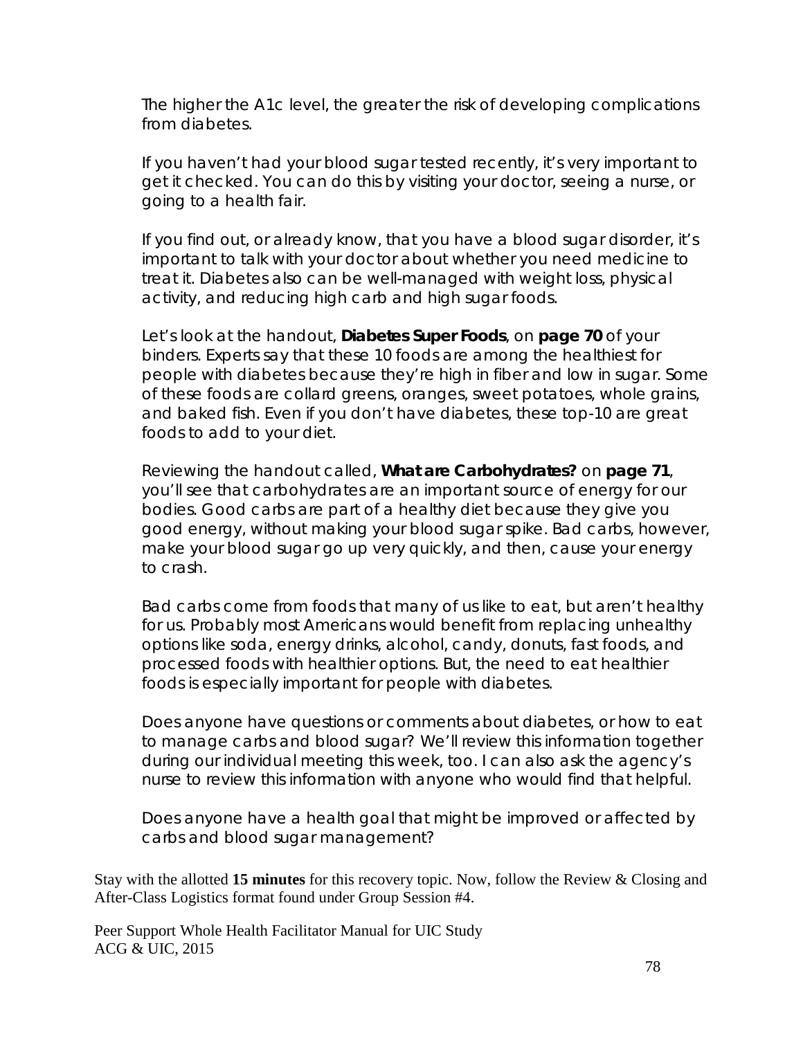The higher the A1c level, the greater the risk of developing complications from diabetes.

If you haven't had your blood sugar tested recently, it's very important to get it checked. You can do this by visiting your doctor, seeing a nurse, or going to a health fair.

If you find out, or already know, that you have a blood sugar disorder, it's important to talk with your doctor about whether you need medicine to treat it. Diabetes also can be well-managed with weight loss, physical activity, and reducing high carb and high sugar foods.

Let's look at the handout, **Diabetes Super Foods**, on **page 70** of your binders. Experts say that these 10 foods are among the healthiest for people with diabetes because they're high in fiber and low in sugar. Some of these foods are collard greens, oranges, sweet potatoes, whole grains, and baked fish. Even if you don't have diabetes, these top-10 are great foods to add to your diet.

Reviewing the handout called, **What are Carbohydrates?** on **page 71**, you'll see that carbohydrates are an important source of energy for our bodies. Good carbs are part of a healthy diet because they give you good energy, without making your blood sugar spike. Bad carbs, however, make your blood sugar go up very quickly, and then, cause your energy to crash.

Bad carbs come from foods that many of us like to eat, but aren't healthy for us. Probably most Americans would benefit from replacing unhealthy options like soda, energy drinks, alcohol, candy, donuts, fast foods, and processed foods with healthier options. But, the need to eat healthier foods is especially important for people with diabetes.

Does anyone have questions or comments about diabetes, or how to eat to manage carbs and blood sugar? We'll review this information together during our individual meeting this week, too. I can also ask the agency's nurse to review this information with anyone who would find that helpful.

Does anyone have a health goal that might be improved or affected by carbs and blood sugar management?

Stay with the allotted **15 minutes** for this recovery topic. Now, follow the Review & Closing and After-Class Logistics format found under Group Session #4.

Peer Support Whole Health Facilitator Manual for UIC Study
ACG & UIC, 2015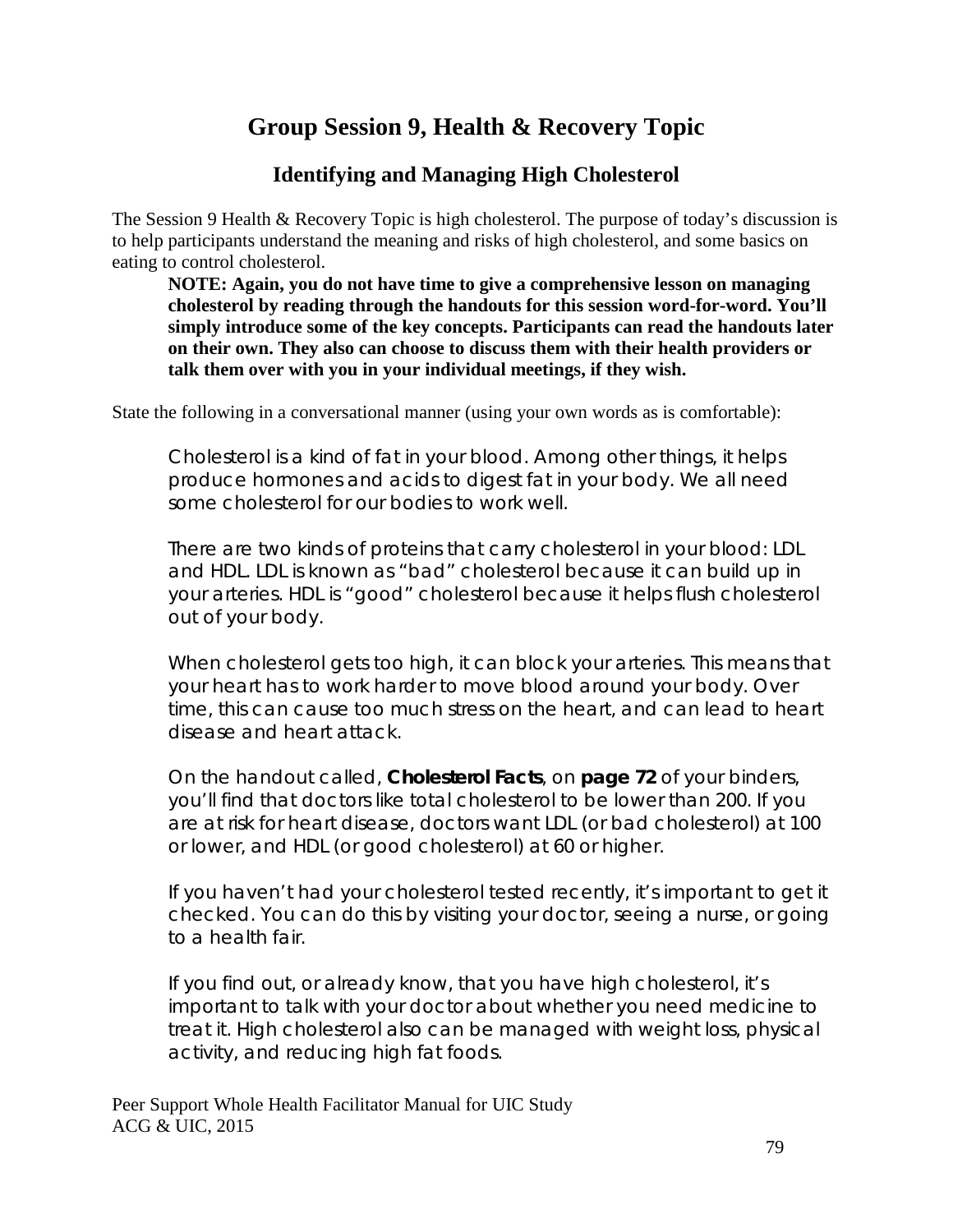# Group Session 9, Health & Recovery Topic

## Identifying and Managing High Cholesterol

The Session 9 Health & Recovery Topic is high cholesterol. The purpose of today's discussion is to help participants understand the meaning and risks of high cholesterol, and some basics on eating to control cholesterol.

> **NOTE: Again, you do not have time to give a comprehensive lesson on managing cholesterol by reading through the handouts for this session word-for-word. You'll simply introduce some of the key concepts. Participants can read the handouts later on their own. They also can choose to discuss them with their health providers or talk them over with you in your individual meetings, if they wish.**

State the following in a conversational manner (using your own words as is comfortable):

> Cholesterol is a kind of fat in your blood. Among other things, it helps produce hormones and acids to digest fat in your body. We all need some cholesterol for our bodies to work well.
>
> There are two kinds of proteins that carry cholesterol in your blood: LDL and HDL. LDL is known as "bad" cholesterol because it can build up in your arteries. HDL is "good" cholesterol because it helps flush cholesterol out of your body.
>
> When cholesterol gets too high, it can block your arteries. This means that your heart has to work harder to move blood around your body. Over time, this can cause too much stress on the heart, and can lead to heart disease and heart attack.
>
> On the handout called, **Cholesterol Facts**, on **page 72** of your binders, you'll find that doctors like total cholesterol to be lower than 200. If you are at risk for heart disease, doctors want LDL (or bad cholesterol) at 100 or lower, and HDL (or good cholesterol) at 60 or higher.
>
> If you haven't had your cholesterol tested recently, it's important to get it checked. You can do this by visiting your doctor, seeing a nurse, or going to a health fair.
>
> If you find out, or already know, that you have high cholesterol, it's important to talk with your doctor about whether you need medicine to treat it. High cholesterol also can be managed with weight loss, physical activity, and reducing high fat foods.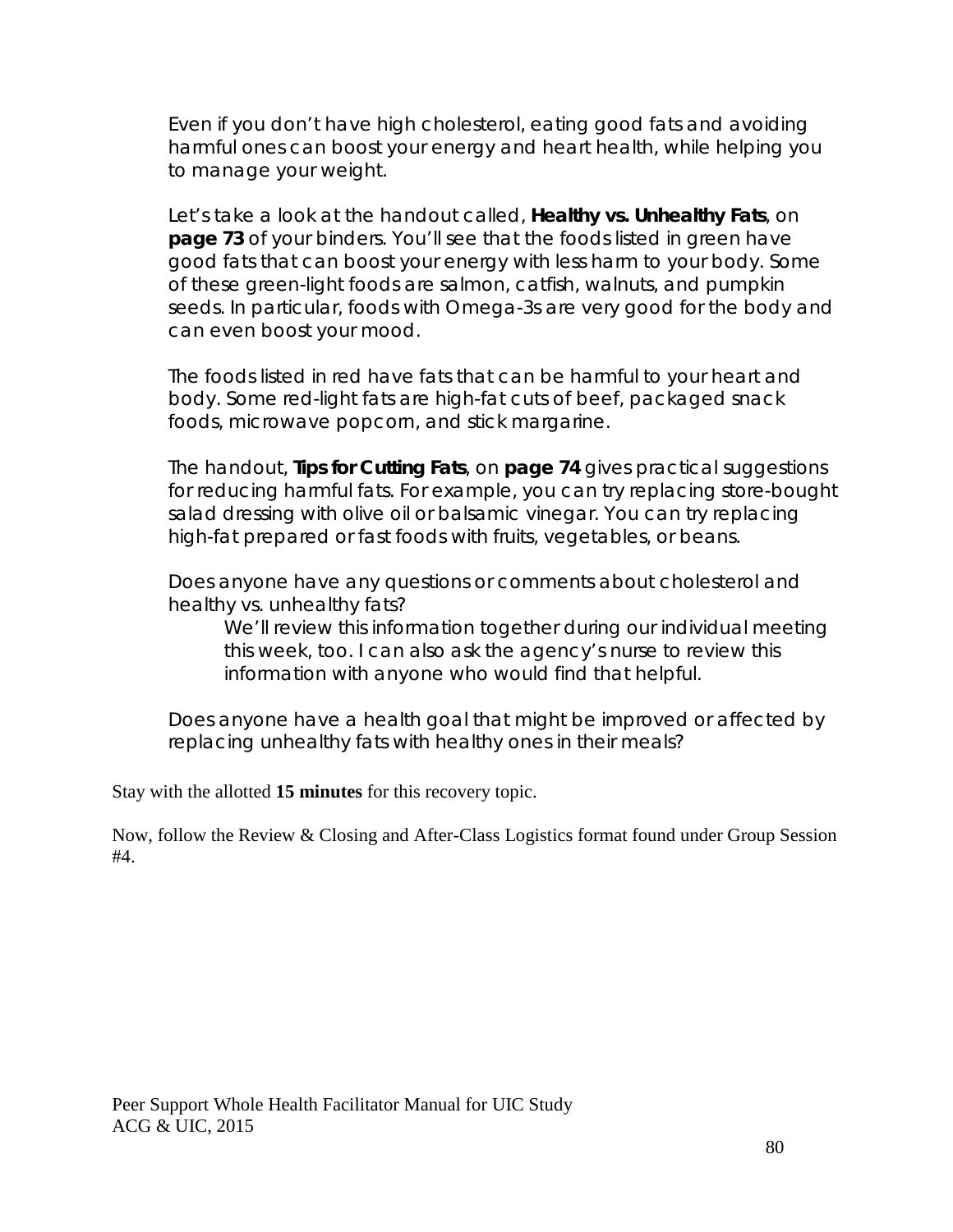Even if you don't have high cholesterol, eating good fats and avoiding harmful ones can boost your energy and heart health, while helping you to manage your weight.

Let's take a look at the handout called, **Healthy vs. Unhealthy Fats**, on **page 73** of your binders. You'll see that the foods listed in green have good fats that can boost your energy with less harm to your body. Some of these green-light foods are salmon, catfish, walnuts, and pumpkin seeds. In particular, foods with Omega-3s are very good for the body and can even boost your mood.

The foods listed in red have fats that can be harmful to your heart and body. Some red-light fats are high-fat cuts of beef, packaged snack foods, microwave popcorn, and stick margarine.

The handout, **Tips for Cutting Fats**, on **page 74** gives practical suggestions for reducing harmful fats. For example, you can try replacing store-bought salad dressing with olive oil or balsamic vinegar. You can try replacing high-fat prepared or fast foods with fruits, vegetables, or beans.

Does anyone have any questions or comments about cholesterol and healthy vs. unhealthy fats?

> We'll review this information together during our individual meeting this week, too. I can also ask the agency's nurse to review this information with anyone who would find that helpful.

Does anyone have a health goal that might be improved or affected by replacing unhealthy fats with healthy ones in their meals?

Stay with the allotted **15 minutes** for this recovery topic.

Now, follow the Review & Closing and After-Class Logistics format found under Group Session #4.

Peer Support Whole Health Facilitator Manual for UIC Study
ACG & UIC, 2015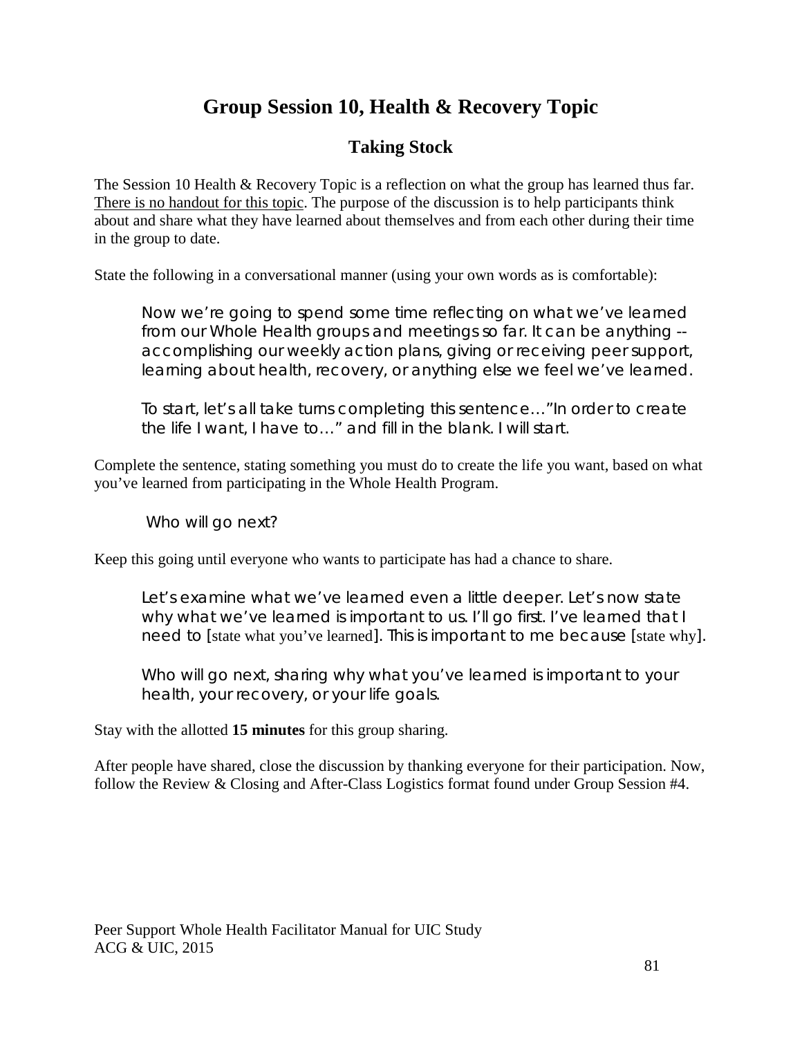# Group Session 10, Health & Recovery Topic

## Taking Stock

The Session 10 Health & Recovery Topic is a reflection on what the group has learned thus far. There is no handout for this topic. The purpose of the discussion is to help participants think about and share what they have learned about themselves and from each other during their time in the group to date.

State the following in a conversational manner (using your own words as is comfortable):

> Now we're going to spend some time reflecting on what we've learned from our Whole Health groups and meetings so far. It can be anything -- accomplishing our weekly action plans, giving or receiving peer support, learning about health, recovery, or anything else we feel we've learned.
>
> To start, let's all take turns completing this sentence…"In order to create the life I want, I have to…" and fill in the blank. I will start.

Complete the sentence, stating something you must do to create the life you want, based on what you've learned from participating in the Whole Health Program.

> Who will go next?

Keep this going until everyone who wants to participate has had a chance to share.

> Let's examine what we've learned even a little deeper. Let's now state why what we've learned is important to us. I'll go first. I've learned that I need to [state what you've learned]. This is important to me because [state why].
>
> Who will go next, sharing why what you've learned is important to your health, your recovery, or your life goals.

Stay with the allotted **15 minutes** for this group sharing.

After people have shared, close the discussion by thanking everyone for their participation. Now, follow the Review & Closing and After-Class Logistics format found under Group Session #4.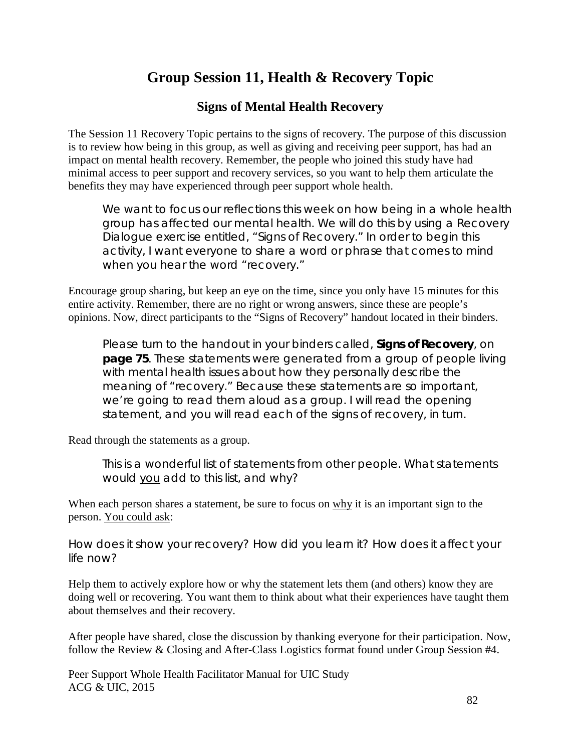# Group Session 11, Health & Recovery Topic

## Signs of Mental Health Recovery

The Session 11 Recovery Topic pertains to the signs of recovery. The purpose of this discussion is to review how being in this group, as well as giving and receiving peer support, has had an impact on mental health recovery. Remember, the people who joined this study have had minimal access to peer support and recovery services, so you want to help them articulate the benefits they may have experienced through peer support whole health.

> We want to focus our reflections this week on how being in a whole health group has affected our mental health. We will do this by using a Recovery Dialogue exercise entitled, "Signs of Recovery." In order to begin this activity, I want everyone to share a word or phrase that comes to mind when you hear the word "recovery."

Encourage group sharing, but keep an eye on the time, since you only have 15 minutes for this entire activity. Remember, there are no right or wrong answers, since these are people's opinions. Now, direct participants to the "Signs of Recovery" handout located in their binders.

> Please turn to the handout in your binders called, **Signs of Recovery**, on **page 75**. These statements were generated from a group of people living with mental health issues about how they personally describe the meaning of "recovery." Because these statements are so important, we're going to read them aloud as a group. I will read the opening statement, and you will read each of the signs of recovery, in turn.

Read through the statements as a group.

> This is a wonderful list of statements from other people. What statements would <u>you</u> add to this list, and why?

When each person shares a statement, be sure to focus on <u>why</u> it is an important sign to the person. <u>You could ask</u>:

How does it show your recovery? How did you learn it? How does it affect your life now?

Help them to actively explore how or why the statement lets them (and others) know they are doing well or recovering. You want them to think about what their experiences have taught them about themselves and their recovery.

After people have shared, close the discussion by thanking everyone for their participation. Now, follow the Review & Closing and After-Class Logistics format found under Group Session #4.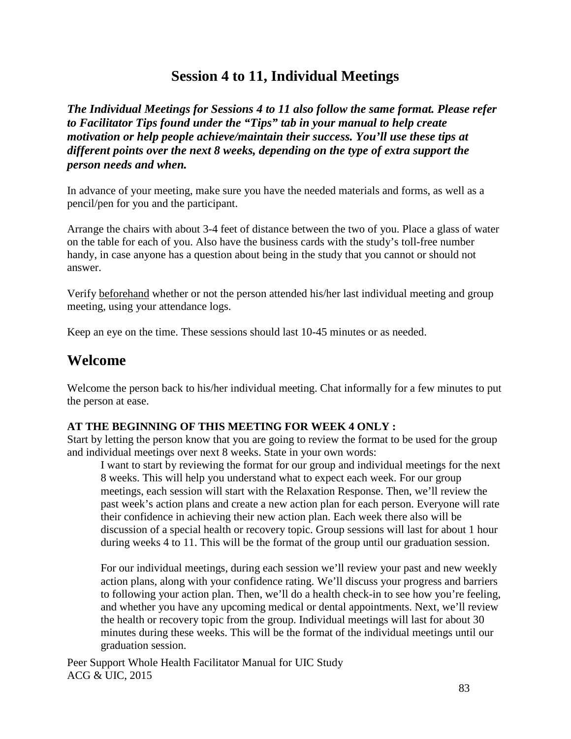# Session 4 to 11, Individual Meetings

***The Individual Meetings for Sessions 4 to 11 also follow the same format. Please refer to Facilitator Tips found under the "Tips" tab in your manual to help create motivation or help people achieve/maintain their success. You'll use these tips at different points over the next 8 weeks, depending on the type of extra support the person needs and when.***

In advance of your meeting, make sure you have the needed materials and forms, as well as a pencil/pen for you and the participant.

Arrange the chairs with about 3-4 feet of distance between the two of you. Place a glass of water on the table for each of you. Also have the business cards with the study's toll-free number handy, in case anyone has a question about being in the study that you cannot or should not answer.

Verify <u>beforehand</u> whether or not the person attended his/her last individual meeting and group meeting, using your attendance logs.

Keep an eye on the time. These sessions should last 10-45 minutes or as needed.

## Welcome

Welcome the person back to his/her individual meeting. Chat informally for a few minutes to put the person at ease.

**AT THE BEGINNING OF THIS MEETING FOR WEEK 4 ONLY :**
Start by letting the person know that you are going to review the format to be used for the group and individual meetings over next 8 weeks. State in your own words:

> I want to start by reviewing the format for our group and individual meetings for the next 8 weeks. This will help you understand what to expect each week. For our group meetings, each session will start with the Relaxation Response. Then, we'll review the past week's action plans and create a new action plan for each person. Everyone will rate their confidence in achieving their new action plan. Each week there also will be discussion of a special health or recovery topic. Group sessions will last for about 1 hour during weeks 4 to 11. This will be the format of the group until our graduation session.
>
> For our individual meetings, during each session we'll review your past and new weekly action plans, along with your confidence rating. We'll discuss your progress and barriers to following your action plan. Then, we'll do a health check-in to see how you're feeling, and whether you have any upcoming medical or dental appointments. Next, we'll review the health or recovery topic from the group. Individual meetings will last for about 30 minutes during these weeks. This will be the format of the individual meetings until our graduation session.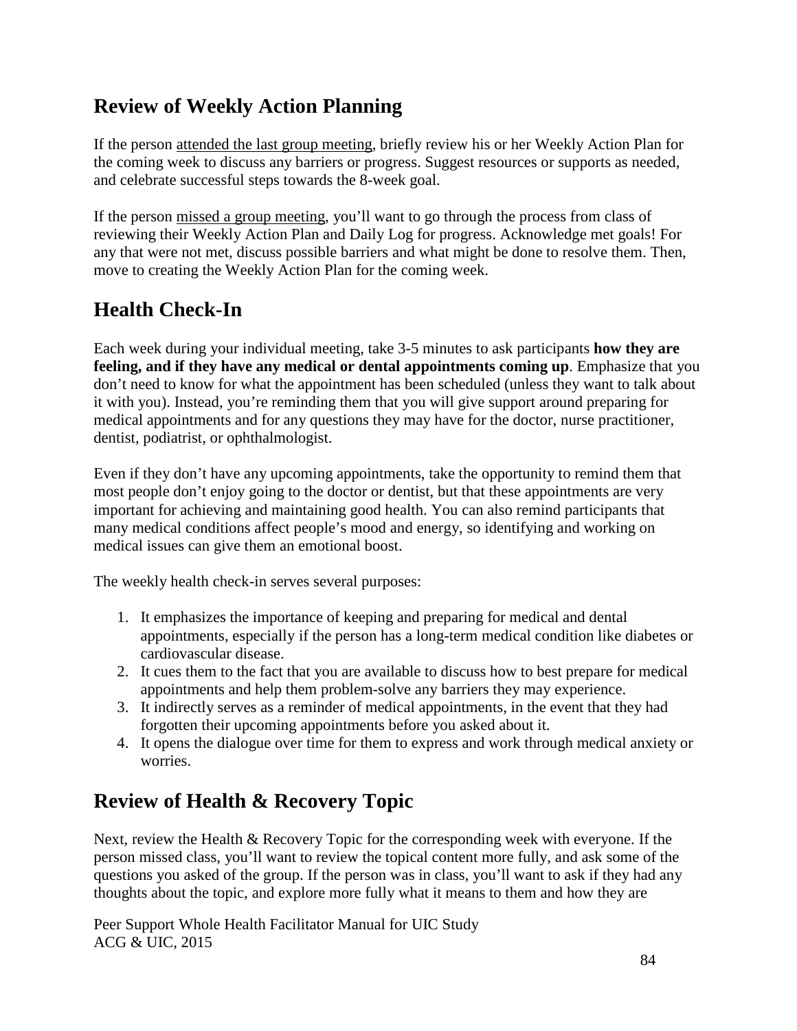## Review of Weekly Action Planning

If the person <u>attended the last group meeting</u>, briefly review his or her Weekly Action Plan for the coming week to discuss any barriers or progress. Suggest resources or supports as needed, and celebrate successful steps towards the 8-week goal.

If the person <u>missed a group meeting</u>, you'll want to go through the process from class of reviewing their Weekly Action Plan and Daily Log for progress. Acknowledge met goals! For any that were not met, discuss possible barriers and what might be done to resolve them. Then, move to creating the Weekly Action Plan for the coming week.

## Health Check-In

Each week during your individual meeting, take 3-5 minutes to ask participants **how they are feeling, and if they have any medical or dental appointments coming up**. Emphasize that you don't need to know for what the appointment has been scheduled (unless they want to talk about it with you). Instead, you're reminding them that you will give support around preparing for medical appointments and for any questions they may have for the doctor, nurse practitioner, dentist, podiatrist, or ophthalmologist.

Even if they don't have any upcoming appointments, take the opportunity to remind them that most people don't enjoy going to the doctor or dentist, but that these appointments are very important for achieving and maintaining good health. You can also remind participants that many medical conditions affect people's mood and energy, so identifying and working on medical issues can give them an emotional boost.

The weekly health check-in serves several purposes:

1. It emphasizes the importance of keeping and preparing for medical and dental appointments, especially if the person has a long-term medical condition like diabetes or cardiovascular disease.
2. It cues them to the fact that you are available to discuss how to best prepare for medical appointments and help them problem-solve any barriers they may experience.
3. It indirectly serves as a reminder of medical appointments, in the event that they had forgotten their upcoming appointments before you asked about it.
4. It opens the dialogue over time for them to express and work through medical anxiety or worries.

## Review of Health & Recovery Topic

Next, review the Health & Recovery Topic for the corresponding week with everyone. If the person missed class, you'll want to review the topical content more fully, and ask some of the questions you asked of the group. If the person was in class, you'll want to ask if they had any thoughts about the topic, and explore more fully what it means to them and how they are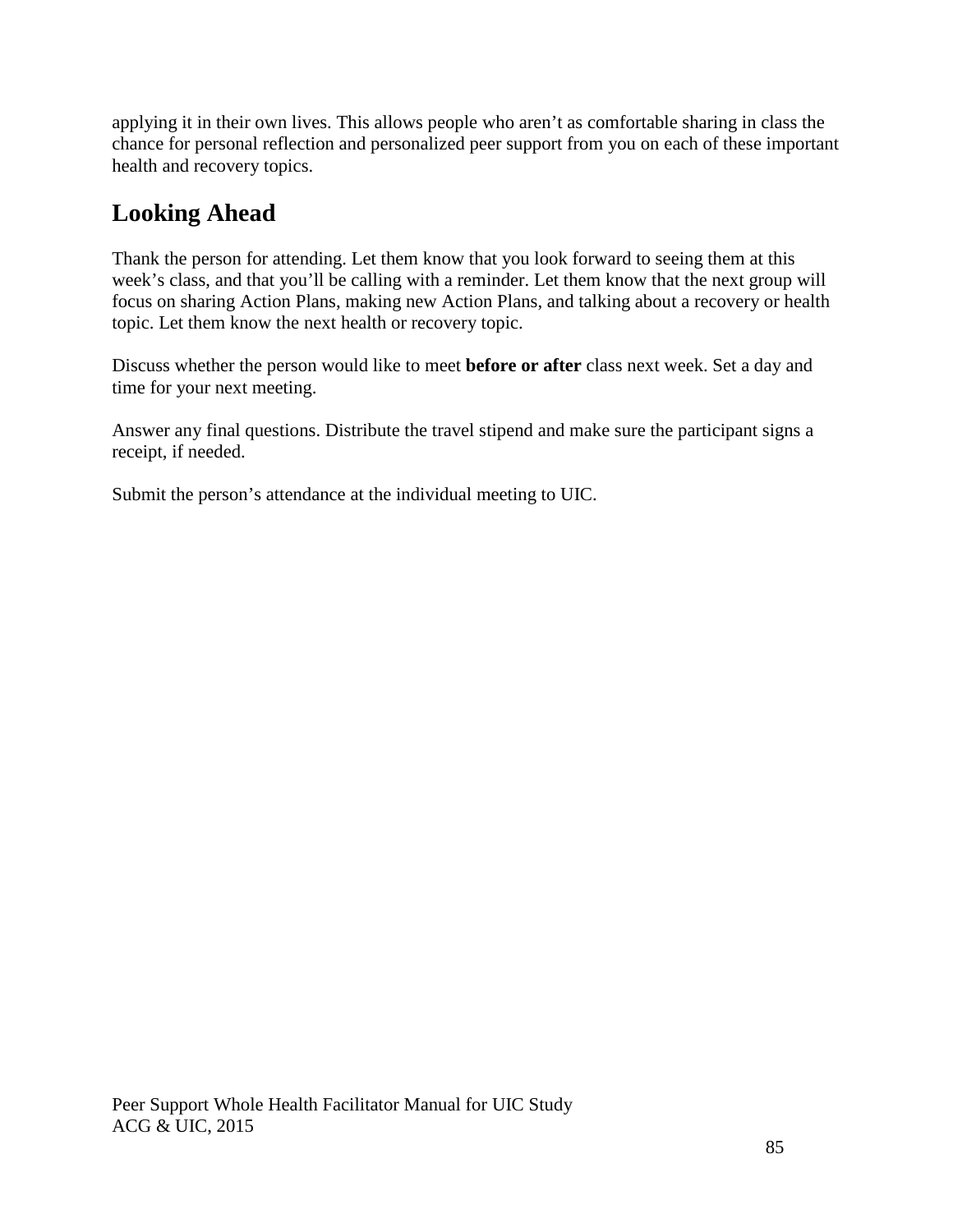applying it in their own lives. This allows people who aren't as comfortable sharing in class the chance for personal reflection and personalized peer support from you on each of these important health and recovery topics.

## Looking Ahead

Thank the person for attending. Let them know that you look forward to seeing them at this week's class, and that you'll be calling with a reminder. Let them know that the next group will focus on sharing Action Plans, making new Action Plans, and talking about a recovery or health topic. Let them know the next health or recovery topic.

Discuss whether the person would like to meet **before or after** class next week. Set a day and time for your next meeting.

Answer any final questions. Distribute the travel stipend and make sure the participant signs a receipt, if needed.

Submit the person's attendance at the individual meeting to UIC.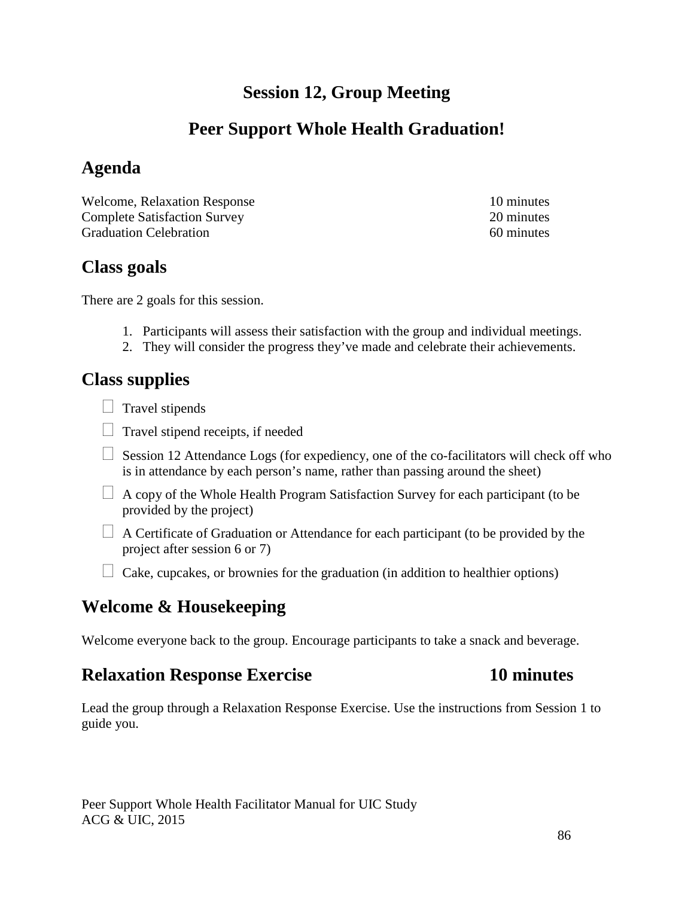# Session 12, Group Meeting

# Peer Support Whole Health Graduation!

## Agenda

| | |
|---|---|
| Welcome, Relaxation Response | 10 minutes |
| Complete Satisfaction Survey | 20 minutes |
| Graduation Celebration | 60 minutes |

## Class goals

There are 2 goals for this session.

1. Participants will assess their satisfaction with the group and individual meetings.
2. They will consider the progress they've made and celebrate their achievements.

## Class supplies

- ☐ Travel stipends
- ☐ Travel stipend receipts, if needed
- ☐ Session 12 Attendance Logs (for expediency, one of the co-facilitators will check off who is in attendance by each person's name, rather than passing around the sheet)
- ☐ A copy of the Whole Health Program Satisfaction Survey for each participant (to be provided by the project)
- ☐ A Certificate of Graduation or Attendance for each participant (to be provided by the project after session 6 or 7)
- ☐ Cake, cupcakes, or brownies for the graduation (in addition to healthier options)

## Welcome & Housekeeping

Welcome everyone back to the group. Encourage participants to take a snack and beverage.

## Relaxation Response Exercise 10 minutes

Lead the group through a Relaxation Response Exercise. Use the instructions from Session 1 to guide you.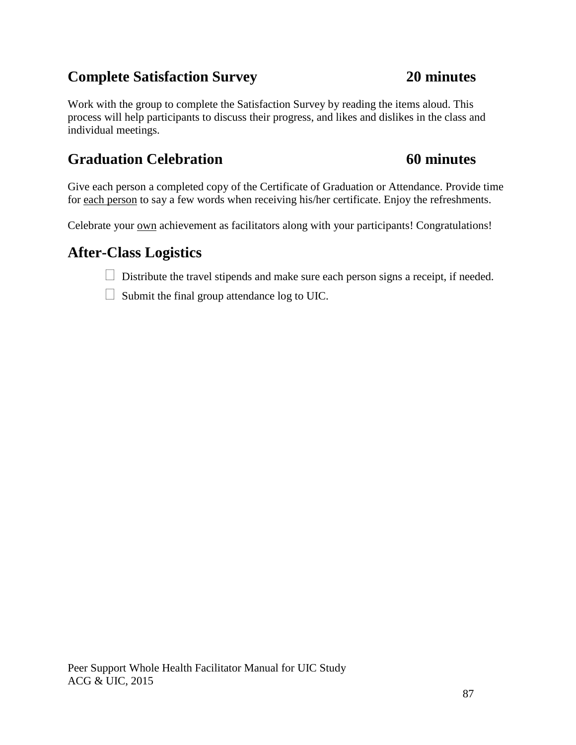## Complete Satisfaction Survey 20 minutes

Work with the group to complete the Satisfaction Survey by reading the items aloud. This process will help participants to discuss their progress, and likes and dislikes in the class and individual meetings.

## Graduation Celebration 60 minutes

Give each person a completed copy of the Certificate of Graduation or Attendance. Provide time for each person to say a few words when receiving his/her certificate. Enjoy the refreshments.

Celebrate your own achievement as facilitators along with your participants! Congratulations!

## After-Class Logistics

- [ ] Distribute the travel stipends and make sure each person signs a receipt, if needed.
- [ ] Submit the final group attendance log to UIC.

Peer Support Whole Health Facilitator Manual for UIC Study
ACG & UIC, 2015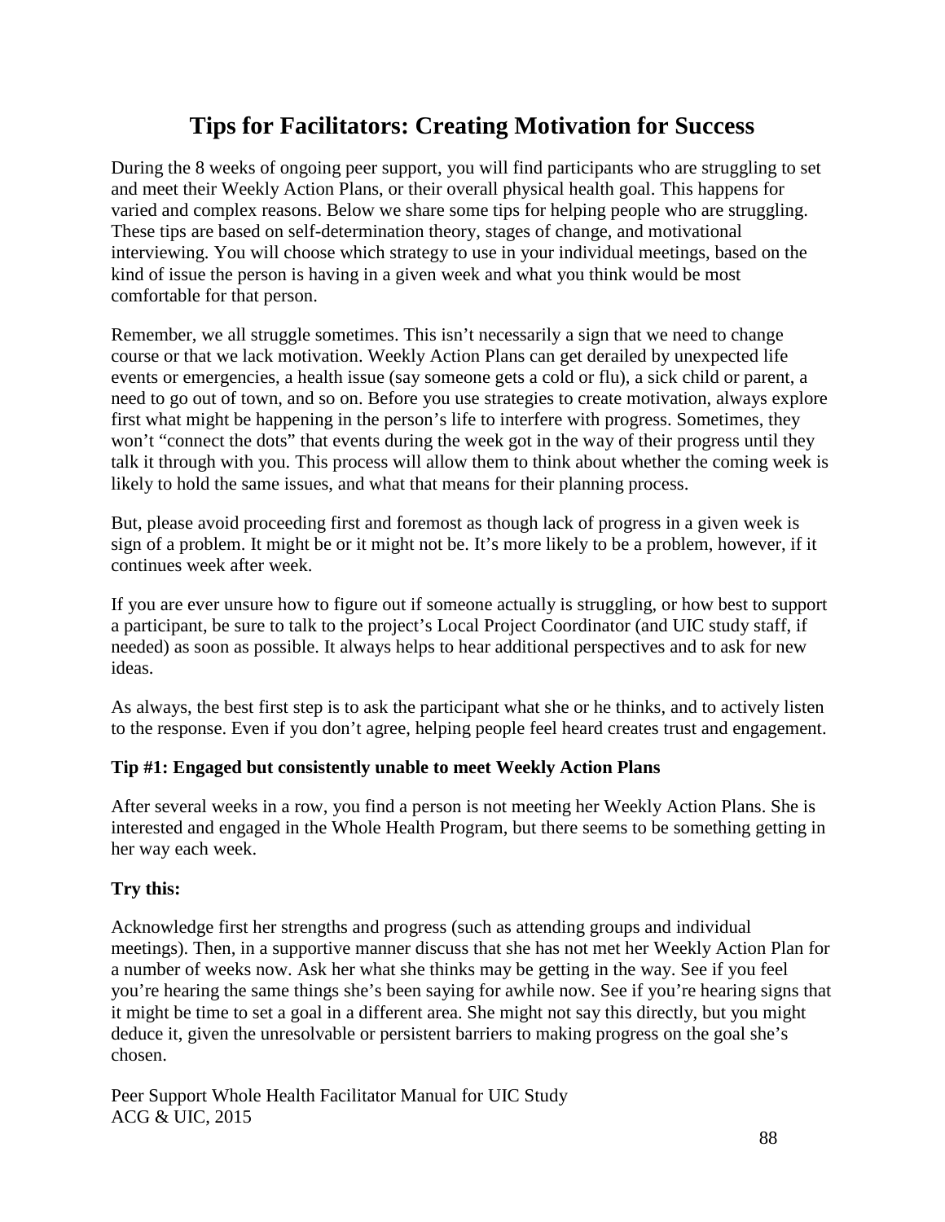# Tips for Facilitators: Creating Motivation for Success

During the 8 weeks of ongoing peer support, you will find participants who are struggling to set and meet their Weekly Action Plans, or their overall physical health goal. This happens for varied and complex reasons. Below we share some tips for helping people who are struggling. These tips are based on self-determination theory, stages of change, and motivational interviewing. You will choose which strategy to use in your individual meetings, based on the kind of issue the person is having in a given week and what you think would be most comfortable for that person.

Remember, we all struggle sometimes. This isn't necessarily a sign that we need to change course or that we lack motivation. Weekly Action Plans can get derailed by unexpected life events or emergencies, a health issue (say someone gets a cold or flu), a sick child or parent, a need to go out of town, and so on. Before you use strategies to create motivation, always explore first what might be happening in the person's life to interfere with progress. Sometimes, they won't "connect the dots" that events during the week got in the way of their progress until they talk it through with you. This process will allow them to think about whether the coming week is likely to hold the same issues, and what that means for their planning process.

But, please avoid proceeding first and foremost as though lack of progress in a given week is sign of a problem. It might be or it might not be. It's more likely to be a problem, however, if it continues week after week.

If you are ever unsure how to figure out if someone actually is struggling, or how best to support a participant, be sure to talk to the project's Local Project Coordinator (and UIC study staff, if needed) as soon as possible. It always helps to hear additional perspectives and to ask for new ideas.

As always, the best first step is to ask the participant what she or he thinks, and to actively listen to the response. Even if you don't agree, helping people feel heard creates trust and engagement.

**Tip #1: Engaged but consistently unable to meet Weekly Action Plans**

After several weeks in a row, you find a person is not meeting her Weekly Action Plans. She is interested and engaged in the Whole Health Program, but there seems to be something getting in her way each week.

**Try this:**

Acknowledge first her strengths and progress (such as attending groups and individual meetings). Then, in a supportive manner discuss that she has not met her Weekly Action Plan for a number of weeks now. Ask her what she thinks may be getting in the way. See if you feel you're hearing the same things she's been saying for awhile now. See if you're hearing signs that it might be time to set a goal in a different area. She might not say this directly, but you might deduce it, given the unresolvable or persistent barriers to making progress on the goal she's chosen.

Peer Support Whole Health Facilitator Manual for UIC Study
ACG & UIC, 2015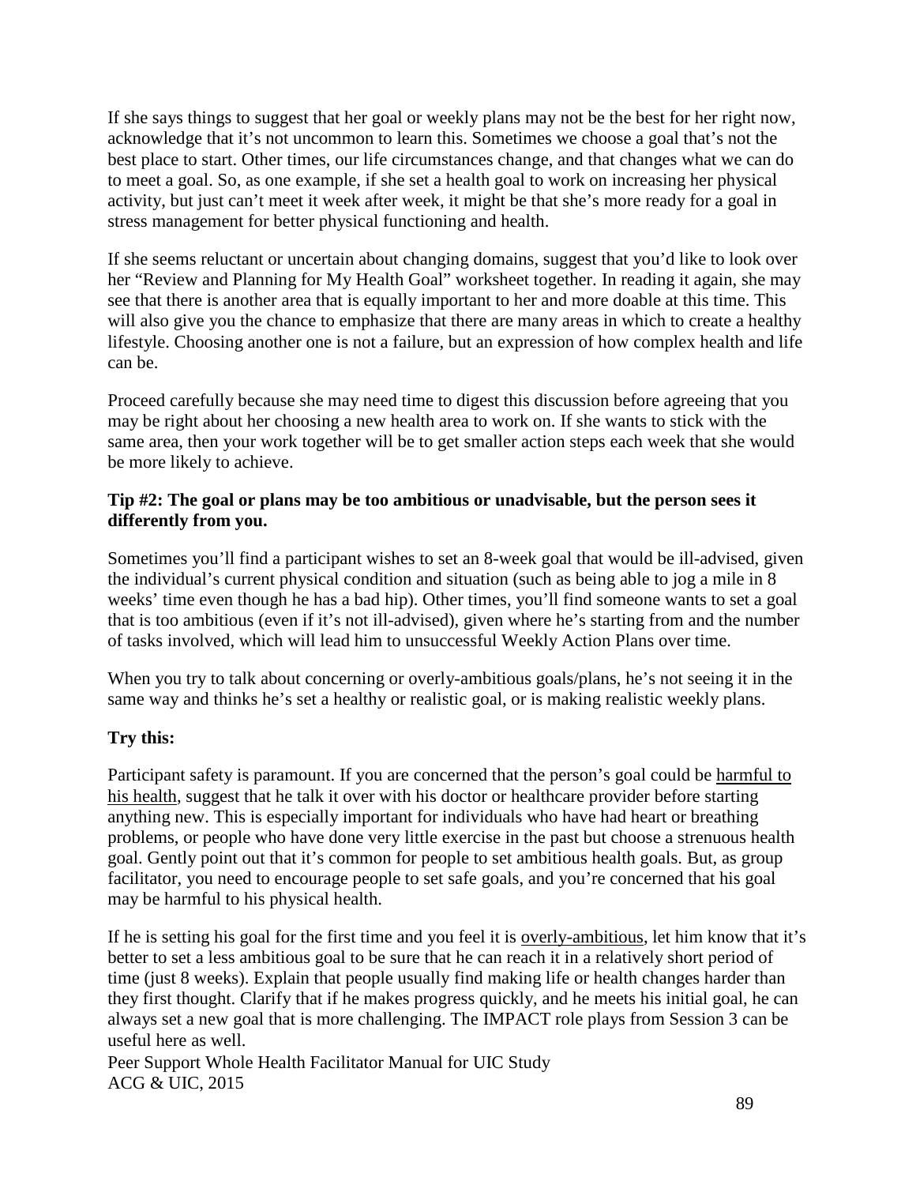If she says things to suggest that her goal or weekly plans may not be the best for her right now, acknowledge that it's not uncommon to learn this. Sometimes we choose a goal that's not the best place to start. Other times, our life circumstances change, and that changes what we can do to meet a goal. So, as one example, if she set a health goal to work on increasing her physical activity, but just can't meet it week after week, it might be that she's more ready for a goal in stress management for better physical functioning and health.

If she seems reluctant or uncertain about changing domains, suggest that you'd like to look over her "Review and Planning for My Health Goal" worksheet together. In reading it again, she may see that there is another area that is equally important to her and more doable at this time. This will also give you the chance to emphasize that there are many areas in which to create a healthy lifestyle. Choosing another one is not a failure, but an expression of how complex health and life can be.

Proceed carefully because she may need time to digest this discussion before agreeing that you may be right about her choosing a new health area to work on. If she wants to stick with the same area, then your work together will be to get smaller action steps each week that she would be more likely to achieve.

**Tip #2: The goal or plans may be too ambitious or unadvisable, but the person sees it differently from you.**

Sometimes you'll find a participant wishes to set an 8-week goal that would be ill-advised, given the individual's current physical condition and situation (such as being able to jog a mile in 8 weeks' time even though he has a bad hip). Other times, you'll find someone wants to set a goal that is too ambitious (even if it's not ill-advised), given where he's starting from and the number of tasks involved, which will lead him to unsuccessful Weekly Action Plans over time.

When you try to talk about concerning or overly-ambitious goals/plans, he's not seeing it in the same way and thinks he's set a healthy or realistic goal, or is making realistic weekly plans.

**Try this:**

Participant safety is paramount. If you are concerned that the person's goal could be harmful to his health, suggest that he talk it over with his doctor or healthcare provider before starting anything new. This is especially important for individuals who have had heart or breathing problems, or people who have done very little exercise in the past but choose a strenuous health goal. Gently point out that it's common for people to set ambitious health goals. But, as group facilitator, you need to encourage people to set safe goals, and you're concerned that his goal may be harmful to his physical health.

If he is setting his goal for the first time and you feel it is overly-ambitious, let him know that it's better to set a less ambitious goal to be sure that he can reach it in a relatively short period of time (just 8 weeks). Explain that people usually find making life or health changes harder than they first thought. Clarify that if he makes progress quickly, and he meets his initial goal, he can always set a new goal that is more challenging. The IMPACT role plays from Session 3 can be useful here as well.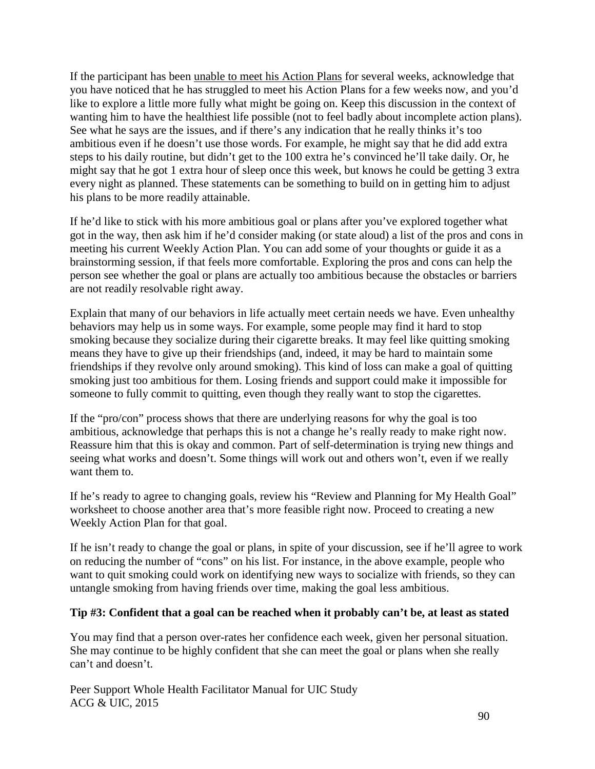If the participant has been unable to meet his Action Plans for several weeks, acknowledge that you have noticed that he has struggled to meet his Action Plans for a few weeks now, and you'd like to explore a little more fully what might be going on. Keep this discussion in the context of wanting him to have the healthiest life possible (not to feel badly about incomplete action plans). See what he says are the issues, and if there's any indication that he really thinks it's too ambitious even if he doesn't use those words. For example, he might say that he did add extra steps to his daily routine, but didn't get to the 100 extra he's convinced he'll take daily. Or, he might say that he got 1 extra hour of sleep once this week, but knows he could be getting 3 extra every night as planned. These statements can be something to build on in getting him to adjust his plans to be more readily attainable.

If he'd like to stick with his more ambitious goal or plans after you've explored together what got in the way, then ask him if he'd consider making (or state aloud) a list of the pros and cons in meeting his current Weekly Action Plan. You can add some of your thoughts or guide it as a brainstorming session, if that feels more comfortable. Exploring the pros and cons can help the person see whether the goal or plans are actually too ambitious because the obstacles or barriers are not readily resolvable right away.

Explain that many of our behaviors in life actually meet certain needs we have. Even unhealthy behaviors may help us in some ways. For example, some people may find it hard to stop smoking because they socialize during their cigarette breaks. It may feel like quitting smoking means they have to give up their friendships (and, indeed, it may be hard to maintain some friendships if they revolve only around smoking). This kind of loss can make a goal of quitting smoking just too ambitious for them. Losing friends and support could make it impossible for someone to fully commit to quitting, even though they really want to stop the cigarettes.

If the "pro/con" process shows that there are underlying reasons for why the goal is too ambitious, acknowledge that perhaps this is not a change he's really ready to make right now. Reassure him that this is okay and common. Part of self-determination is trying new things and seeing what works and doesn't. Some things will work out and others won't, even if we really want them to.

If he's ready to agree to changing goals, review his "Review and Planning for My Health Goal" worksheet to choose another area that's more feasible right now. Proceed to creating a new Weekly Action Plan for that goal.

If he isn't ready to change the goal or plans, in spite of your discussion, see if he'll agree to work on reducing the number of "cons" on his list. For instance, in the above example, people who want to quit smoking could work on identifying new ways to socialize with friends, so they can untangle smoking from having friends over time, making the goal less ambitious.

**Tip #3: Confident that a goal can be reached when it probably can't be, at least as stated**

You may find that a person over-rates her confidence each week, given her personal situation. She may continue to be highly confident that she can meet the goal or plans when she really can't and doesn't.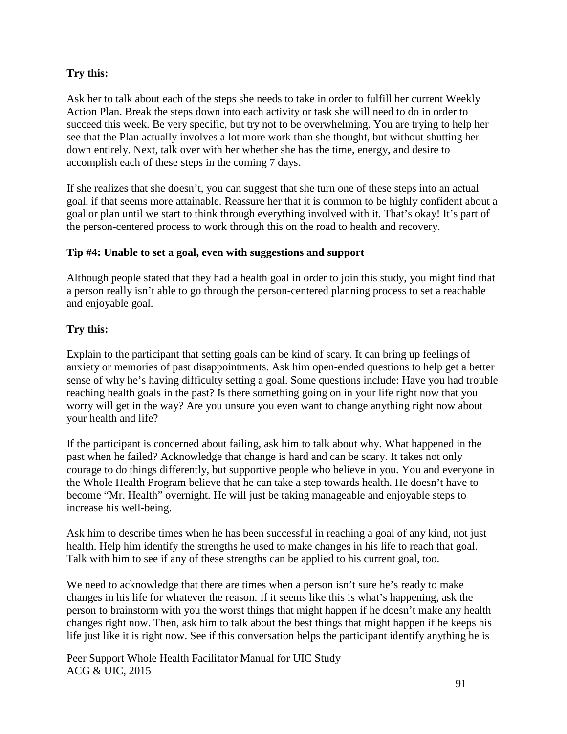**Try this:**

Ask her to talk about each of the steps she needs to take in order to fulfill her current Weekly Action Plan. Break the steps down into each activity or task she will need to do in order to succeed this week. Be very specific, but try not to be overwhelming. You are trying to help her see that the Plan actually involves a lot more work than she thought, but without shutting her down entirely. Next, talk over with her whether she has the time, energy, and desire to accomplish each of these steps in the coming 7 days.

If she realizes that she doesn't, you can suggest that she turn one of these steps into an actual goal, if that seems more attainable. Reassure her that it is common to be highly confident about a goal or plan until we start to think through everything involved with it. That's okay! It's part of the person-centered process to work through this on the road to health and recovery.

**Tip #4: Unable to set a goal, even with suggestions and support**

Although people stated that they had a health goal in order to join this study, you might find that a person really isn't able to go through the person-centered planning process to set a reachable and enjoyable goal.

**Try this:**

Explain to the participant that setting goals can be kind of scary. It can bring up feelings of anxiety or memories of past disappointments. Ask him open-ended questions to help get a better sense of why he's having difficulty setting a goal. Some questions include: Have you had trouble reaching health goals in the past? Is there something going on in your life right now that you worry will get in the way? Are you unsure you even want to change anything right now about your health and life?

If the participant is concerned about failing, ask him to talk about why. What happened in the past when he failed? Acknowledge that change is hard and can be scary. It takes not only courage to do things differently, but supportive people who believe in you. You and everyone in the Whole Health Program believe that he can take a step towards health. He doesn't have to become "Mr. Health" overnight. He will just be taking manageable and enjoyable steps to increase his well-being.

Ask him to describe times when he has been successful in reaching a goal of any kind, not just health. Help him identify the strengths he used to make changes in his life to reach that goal. Talk with him to see if any of these strengths can be applied to his current goal, too.

We need to acknowledge that there are times when a person isn't sure he's ready to make changes in his life for whatever the reason. If it seems like this is what's happening, ask the person to brainstorm with you the worst things that might happen if he doesn't make any health changes right now. Then, ask him to talk about the best things that might happen if he keeps his life just like it is right now. See if this conversation helps the participant identify anything he is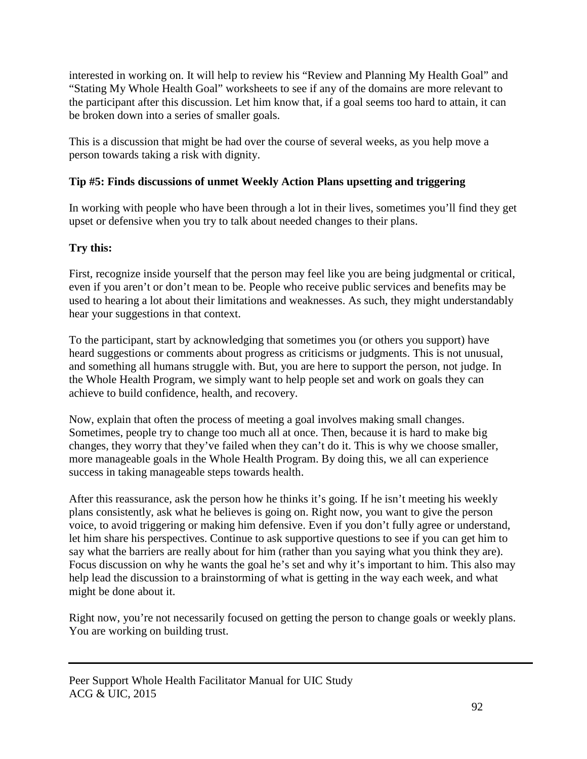interested in working on. It will help to review his "Review and Planning My Health Goal" and "Stating My Whole Health Goal" worksheets to see if any of the domains are more relevant to the participant after this discussion. Let him know that, if a goal seems too hard to attain, it can be broken down into a series of smaller goals.

This is a discussion that might be had over the course of several weeks, as you help move a person towards taking a risk with dignity.

**Tip #5: Finds discussions of unmet Weekly Action Plans upsetting and triggering**

In working with people who have been through a lot in their lives, sometimes you'll find they get upset or defensive when you try to talk about needed changes to their plans.

**Try this:**

First, recognize inside yourself that the person may feel like you are being judgmental or critical, even if you aren't or don't mean to be. People who receive public services and benefits may be used to hearing a lot about their limitations and weaknesses. As such, they might understandably hear your suggestions in that context.

To the participant, start by acknowledging that sometimes you (or others you support) have heard suggestions or comments about progress as criticisms or judgments. This is not unusual, and something all humans struggle with. But, you are here to support the person, not judge. In the Whole Health Program, we simply want to help people set and work on goals they can achieve to build confidence, health, and recovery.

Now, explain that often the process of meeting a goal involves making small changes. Sometimes, people try to change too much all at once. Then, because it is hard to make big changes, they worry that they've failed when they can't do it. This is why we choose smaller, more manageable goals in the Whole Health Program. By doing this, we all can experience success in taking manageable steps towards health.

After this reassurance, ask the person how he thinks it's going. If he isn't meeting his weekly plans consistently, ask what he believes is going on. Right now, you want to give the person voice, to avoid triggering or making him defensive. Even if you don't fully agree or understand, let him share his perspectives. Continue to ask supportive questions to see if you can get him to say what the barriers are really about for him (rather than you saying what you think they are). Focus discussion on why he wants the goal he's set and why it's important to him. This also may help lead the discussion to a brainstorming of what is getting in the way each week, and what might be done about it.

Right now, you're not necessarily focused on getting the person to change goals or weekly plans. You are working on building trust.